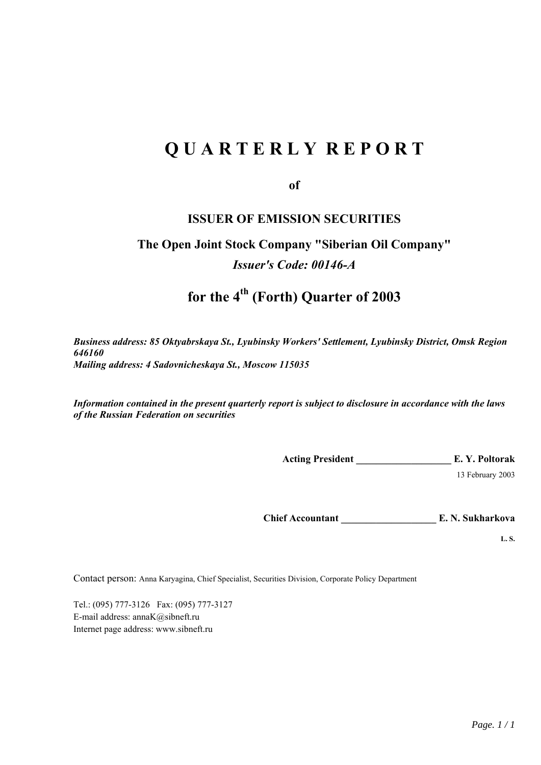# QUARTERLY REPORT

**of**

**ISSUER OF EMISSION SECURITIES**

**The Open Joint Stock Company "Siberian Oil Company"**

***Issuer's Code: 00146-A***

## for the 4th (Forth) Quarter of 2003

***Business address: 85 Oktyabrskaya St., Lyubinsky Workers' Settlement, Lyubinsky District, Omsk Region 646160***
***Mailing address: 4 Sadovnicheskaya St., Moscow 115035***

***Information contained in the present quarterly report is subject to disclosure in accordance with the laws of the Russian Federation on securities***

**Acting President ___________________ E. Y. Poltorak**
13 February 2003

**Chief Accountant ___________________ E. N. Sukharkova**

**L. S.**

Contact person: Anna Karyagina, Chief Specialist, Securities Division, Corporate Policy Department

Tel.: (095) 777-3126 Fax: (095) 777-3127
E-mail address: annaK@sibneft.ru
Internet page address: www.sibneft.ru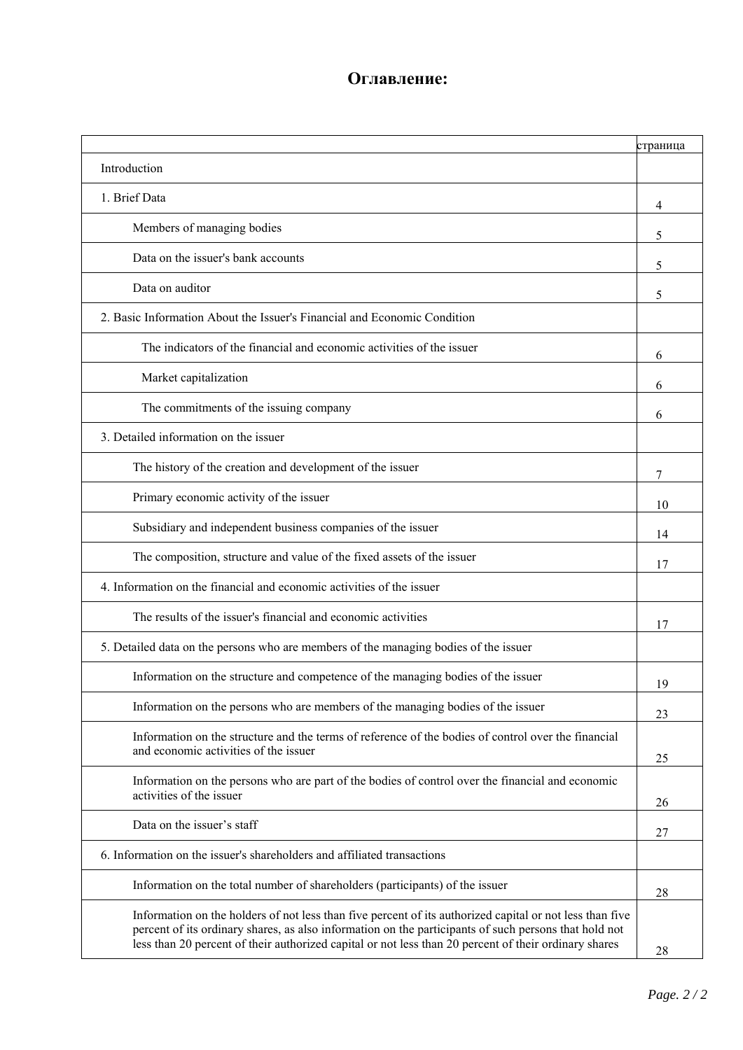# Оглавление:

| | страница |
|---|---|
| Introduction | |
| 1. Brief Data | 4 |
| Members of managing bodies | 5 |
| Data on the issuer's bank accounts | 5 |
| Data on auditor | 5 |
| 2. Basic Information About the Issuer's Financial and Economic Condition | |
| The indicators of the financial and economic activities of the issuer | 6 |
| Market capitalization | 6 |
| The commitments of the issuing company | 6 |
| 3. Detailed information on the issuer | |
| The history of the creation and development of the issuer | 7 |
| Primary economic activity of the issuer | 10 |
| Subsidiary and independent business companies of the issuer | 14 |
| The composition, structure and value of the fixed assets of the issuer | 17 |
| 4. Information on the financial and economic activities of the issuer | |
| The results of the issuer's financial and economic activities | 17 |
| 5. Detailed data on the persons who are members of the managing bodies of the issuer | |
| Information on the structure and competence of the managing bodies of the issuer | 19 |
| Information on the persons who are members of the managing bodies of the issuer | 23 |
| Information on the structure and the terms of reference of the bodies of control over the financial and economic activities of the issuer | 25 |
| Information on the persons who are part of the bodies of control over the financial and economic activities of the issuer | 26 |
| Data on the issuer's staff | 27 |
| 6. Information on the issuer's shareholders and affiliated transactions | |
| Information on the total number of shareholders (participants) of the issuer | 28 |
| Information on the holders of not less than five percent of its authorized capital or not less than five percent of its ordinary shares, as also information on the participants of such persons that hold not less than 20 percent of their authorized capital or not less than 20 percent of their ordinary shares | 28 |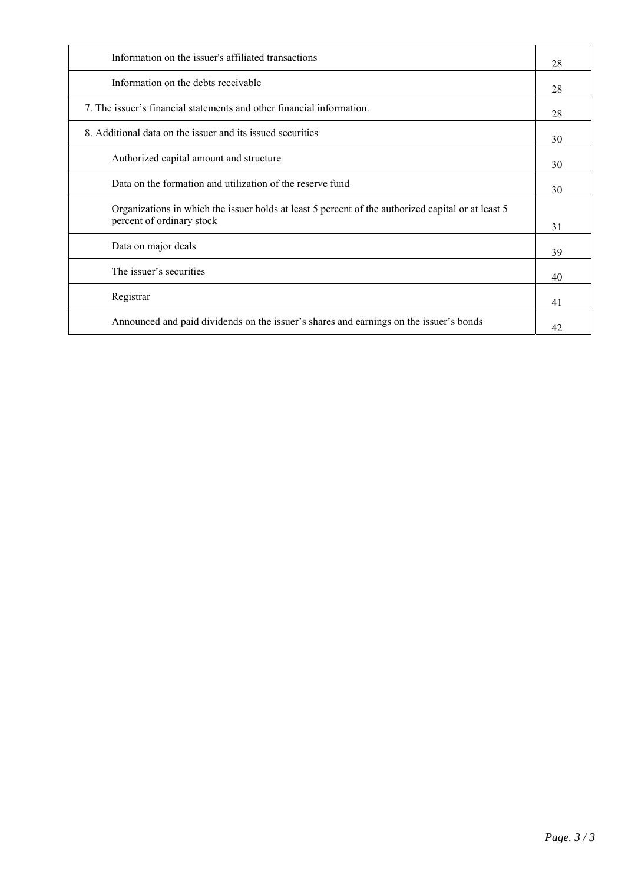| | |
|---|---|
| Information on the issuer's affiliated transactions | 28 |
| Information on the debts receivable | 28 |
| 7. The issuer’s financial statements and other financial information. | 28 |
| 8. Additional data on the issuer and its issued securities | 30 |
| Authorized capital amount and structure | 30 |
| Data on the formation and utilization of the reserve fund | 30 |
| Organizations in which the issuer holds at least 5 percent of the authorized capital or at least 5 percent of ordinary stock | 31 |
| Data on major deals | 39 |
| The issuer’s securities | 40 |
| Registrar | 41 |
| Announced and paid dividends on the issuer’s shares and earnings on the issuer’s bonds | 42 |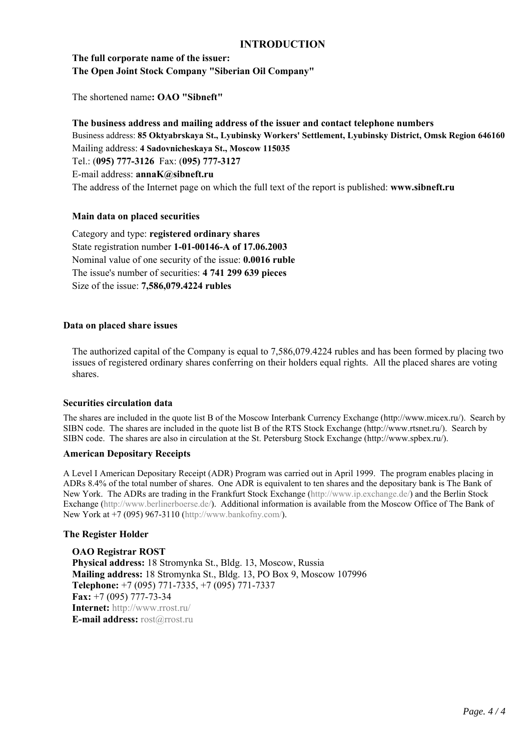# INTRODUCTION

**The full corporate name of the issuer:**
**The Open Joint Stock Company "Siberian Oil Company"**

The shortened name**: OAO "Sibneft"**

**The business address and mailing address of the issuer and contact telephone numbers**
Business address: **85 Oktyabrskaya St., Lyubinsky Workers' Settlement, Lyubinsky District, Omsk Region 646160**
Mailing address: **4 Sadovnicheskaya St., Moscow 115035**
Tel.: (**095) 777-3126** Fax: (**095) 777-3127**
E-mail address: **annaK@sibneft.ru**
The address of the Internet page on which the full text of the report is published: **www.sibneft.ru**

**Main data on placed securities**

Category and type: **registered ordinary shares**
State registration number **1-01-00146-A of 17.06.2003**
Nominal value of one security of the issue: **0.0016 ruble**
The issue's number of securities: **4 741 299 639 pieces**
Size of the issue: **7,586,079.4224 rubles**

**Data on placed share issues**

The authorized capital of the Company is equal to 7,586,079.4224 rubles and has been formed by placing two issues of registered ordinary shares conferring on their holders equal rights. All the placed shares are voting shares.

**Securities circulation data**

The shares are included in the quote list B of the Moscow Interbank Currency Exchange (http://www.micex.ru/). Search by SIBN code. The shares are included in the quote list B of the RTS Stock Exchange (http://www.rtsnet.ru/). Search by SIBN code. The shares are also in circulation at the St. Petersburg Stock Exchange (http://www.spbex.ru/).

**American Depositary Receipts**

A Level I American Depositary Receipt (ADR) Program was carried out in April 1999. The program enables placing in ADRs 8.4% of the total number of shares. One ADR is equivalent to ten shares and the depositary bank is The Bank of New York. The ADRs are trading in the Frankfurt Stock Exchange (http://www.ip.exchange.de/) and the Berlin Stock Exchange (http://www.berlinerboerse.de/). Additional information is available from the Moscow Office of The Bank of New York at +7 (095) 967-3110 (http://www.bankofny.com/).

**The Register Holder**

**OAO Registrar ROST**
**Physical address:** 18 Stromynka St., Bldg. 13, Moscow, Russia
**Mailing address:** 18 Stromynka St., Bldg. 13, PO Box 9, Moscow 107996
**Telephone:** +7 (095) 771-7335, +7 (095) 771-7337
**Fax:** +7 (095) 777-73-34
**Internet:** http://www.rrost.ru/
**E-mail address:** rost@rrost.ru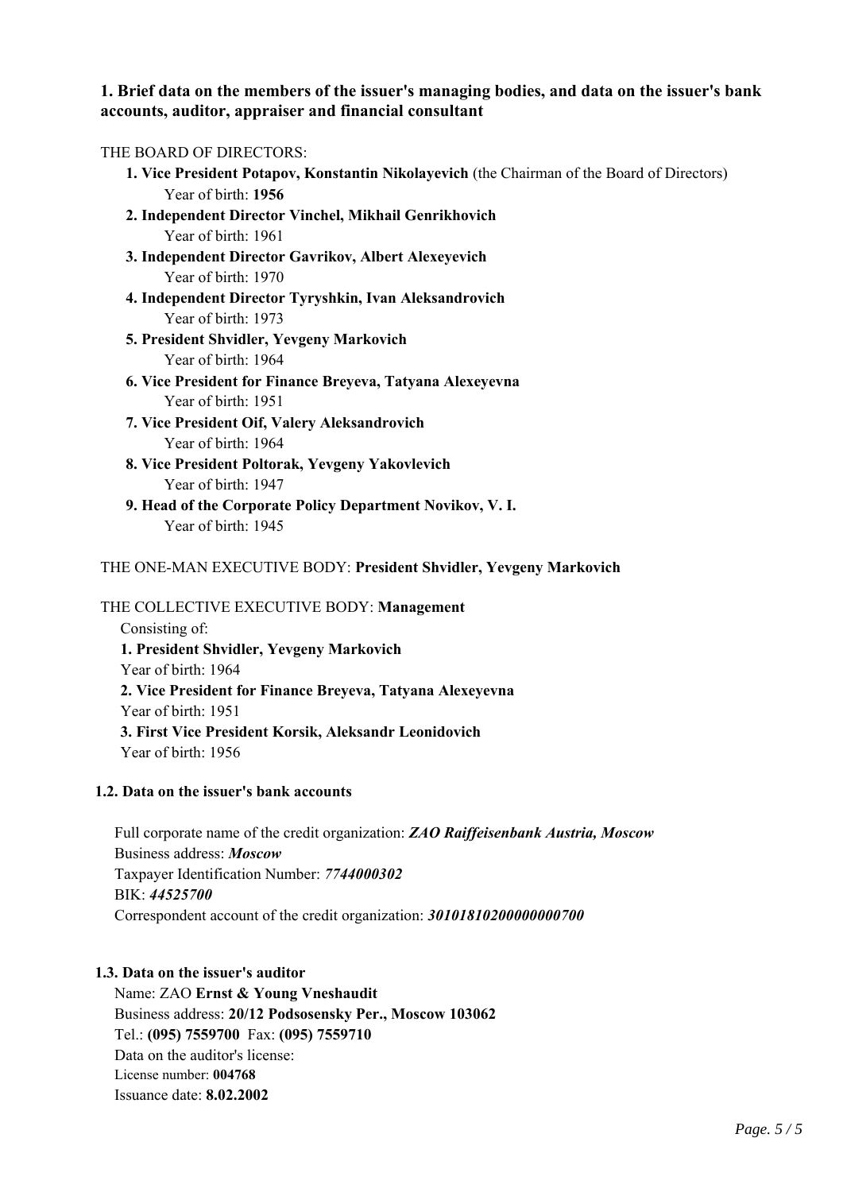## 1. Brief data on the members of the issuer's managing bodies, and data on the issuer's bank accounts, auditor, appraiser and financial consultant

THE BOARD OF DIRECTORS:

1. **Vice President Potapov, Konstantin Nikolayevich** (the Chairman of the Board of Directors)
   Year of birth: **1956**
2. **Independent Director Vinchel, Mikhail Genrikhovich**
   Year of birth: 1961
3. **Independent Director Gavrikov, Albert Alexeyevich**
   Year of birth: 1970
4. **Independent Director Tyryshkin, Ivan Aleksandrovich**
   Year of birth: 1973
5. **President Shvidler, Yevgeny Markovich**
   Year of birth: 1964
6. **Vice President for Finance Breyeva, Tatyana Alexeyevna**
   Year of birth: 1951
7. **Vice President Oif, Valery Aleksandrovich**
   Year of birth: 1964
8. **Vice President Poltorak, Yevgeny Yakovlevich**
   Year of birth: 1947
9. **Head of the Corporate Policy Department Novikov, V. I.**
   Year of birth: 1945

THE ONE-MAN EXECUTIVE BODY: **President Shvidler, Yevgeny Markovich**

THE COLLECTIVE EXECUTIVE BODY: **Management**

Consisting of:

1. **President Shvidler, Yevgeny Markovich**
   Year of birth: 1964
2. **Vice President for Finance Breyeva, Tatyana Alexeyevna**
   Year of birth: 1951
3. **First Vice President Korsik, Aleksandr Leonidovich**
   Year of birth: 1956

### 1.2. Data on the issuer's bank accounts

Full corporate name of the credit organization: ***ZAO Raiffeisenbank Austria, Moscow***
Business address: ***Moscow***
Taxpayer Identification Number: ***7744000302***
BIK: ***44525700***
Correspondent account of the credit organization: ***30101810200000000700***

### 1.3. Data on the issuer's auditor

Name: ZAO **Ernst & Young Vneshaudit**
Business address: **20/12 Podsosensky Per., Moscow 103062**
Tel.: **(095) 7559700** Fax: **(095) 7559710**
Data on the auditor's license:
License number: **004768**
Issuance date: **8.02.2002**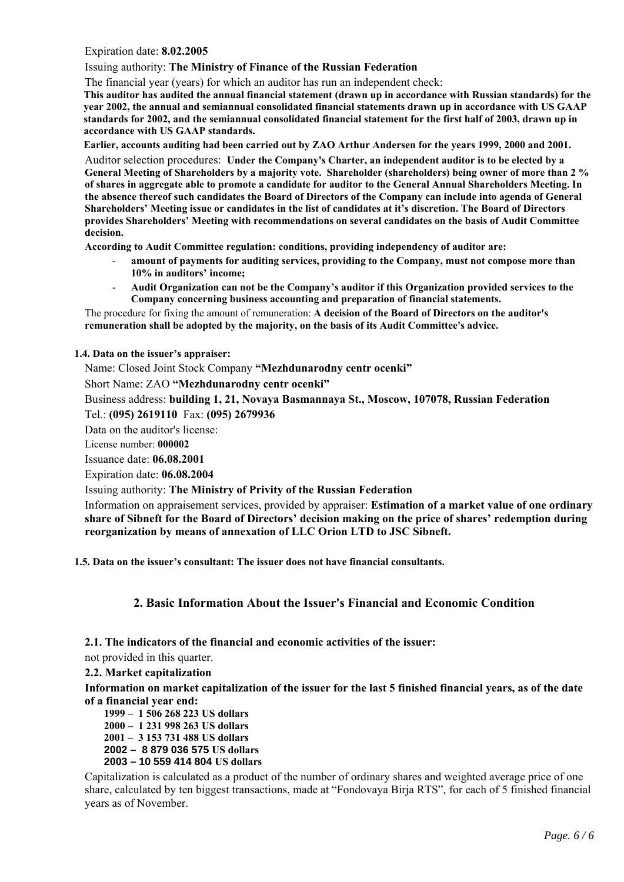Expiration date: **8.02.2005**

Issuing authority: **The Ministry of Finance of the Russian Federation**

The financial year (years) for which an auditor has run an independent check:

**This auditor has audited the annual financial statement (drawn up in accordance with Russian standards) for the year 2002, the annual and semiannual consolidated financial statements drawn up in accordance with US GAAP standards for 2002, and the semiannual consolidated financial statement for the first half of 2003, drawn up in accordance with US GAAP standards.**

**Earlier, accounts auditing had been carried out by ZAO Arthur Andersen for the years 1999, 2000 and 2001.**

Auditor selection procedures: **Under the Company's Charter, an independent auditor is to be elected by a General Meeting of Shareholders by a majority vote. Shareholder (shareholders) being owner of more than 2 % of shares in aggregate able to promote a candidate for auditor to the General Annual Shareholders Meeting. In the absence thereof such candidates the Board of Directors of the Company can include into agenda of General Shareholders' Meeting issue or candidates in the list of candidates at it's discretion. The Board of Directors provides Shareholders' Meeting with recommendations on several candidates on the basis of Audit Committee decision.**

**According to Audit Committee regulation: conditions, providing independency of auditor are:**

- **amount of payments for auditing services, providing to the Company, must not compose more than 10% in auditors' income;**
- **Audit Organization can not be the Company's auditor if this Organization provided services to the Company concerning business accounting and preparation of financial statements.**

The procedure for fixing the amount of remuneration: **A decision of the Board of Directors on the auditor's remuneration shall be adopted by the majority, on the basis of its Audit Committee's advice.**

**1.4. Data on the issuer's appraiser:**

Name: Closed Joint Stock Company **"Mezhdunarodny centr ocenki"**

Short Name: ZAO **"Mezhdunarodny centr ocenki"**

Business address: **building 1, 21, Novaya Basmannaya St., Moscow, 107078, Russian Federation**

Tel.: **(095) 2619110** Fax: **(095) 2679936**

Data on the auditor's license:

License number: **000002**

Issuance date: **06.08.2001**

Expiration date: **06.08.2004**

Issuing authority: **The Ministry of Privity of the Russian Federation**

Information on appraisement services, provided by appraiser: **Estimation of a market value of one ordinary share of Sibneft for the Board of Directors' decision making on the price of shares' redemption during reorganization by means of annexation of LLC Orion LTD to JSC Sibneft.**

**1.5. Data on the issuer's consultant: The issuer does not have financial consultants.**

## 2. Basic Information About the Issuer's Financial and Economic Condition

**2.1. The indicators of the financial and economic activities of the issuer:**

not provided in this quarter.

**2.2. Market capitalization**

**Information on market capitalization of the issuer for the last 5 finished financial years, as of the date of a financial year end:**

**1999 – 1 506 268 223 US dollars**
**2000 – 1 231 998 263 US dollars**
**2001 – 3 153 731 488 US dollars**
**2002 – 8 879 036 575 US dollars**
**2003 – 10 559 414 804 US dollars**

Capitalization is calculated as a product of the number of ordinary shares and weighted average price of one share, calculated by ten biggest transactions, made at "Fondovaya Birja RTS", for each of 5 finished financial years as of November.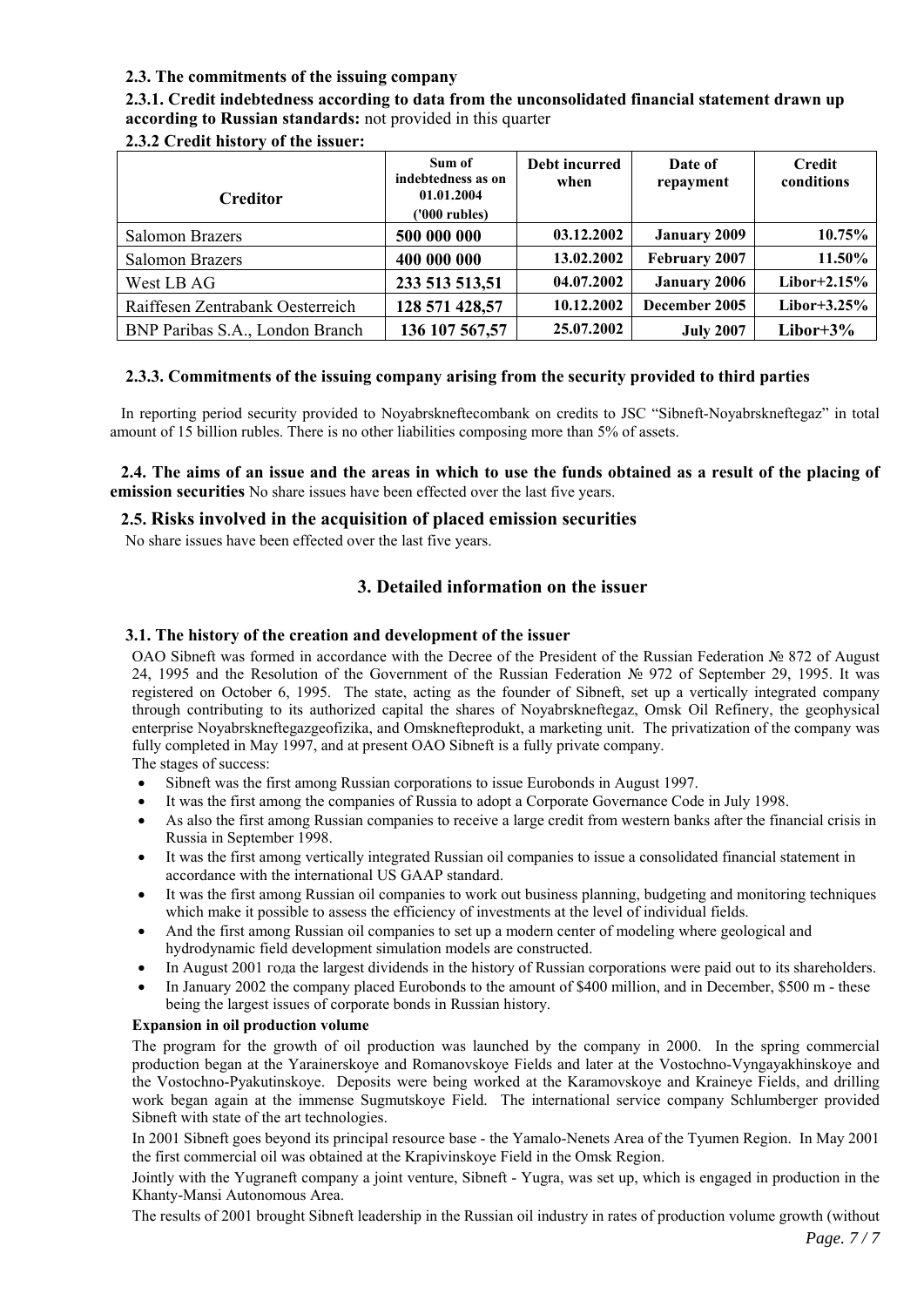### 2.3. The commitments of the issuing company

**2.3.1. Credit indebtedness according to data from the unconsolidated financial statement drawn up according to Russian standards:** not provided in this quarter

**2.3.2 Credit history of the issuer:**

| Creditor | Sum of indebtedness as on 01.01.2004 ('000 rubles) | Debt incurred when | Date of repayment | Credit conditions |
|---|---|---|---|---|
| Salomon Brazers | **500 000 000** | **03.12.2002** | **January 2009** | **10.75%** |
| Salomon Brazers | **400 000 000** | **13.02.2002** | **February 2007** | **11.50%** |
| West LB AG | **233 513 513,51** | **04.07.2002** | **January 2006** | **Libor+2.15%** |
| Raiffesen Zentrabank Oesterreich | **128 571 428,57** | **10.12.2002** | **December 2005** | **Libor+3.25%** |
| BNP Paribas S.A., London Branch | **136 107 567,57** | **25.07.2002** | **July 2007** | **Libor+3%** |

**2.3.3. Commitments of the issuing company arising from the security provided to third parties**

In reporting period security provided to Noyabrskneftecombank on credits to JSC "Sibneft-Noyabrskneftegaz" in total amount of 15 billion rubles. There is no other liabilities composing more than 5% of assets.

**2.4. The aims of an issue and the areas in which to use the funds obtained as a result of the placing of emission securities** No share issues have been effected over the last five years.

### 2.5. Risks involved in the acquisition of placed emission securities

No share issues have been effected over the last five years.

## 3. Detailed information on the issuer

### 3.1. The history of the creation and development of the issuer

OAO Sibneft was formed in accordance with the Decree of the President of the Russian Federation № 872 of August 24, 1995 and the Resolution of the Government of the Russian Federation № 972 of September 29, 1995. It was registered on October 6, 1995. The state, acting as the founder of Sibneft, set up a vertically integrated company through contributing to its authorized capital the shares of Noyabrskneftegaz, Omsk Oil Refinery, the geophysical enterprise Noyabrskneftegazgeofizika, and Omsknefteprodukt, a marketing unit. The privatization of the company was fully completed in May 1997, and at present OAO Sibneft is a fully private company.

The stages of success:

- Sibneft was the first among Russian corporations to issue Eurobonds in August 1997.
- It was the first among the companies of Russia to adopt a Corporate Governance Code in July 1998.
- As also the first among Russian companies to receive a large credit from western banks after the financial crisis in Russia in September 1998.
- It was the first among vertically integrated Russian oil companies to issue a consolidated financial statement in accordance with the international US GAAP standard.
- It was the first among Russian oil companies to work out business planning, budgeting and monitoring techniques which make it possible to assess the efficiency of investments at the level of individual fields.
- And the first among Russian oil companies to set up a modern center of modeling where geological and hydrodynamic field development simulation models are constructed.
- In August 2001 года the largest dividends in the history of Russian corporations were paid out to its shareholders.
- In January 2002 the company placed Eurobonds to the amount of \$400 million, and in December, \$500 m - these being the largest issues of corporate bonds in Russian history.

**Expansion in oil production volume**

The program for the growth of oil production was launched by the company in 2000. In the spring commercial production began at the Yarainerskoye and Romanovskoye Fields and later at the Vostochno-Vyngayakhinskoye and the Vostochno-Pyakutinskoye. Deposits were being worked at the Karamovskoye and Kraineye Fields, and drilling work began again at the immense Sugmutskoye Field. The international service company Schlumberger provided Sibneft with state of the art technologies.

In 2001 Sibneft goes beyond its principal resource base - the Yamalo-Nenets Area of the Tyumen Region. In May 2001 the first commercial oil was obtained at the Krapivinskoye Field in the Omsk Region.

Jointly with the Yugraneft company a joint venture, Sibneft - Yugra, was set up, which is engaged in production in the Khanty-Mansi Autonomous Area.

The results of 2001 brought Sibneft leadership in the Russian oil industry in rates of production volume growth (without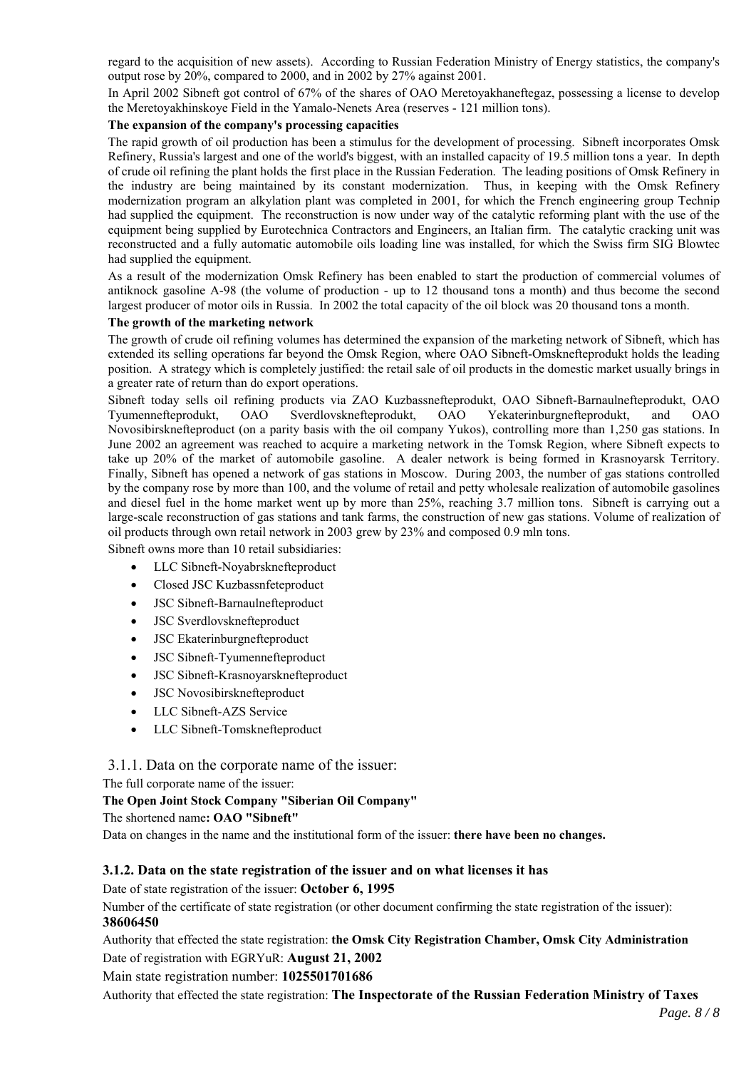regard to the acquisition of new assets). According to Russian Federation Ministry of Energy statistics, the company's output rose by 20%, compared to 2000, and in 2002 by 27% against 2001.

In April 2002 Sibneft got control of 67% of the shares of OAO Meretoyakhaneftegaz, possessing a license to develop the Meretoyakhinskoye Field in the Yamalo-Nenets Area (reserves - 121 million tons).

**The expansion of the company's processing capacities**

The rapid growth of oil production has been a stimulus for the development of processing. Sibneft incorporates Omsk Refinery, Russia's largest and one of the world's biggest, with an installed capacity of 19.5 million tons a year. In depth of crude oil refining the plant holds the first place in the Russian Federation. The leading positions of Omsk Refinery in the industry are being maintained by its constant modernization. Thus, in keeping with the Omsk Refinery modernization program an alkylation plant was completed in 2001, for which the French engineering group Technip had supplied the equipment. The reconstruction is now under way of the catalytic reforming plant with the use of the equipment being supplied by Eurotechnica Contractors and Engineers, an Italian firm. The catalytic cracking unit was reconstructed and a fully automatic automobile oils loading line was installed, for which the Swiss firm SIG Blowtec had supplied the equipment.

As a result of the modernization Omsk Refinery has been enabled to start the production of commercial volumes of antiknock gasoline A-98 (the volume of production - up to 12 thousand tons a month) and thus become the second largest producer of motor oils in Russia. In 2002 the total capacity of the oil block was 20 thousand tons a month.

**The growth of the marketing network**

The growth of crude oil refining volumes has determined the expansion of the marketing network of Sibneft, which has extended its selling operations far beyond the Omsk Region, where OAO Sibneft-Omsknefteprodukt holds the leading position. A strategy which is completely justified: the retail sale of oil products in the domestic market usually brings in a greater rate of return than do export operations.

Sibneft today sells oil refining products via ZAO Kuzbassnefteprodukt, OAO Sibneft-Barnaulnefteprodukt, OAO Tyumennefteprodukt, OAO Sverdlovsknefteprodukt, OAO Yekaterinburgnefteprodukt, and OAO Novosibirsknefteproduct (on a parity basis with the oil company Yukos), controlling more than 1,250 gas stations. In June 2002 an agreement was reached to acquire a marketing network in the Tomsk Region, where Sibneft expects to take up 20% of the market of automobile gasoline. A dealer network is being formed in Krasnoyarsk Territory. Finally, Sibneft has opened a network of gas stations in Moscow. During 2003, the number of gas stations controlled by the company rose by more than 100, and the volume of retail and petty wholesale realization of automobile gasolines and diesel fuel in the home market went up by more than 25%, reaching 3.7 million tons. Sibneft is carrying out a large-scale reconstruction of gas stations and tank farms, the construction of new gas stations. Volume of realization of oil products through own retail network in 2003 grew by 23% and composed 0.9 mln tons.

Sibneft owns more than 10 retail subsidiaries:

- LLC Sibneft-Noyabrsknefteproduct
- Closed JSC Kuzbassnfeteproduct
- JSC Sibneft-Barnaulnefteproduct
- JSC Sverdlovsknefteproduct
- JSC Ekaterinburgnefteproduct
- JSC Sibneft-Tyumennefteproduct
- JSC Sibneft-Krasnoyarsknefteproduct
- JSC Novosibirsknefteproduct
- LLC Sibneft-AZS Service
- LLC Sibneft-Tomsknefteproduct

### 3.1.1. Data on the corporate name of the issuer:

The full corporate name of the issuer:

**The Open Joint Stock Company "Siberian Oil Company"**

The shortened name**: OAO "Sibneft"**

Data on changes in the name and the institutional form of the issuer: **there have been no changes.**

### 3.1.2. Data on the state registration of the issuer and on what licenses it has

Date of state registration of the issuer: **October 6, 1995**

Number of the certificate of state registration (or other document confirming the state registration of the issuer): **38606450**

Authority that effected the state registration: **the Omsk City Registration Chamber, Omsk City Administration**

Date of registration with EGRYuR: **August 21, 2002**

Main state registration number: **1025501701686**

Authority that effected the state registration: **The Inspectorate of the Russian Federation Ministry of Taxes**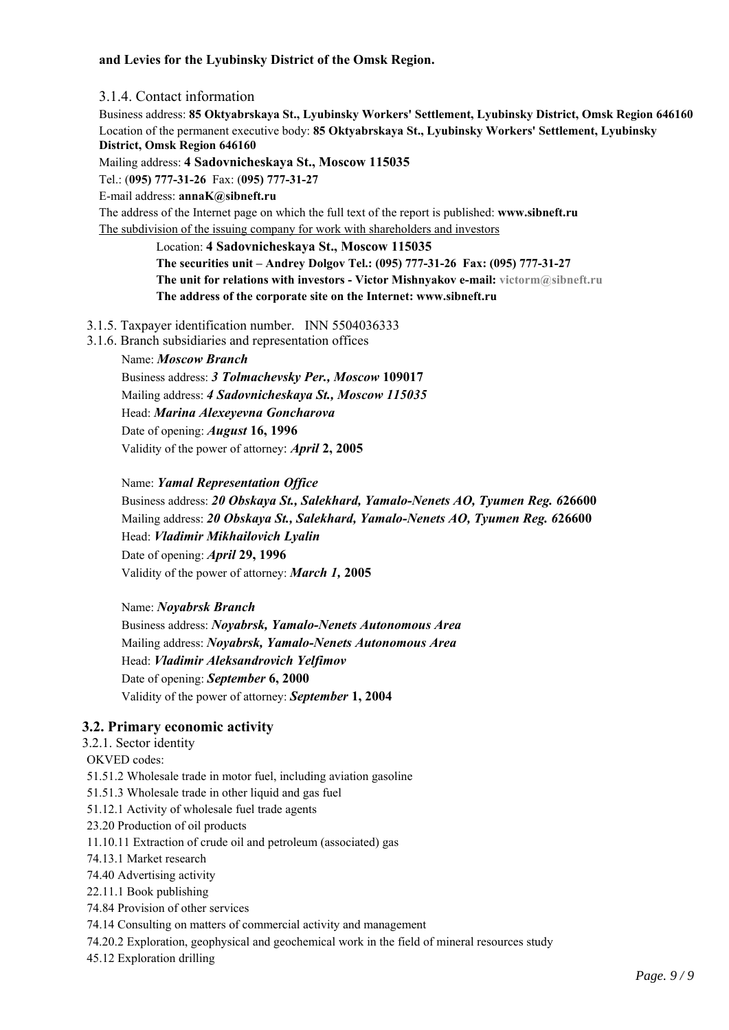**and Levies for the Lyubinsky District of the Omsk Region.**

3.1.4. Contact information

Business address: **85 Oktyabrskaya St., Lyubinsky Workers' Settlement, Lyubinsky District, Omsk Region 646160**

Location of the permanent executive body: **85 Oktyabrskaya St., Lyubinsky Workers' Settlement, Lyubinsky District, Omsk Region 646160**

Mailing address: **4 Sadovnicheskaya St., Moscow 115035**

Tel.: (**095) 777-31-26** Fax: (**095) 777-31-27**

E-mail address: **annaK@sibneft.ru**

The address of the Internet page on which the full text of the report is published: **www.sibneft.ru**

The subdivision of the issuing company for work with shareholders and investors

Location: **4 Sadovnicheskaya St., Moscow 115035**

**The securities unit – Andrey Dolgov Tel.: (095) 777-31-26 Fax: (095) 777-31-27**

**The unit for relations with investors - Victor Mishnyakov e-mail: victorm@sibneft.ru**

**The address of the corporate site on the Internet: www.sibneft.ru**

3.1.5. Taxpayer identification number. INN 5504036333

3.1.6. Branch subsidiaries and representation offices

Name: ***Moscow Branch***

Business address: ***3 Tolmachevsky Per., Moscow*** **109017**

Mailing address: ***4 Sadovnicheskaya St., Moscow 115035***

Head: ***Marina Alexeyevna Goncharova***

Date of opening: ***August*** **16, 1996**

Validity of the power of attorney: ***April*** **2, 2005**

Name: ***Yamal Representation Office***

Business address: ***20 Obskaya St., Salekhard, Yamalo-Nenets AO, Tyumen Reg. 6*****26600**

Mailing address: ***20 Obskaya St., Salekhard, Yamalo-Nenets AO, Tyumen Reg. 6*****26600**

Head: ***Vladimir Mikhailovich Lyalin***

Date of opening: ***April*** **29, 1996**

Validity of the power of attorney: ***March 1,*** **2005**

Name: ***Noyabrsk Branch***

Business address: ***Noyabrsk, Yamalo-Nenets Autonomous Area***

Mailing address: ***Noyabrsk, Yamalo-Nenets Autonomous Area***

Head: ***Vladimir Aleksandrovich Yelfimov***

Date of opening: ***September*** **6, 2000**

Validity of the power of attorney: ***September*** **1, 2004**

## 3.2. Primary economic activity

3.2.1. Sector identity

OKVED codes:

51.51.2 Wholesale trade in motor fuel, including aviation gasoline

51.51.3 Wholesale trade in other liquid and gas fuel

51.12.1 Activity of wholesale fuel trade agents

23.20 Production of oil products

11.10.11 Extraction of crude oil and petroleum (associated) gas

74.13.1 Market research

74.40 Advertising activity

22.11.1 Book publishing

74.84 Provision of other services

74.14 Consulting on matters of commercial activity and management

74.20.2 Exploration, geophysical and geochemical work in the field of mineral resources study

45.12 Exploration drilling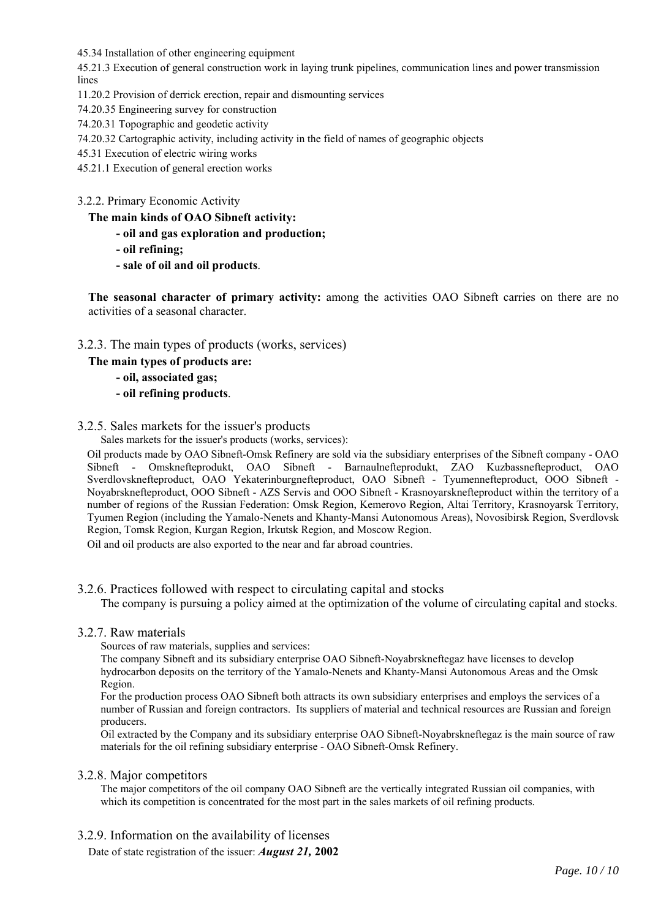45.34 Installation of other engineering equipment

45.21.3 Execution of general construction work in laying trunk pipelines, communication lines and power transmission lines

11.20.2 Provision of derrick erection, repair and dismounting services

74.20.35 Engineering survey for construction

74.20.31 Topographic and geodetic activity

74.20.32 Cartographic activity, including activity in the field of names of geographic objects

45.31 Execution of electric wiring works

45.21.1 Execution of general erection works

### 3.2.2. Primary Economic Activity

**The main kinds of OAO Sibneft activity:**

- **oil and gas exploration and production;**
- **oil refining;**
- **sale of oil and oil products**.

**The seasonal character of primary activity:** among the activities OAO Sibneft carries on there are no activities of a seasonal character.

### 3.2.3. The main types of products (works, services)

**The main types of products are:**

- **oil, associated gas;**
- **oil refining products**.

### 3.2.5. Sales markets for the issuer's products

Sales markets for the issuer's products (works, services):

Oil products made by OAO Sibneft-Omsk Refinery are sold via the subsidiary enterprises of the Sibneft company - OAO Sibneft - Omsknefteprodukt, OAO Sibneft - Barnaulnefteprodukt, ZAO Kuzbassnefteproduct, OAO Sverdlovsknefteproduct, OAO Yekaterinburgnefteproduct, OAO Sibneft - Tyumennefteproduct, OOO Sibneft - Noyabrsknefteproduct, OOO Sibneft - AZS Servis and OOO Sibneft - Krasnoyarsknefteproduct within the territory of a number of regions of the Russian Federation: Omsk Region, Kemerovo Region, Altai Territory, Krasnoyarsk Territory, Tyumen Region (including the Yamalo-Nenets and Khanty-Mansi Autonomous Areas), Novosibirsk Region, Sverdlovsk Region, Tomsk Region, Kurgan Region, Irkutsk Region, and Moscow Region.

Oil and oil products are also exported to the near and far abroad countries.

### 3.2.6. Practices followed with respect to circulating capital and stocks

The company is pursuing a policy aimed at the optimization of the volume of circulating capital and stocks.

### 3.2.7. Raw materials

Sources of raw materials, supplies and services:

The company Sibneft and its subsidiary enterprise OAO Sibneft-Noyabrskneftegaz have licenses to develop hydrocarbon deposits on the territory of the Yamalo-Nenets and Khanty-Mansi Autonomous Areas and the Omsk Region.

For the production process OAO Sibneft both attracts its own subsidiary enterprises and employs the services of a number of Russian and foreign contractors. Its suppliers of material and technical resources are Russian and foreign producers.

Oil extracted by the Company and its subsidiary enterprise OAO Sibneft-Noyabrskneftegaz is the main source of raw materials for the oil refining subsidiary enterprise - OAO Sibneft-Omsk Refinery.

### 3.2.8. Major competitors

The major competitors of the oil company OAO Sibneft are the vertically integrated Russian oil companies, with which its competition is concentrated for the most part in the sales markets of oil refining products.

### 3.2.9. Information on the availability of licenses

Date of state registration of the issuer: ***August 21,* 2002**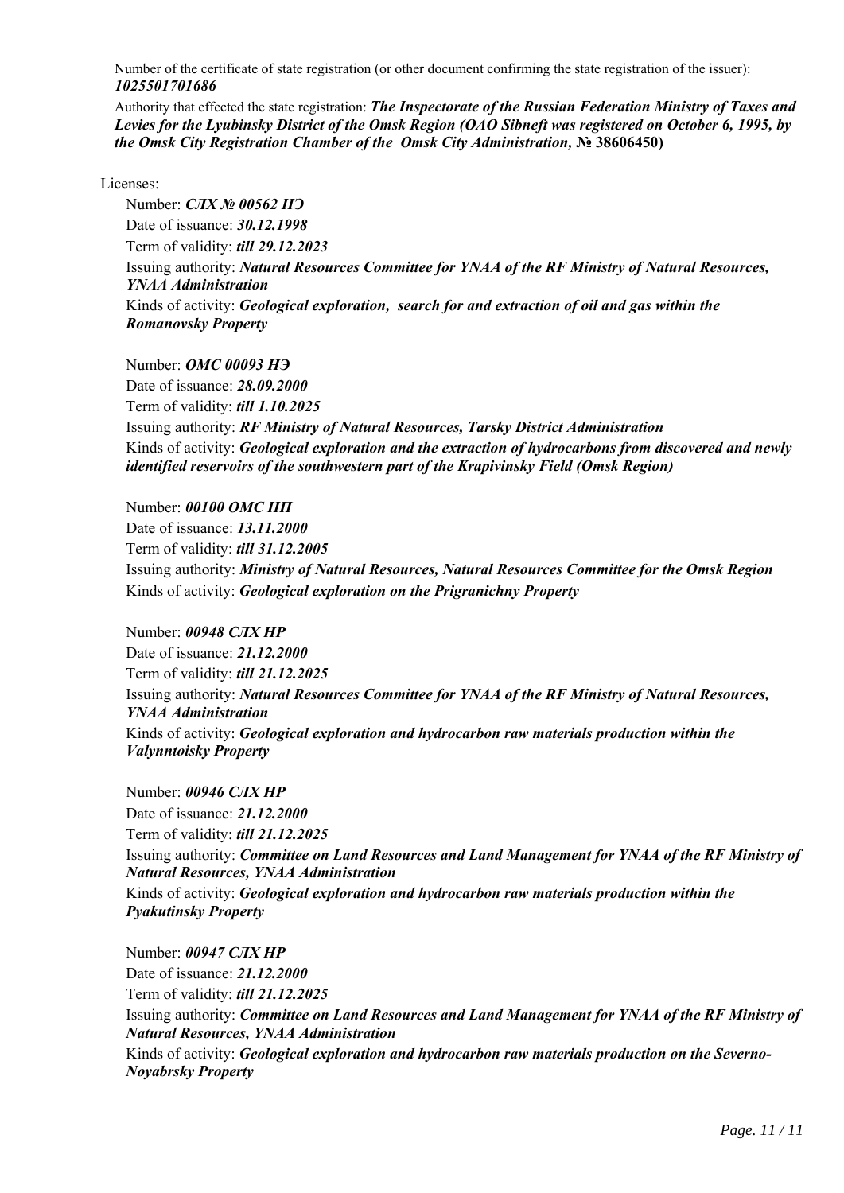Number of the certificate of state registration (or other document confirming the state registration of the issuer): ***1025501701686***

Authority that effected the state registration: ***The Inspectorate of the Russian Federation Ministry of Taxes and Levies for the Lyubinsky District of the Omsk Region (OAO Sibneft was registered on October 6, 1995, by the Omsk City Registration Chamber of the Omsk City Administration, № 38606450)***

Licenses:

Number: ***СЛХ № 00562 НЭ***
Date of issuance: ***30.12.1998***
Term of validity: ***till 29.12.2023***
Issuing authority: ***Natural Resources Committee for YNAA of the RF Ministry of Natural Resources, YNAA Administration***
Kinds of activity: ***Geological exploration, search for and extraction of oil and gas within the Romanovsky Property***

Number: ***ОМС 00093 НЭ***
Date of issuance: ***28.09.2000***
Term of validity: ***till 1.10.2025***
Issuing authority: ***RF Ministry of Natural Resources, Tarsky District Administration***
Kinds of activity: ***Geological exploration and the extraction of hydrocarbons from discovered and newly identified reservoirs of the southwestern part of the Krapivinsky Field (Omsk Region)***

Number: ***00100 ОМС НП***
Date of issuance: ***13.11.2000***
Term of validity: ***till 31.12.2005***
Issuing authority: ***Ministry of Natural Resources, Natural Resources Committee for the Omsk Region***
Kinds of activity: ***Geological exploration on the Prigranichny Property***

Number: ***00948 СЛХ НР***
Date of issuance: ***21.12.2000***
Term of validity: ***till 21.12.2025***
Issuing authority: ***Natural Resources Committee for YNAA of the RF Ministry of Natural Resources, YNAA Administration***
Kinds of activity: ***Geological exploration and hydrocarbon raw materials production within the Valynntoisky Property***

Number: ***00946 СЛХ НР***
Date of issuance: ***21.12.2000***
Term of validity: ***till 21.12.2025***
Issuing authority: ***Committee on Land Resources and Land Management for YNAA of the RF Ministry of Natural Resources, YNAA Administration***
Kinds of activity: ***Geological exploration and hydrocarbon raw materials production within the Pyakutinsky Property***

Number: ***00947 СЛХ НР***
Date of issuance: ***21.12.2000***
Term of validity: ***till 21.12.2025***
Issuing authority: ***Committee on Land Resources and Land Management for YNAA of the RF Ministry of Natural Resources, YNAA Administration***
Kinds of activity: ***Geological exploration and hydrocarbon raw materials production on the Severno-Noyabrsky Property***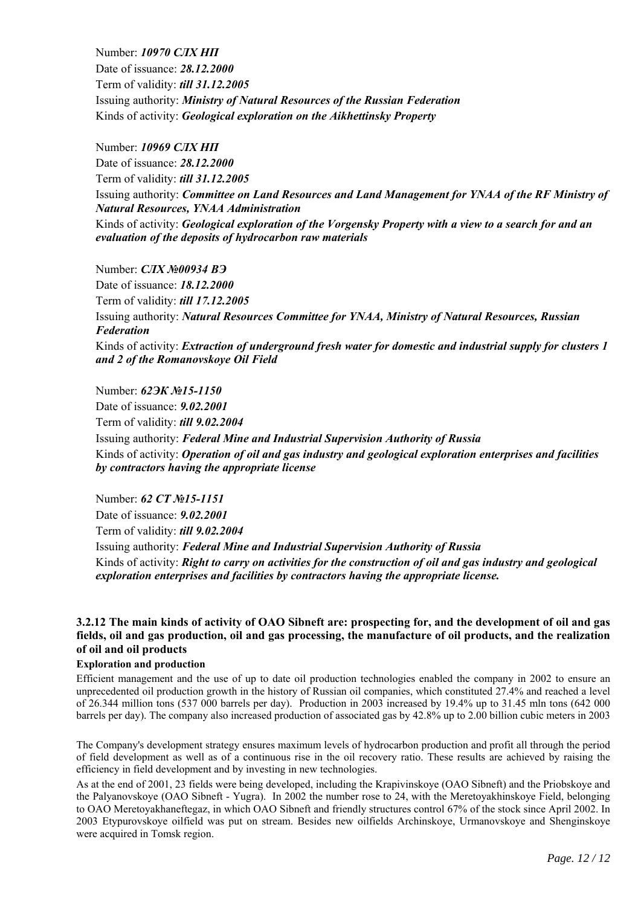Number: ***10970 СЛХ НП***
Date of issuance: ***28.12.2000***
Term of validity: ***till 31.12.2005***
Issuing authority: ***Ministry of Natural Resources of the Russian Federation***
Kinds of activity: ***Geological exploration on the Aikhettinsky Property***

Number: ***10969 СЛХ НП***
Date of issuance: ***28.12.2000***
Term of validity: ***till 31.12.2005***
Issuing authority: ***Committee on Land Resources and Land Management for YNAA of the RF Ministry of Natural Resources, YNAA Administration***
Kinds of activity: ***Geological exploration of the Vorgensky Property with a view to a search for and an evaluation of the deposits of hydrocarbon raw materials***

Number: ***СЛХ №00934 ВЭ***
Date of issuance: ***18.12.2000***
Term of validity: ***till 17.12.2005***
Issuing authority: ***Natural Resources Committee for YNAA, Ministry of Natural Resources, Russian Federation***
Kinds of activity: ***Extraction of underground fresh water for domestic and industrial supply for clusters 1 and 2 of the Romanovskoye Oil Field***

Number: ***62ЭК №15-1150***
Date of issuance: ***9.02.2001***
Term of validity: ***till 9.02.2004***
Issuing authority: ***Federal Mine and Industrial Supervision Authority of Russia***
Kinds of activity: ***Operation of oil and gas industry and geological exploration enterprises and facilities by contractors having the appropriate license***

Number: ***62 СТ №15-1151***
Date of issuance: ***9.02.2001***
Term of validity: ***till 9.02.2004***
Issuing authority: ***Federal Mine and Industrial Supervision Authority of Russia***
Kinds of activity: ***Right to carry on activities for the construction of oil and gas industry and geological exploration enterprises and facilities by contractors having the appropriate license.***

### 3.2.12 The main kinds of activity of OAO Sibneft are: prospecting for, and the development of oil and gas fields, oil and gas production, oil and gas processing, the manufacture of oil products, and the realization of oil and oil products

**Exploration and production**

Efficient management and the use of up to date oil production technologies enabled the company in 2002 to ensure an unprecedented oil production growth in the history of Russian oil companies, which constituted 27.4% and reached a level of 26.344 million tons (537 000 barrels per day). Production in 2003 increased by 19.4% up to 31.45 mln tons (642 000 barrels per day). The company also increased production of associated gas by 42.8% up to 2.00 billion cubic meters in 2003

The Company's development strategy ensures maximum levels of hydrocarbon production and profit all through the period of field development as well as of a continuous rise in the oil recovery ratio. These results are achieved by raising the efficiency in field development and by investing in new technologies.

As at the end of 2001, 23 fields were being developed, including the Krapivinskoye (OAO Sibneft) and the Priobskoye and the Palyanovskoye (OAO Sibneft - Yugra). In 2002 the number rose to 24, with the Meretoyakhinskoye Field, belonging to OAO Meretoyakhaneftegaz, in which OAO Sibneft and friendly structures control 67% of the stock since April 2002. In 2003 Etypurovskoye oilfield was put on stream. Besides new oilfields Archinskoye, Urmanovskoye and Shenginskoye were acquired in Tomsk region.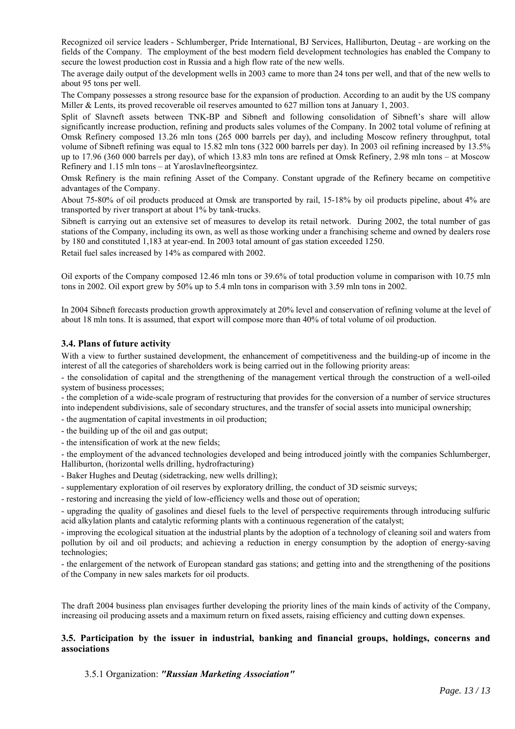Recognized oil service leaders - Schlumberger, Pride International, BJ Services, Halliburton, Deutag - are working on the fields of the Company. The employment of the best modern field development technologies has enabled the Company to secure the lowest production cost in Russia and a high flow rate of the new wells.

The average daily output of the development wells in 2003 came to more than 24 tons per well, and that of the new wells to about 95 tons per well.

The Company possesses a strong resource base for the expansion of production. According to an audit by the US company Miller & Lents, its proved recoverable oil reserves amounted to 627 million tons at January 1, 2003.

Split of Slavneft assets between TNK-BP and Sibneft and following consolidation of Sibneft's share will allow significantly increase production, refining and products sales volumes of the Company. In 2002 total volume of refining at Omsk Refinery composed 13.26 mln tons (265 000 barrels per day), and including Moscow refinery throughput, total volume of Sibneft refining was equal to 15.82 mln tons (322 000 barrels per day). In 2003 oil refining increased by 13.5% up to 17.96 (360 000 barrels per day), of which 13.83 mln tons are refined at Omsk Refinery, 2.98 mln tons – at Moscow Refinery and 1.15 mln tons – at Yaroslavlnefteorgsintez.

Omsk Refinery is the main refining Asset of the Company. Constant upgrade of the Refinery became on competitive advantages of the Company.

About 75-80% of oil products produced at Omsk are transported by rail, 15-18% by oil products pipeline, about 4% are transported by river transport at about 1% by tank-trucks.

Sibneft is carrying out an extensive set of measures to develop its retail network. During 2002, the total number of gas stations of the Company, including its own, as well as those working under a franchising scheme and owned by dealers rose by 180 and constituted 1,183 at year-end. In 2003 total amount of gas station exceeded 1250.

Retail fuel sales increased by 14% as compared with 2002.

Oil exports of the Company composed 12.46 mln tons or 39.6% of total production volume in comparison with 10.75 mln tons in 2002. Oil export grew by 50% up to 5.4 mln tons in comparison with 3.59 mln tons in 2002.

In 2004 Sibneft forecasts production growth approximately at 20% level and conservation of refining volume at the level of about 18 mln tons. It is assumed, that export will compose more than 40% of total volume of oil production.

### 3.4. Plans of future activity

With a view to further sustained development, the enhancement of competitiveness and the building-up of income in the interest of all the categories of shareholders work is being carried out in the following priority areas:

- the consolidation of capital and the strengthening of the management vertical through the construction of a well-oiled system of business processes;
- the completion of a wide-scale program of restructuring that provides for the conversion of a number of service structures into independent subdivisions, sale of secondary structures, and the transfer of social assets into municipal ownership;
- the augmentation of capital investments in oil production;
- the building up of the oil and gas output;
- the intensification of work at the new fields;
- the employment of the advanced technologies developed and being introduced jointly with the companies Schlumberger, Halliburton, (horizontal wells drilling, hydrofracturing)
- Baker Hughes and Deutag (sidetracking, new wells drilling);
- supplementary exploration of oil reserves by exploratory drilling, the conduct of 3D seismic surveys;
- restoring and increasing the yield of low-efficiency wells and those out of operation;
- upgrading the quality of gasolines and diesel fuels to the level of perspective requirements through introducing sulfuric acid alkylation plants and catalytic reforming plants with a continuous regeneration of the catalyst;
- improving the ecological situation at the industrial plants by the adoption of a technology of cleaning soil and waters from pollution by oil and oil products; and achieving a reduction in energy consumption by the adoption of energy-saving technologies;
- the enlargement of the network of European standard gas stations; and getting into and the strengthening of the positions of the Company in new sales markets for oil products.

The draft 2004 business plan envisages further developing the priority lines of the main kinds of activity of the Company, increasing oil producing assets and a maximum return on fixed assets, raising efficiency and cutting down expenses.

### 3.5. Participation by the issuer in industrial, banking and financial groups, holdings, concerns and associations

3.5.1 Organization: ***"Russian Marketing Association"***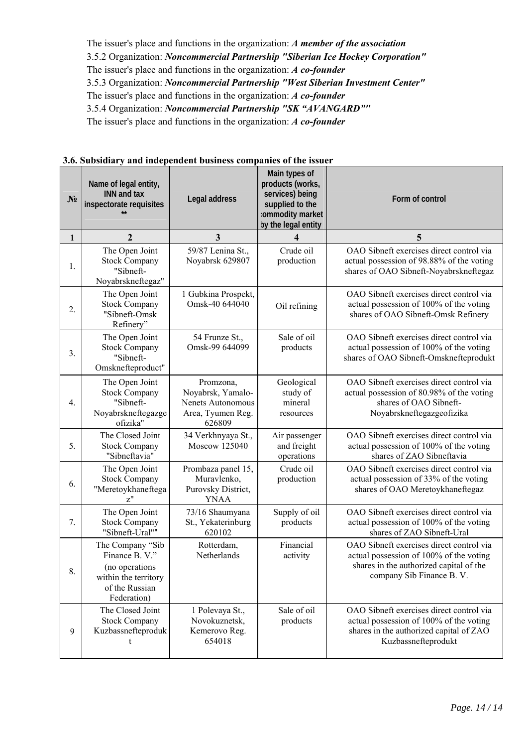The issuer's place and functions in the organization: ***A member of the association***

3.5.2 Organization: ***Noncommercial Partnership "Siberian Ice Hockey Corporation"***

The issuer's place and functions in the organization: ***A co-founder***

3.5.3 Organization: ***Noncommercial Partnership "West Siberian Investment Center"***

The issuer's place and functions in the organization: ***A co-founder***

3.5.4 Organization: ***Noncommercial Partnership "SK "AVANGARD""***

The issuer's place and functions in the organization: ***A co-founder***

### 3.6. Subsidiary and independent business companies of the issuer

| № | Name of legal entity, INN and tax inspectorate requisites ** | Legal address | Main types of products (works, services) being supplied to the commodity market by the legal entity | Form of control |
|---|---|---|---|---|
| 1 | 2 | 3 | 4 | 5 |
| 1. | The Open Joint Stock Company "Sibneft-Noyabrskneftegaz" | 59/87 Lenina St., Noyabrsk 629807 | Crude oil production | OAO Sibneft exercises direct control via actual possession of 98.88% of the voting shares of OAO Sibneft-Noyabrskneftegaz |
| 2. | The Open Joint Stock Company "Sibneft-Omsk Refinery" | 1 Gubkina Prospekt, Omsk-40 644040 | Oil refining | OAO Sibneft exercises direct control via actual possession of 100% of the voting shares of OAO Sibneft-Omsk Refinery |
| 3. | The Open Joint Stock Company "Sibneft-Omsknefteproduct" | 54 Frunze St., Omsk-99 644099 | Sale of oil products | OAO Sibneft exercises direct control via actual possession of 100% of the voting shares of OAO Sibneft-Omsknefteprodukt |
| 4. | The Open Joint Stock Company "Sibneft-Noyabrskneftegazgeofizika" | Promzona, Noyabrsk, Yamalo-Nenets Autonomous Area, Tyumen Reg. 626809 | Geological study of mineral resources | OAO Sibneft exercises direct control via actual possession of 80.98% of the voting shares of OAO Sibneft-Noyabrskneftegazgeofizika |
| 5. | The Closed Joint Stock Company "Sibneftavia" | 34 Verkhnyaya St., Moscow 125040 | Air passenger and freight operations | OAO Sibneft exercises direct control via actual possession of 100% of the voting shares of ZAO Sibneftavia |
| 6. | The Open Joint Stock Company "Meretoykhaneftegaz" | Prombaza panel 15, Muravlenko, Purovsky District, YNAA | Crude oil production | OAO Sibneft exercises direct control via actual possession of 33% of the voting shares of OAO Meretoykhaneftegaz |
| 7. | The Open Joint Stock Company "Sibneft-Ural"" | 73/16 Shaumyana St., Yekaterinburg 620102 | Supply of oil products | OAO Sibneft exercises direct control via actual possession of 100% of the voting shares of ZAO Sibneft-Ural |
| 8. | The Company "Sib Finance B. V." (no operations within the territory of the Russian Federation) | Rotterdam, Netherlands | Financial activity | OAO Sibneft exercises direct control via actual possession of 100% of the voting shares in the authorized capital of the company Sib Finance B. V. |
| 9 | The Closed Joint Stock Company Kuzbassnefteprodukt | 1 Polevaya St., Novokuznetsk, Kemerovo Reg. 654018 | Sale of oil products | OAO Sibneft exercises direct control via actual possession of 100% of the voting shares in the authorized capital of ZAO Kuzbassnefteprodukt |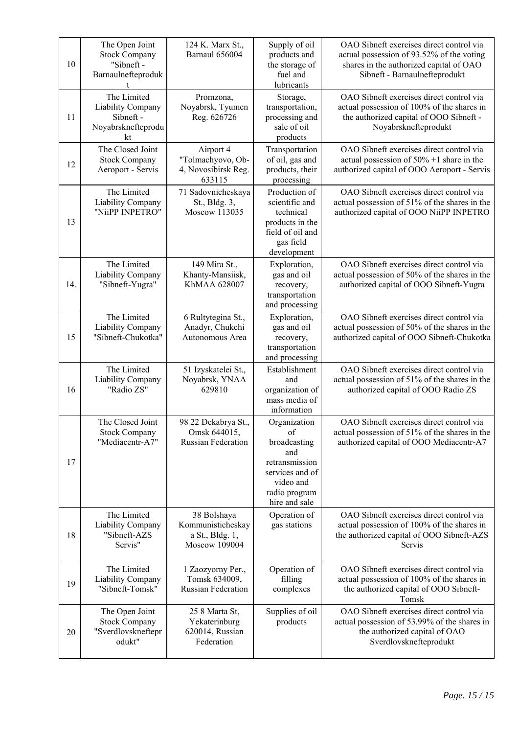| 10 | The Open Joint Stock Company "Sibneft - Barnaulnefteprodukt | 124 K. Marx St., Barnaul 656004 | Supply of oil products and the storage of fuel and lubricants | OAO Sibneft exercises direct control via actual possession of 93.52% of the voting shares in the authorized capital of OAO Sibneft - Barnaulnefteprodukt |
|---|---|---|---|---|
| 11 | The Limited Liability Company Sibneft - Noyabrsknefteprodukt | Promzona, Noyabrsk, Tyumen Reg. 626726 | Storage, transportation, processing and sale of oil products | OAO Sibneft exercises direct control via actual possession of 100% of the shares in the authorized capital of OOO Sibneft - Noyabrsknefteprodukt |
| 12 | The Closed Joint Stock Company Aeroport - Servis | Airport 4 "Tolmachyovo, Ob-4, Novosibirsk Reg. 633115 | Transportation of oil, gas and products, their processing | OAO Sibneft exercises direct control via actual possession of 50% +1 share in the authorized capital of OOO Aeroport - Servis |
| 13 | The Limited Liability Company "NiiPP INPETRO" | 71 Sadovnicheskaya St., Bldg. 3, Moscow 113035 | Production of scientific and technical products in the field of oil and gas field development | OAO Sibneft exercises direct control via actual possession of 51% of the shares in the authorized capital of OOO NiiPP INPETRO |
| 14. | The Limited Liability Company "Sibneft-Yugra" | 149 Mira St., Khanty-Mansiisk, KhMAA 628007 | Exploration, gas and oil recovery, transportation and processing | OAO Sibneft exercises direct control via actual possession of 50% of the shares in the authorized capital of OOO Sibneft-Yugra |
| 15 | The Limited Liability Company "Sibneft-Chukotka" | 6 Rultytegina St., Anadyr, Chukchi Autonomous Area | Exploration, gas and oil recovery, transportation and processing | OAO Sibneft exercises direct control via actual possession of 50% of the shares in the authorized capital of OOO Sibneft-Chukotka |
| 16 | The Limited Liability Company "Radio ZS" | 51 Izyskatelei St., Noyabrsk, YNAA 629810 | Establishment and organization of mass media of information | OAO Sibneft exercises direct control via actual possession of 51% of the shares in the authorized capital of OOO Radio ZS |
| 17 | The Closed Joint Stock Company "Mediacentr-A7" | 98 22 Dekabrya St., Omsk 644015, Russian Federation | Organization of broadcasting and retransmission services and of video and radio program hire and sale | OAO Sibneft exercises direct control via actual possession of 51% of the shares in the authorized capital of OOO Mediacentr-A7 |
| 18 | The Limited Liability Company "Sibneft-AZS Servis" | 38 Bolshaya Kommunisticheskaya St., Bldg. 1, Moscow 109004 | Operation of gas stations | OAO Sibneft exercises direct control via actual possession of 100% of the shares in the authorized capital of OOO Sibneft-AZS Servis |
| 19 | The Limited Liability Company "Sibneft-Tomsk" | 1 Zaozyorny Per., Tomsk 634009, Russian Federation | Operation of filling complexes | OAO Sibneft exercises direct control via actual possession of 100% of the shares in the authorized capital of OOO Sibneft-Tomsk |
| 20 | The Open Joint Stock Company "Sverdlovsknefteprodukt" | 25 8 Marta St, Yekaterinburg 620014, Russian Federation | Supplies of oil products | OAO Sibneft exercises direct control via actual possession of 53.99% of the shares in the authorized capital of OAO Sverdlovsknefteprodukt |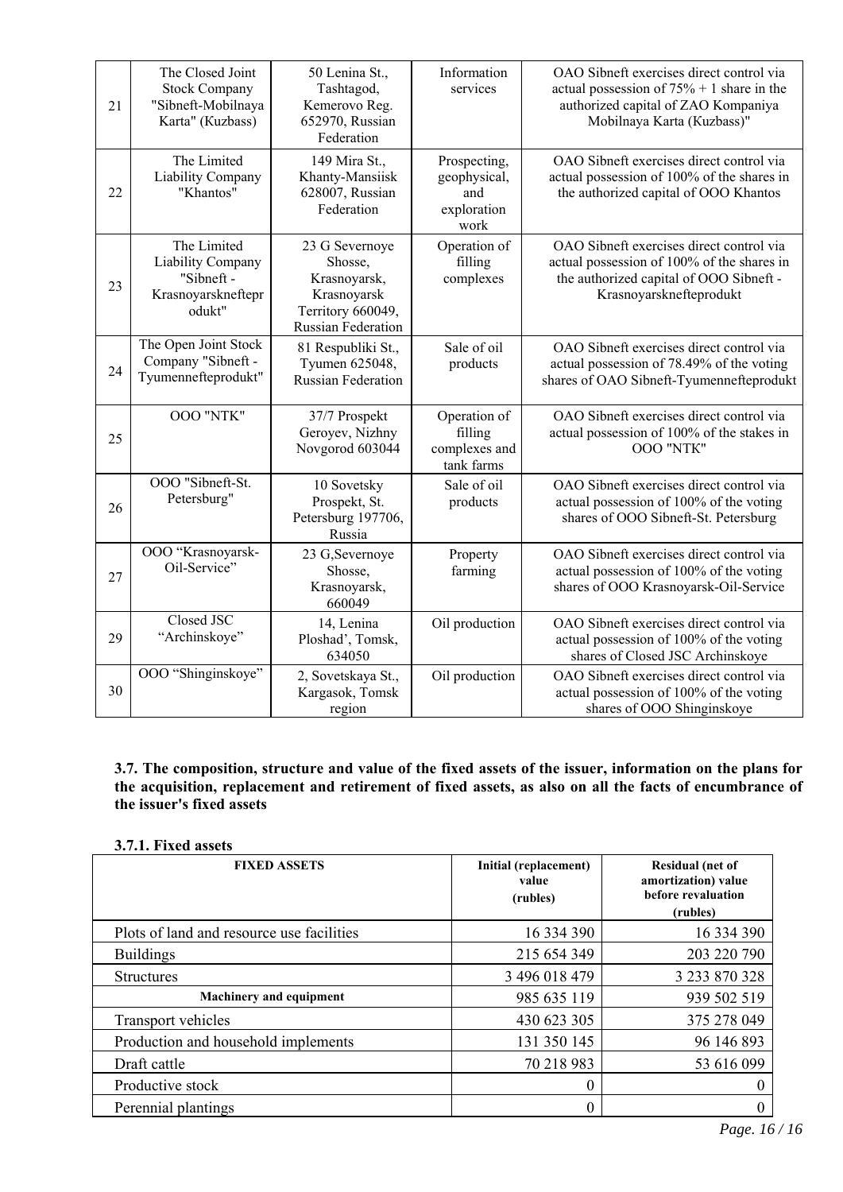| 21 | The Closed Joint Stock Company "Sibneft-Mobilnaya Karta" (Kuzbass) | 50 Lenina St., Tashtagod, Kemerovo Reg. 652970, Russian Federation | Information services | OAO Sibneft exercises direct control via actual possession of 75% + 1 share in the authorized capital of ZAO Kompaniya Mobilnaya Karta (Kuzbass)" |
|---|---|---|---|---|
| 22 | The Limited Liability Company "Khantos" | 149 Mira St., Khanty-Mansiisk 628007, Russian Federation | Prospecting, geophysical, and exploration work | OAO Sibneft exercises direct control via actual possession of 100% of the shares in the authorized capital of OOO Khantos |
| 23 | The Limited Liability Company "Sibneft - Krasnoyarsknefteprodukt" | 23 G Severnoye Shosse, Krasnoyarsk, Krasnoyarsk Territory 660049, Russian Federation | Operation of filling complexes | OAO Sibneft exercises direct control via actual possession of 100% of the shares in the authorized capital of OOO Sibneft - Krasnoyarsknefteprodukt |
| 24 | The Open Joint Stock Company "Sibneft - Tyumennefteprodukt" | 81 Respubliki St., Tyumen 625048, Russian Federation | Sale of oil products | OAO Sibneft exercises direct control via actual possession of 78.49% of the voting shares of OAO Sibneft-Tyumennefteprodukt |
| 25 | OOO "NTK" | 37/7 Prospekt Geroyev, Nizhny Novgorod 603044 | Operation of filling complexes and tank farms | OAO Sibneft exercises direct control via actual possession of 100% of the stakes in OOO "NTK" |
| 26 | OOO "Sibneft-St. Petersburg" | 10 Sovetsky Prospekt, St. Petersburg 197706, Russia | Sale of oil products | OAO Sibneft exercises direct control via actual possession of 100% of the voting shares of OOO Sibneft-St. Petersburg |
| 27 | OOO "Krasnoyarsk-Oil-Service" | 23 G,Severnoye Shosse, Krasnoyarsk, 660049 | Property farming | OAO Sibneft exercises direct control via actual possession of 100% of the voting shares of OOO Krasnoyarsk-Oil-Service |
| 29 | Closed JSC "Archinskoye" | 14, Lenina Ploshad', Tomsk, 634050 | Oil production | OAO Sibneft exercises direct control via actual possession of 100% of the voting shares of Closed JSC Archinskoye |
| 30 | OOO "Shinginskoye" | 2, Sovetskaya St., Kargasok, Tomsk region | Oil production | OAO Sibneft exercises direct control via actual possession of 100% of the voting shares of OOO Shinginskoye |

**3.7. The composition, structure and value of the fixed assets of the issuer, information on the plans for the acquisition, replacement and retirement of fixed assets, as also on all the facts of encumbrance of the issuer's fixed assets**

**3.7.1. Fixed assets**

| FIXED ASSETS | Initial (replacement) value (rubles) | Residual (net of amortization) value before revaluation (rubles) |
|---|---|---|
| Plots of land and resource use facilities | 16 334 390 | 16 334 390 |
| Buildings | 215 654 349 | 203 220 790 |
| Structures | 3 496 018 479 | 3 233 870 328 |
| **Machinery and equipment** | 985 635 119 | 939 502 519 |
| Transport vehicles | 430 623 305 | 375 278 049 |
| Production and household implements | 131 350 145 | 96 146 893 |
| Draft cattle | 70 218 983 | 53 616 099 |
| Productive stock | 0 | 0 |
| Perennial plantings | 0 | 0 |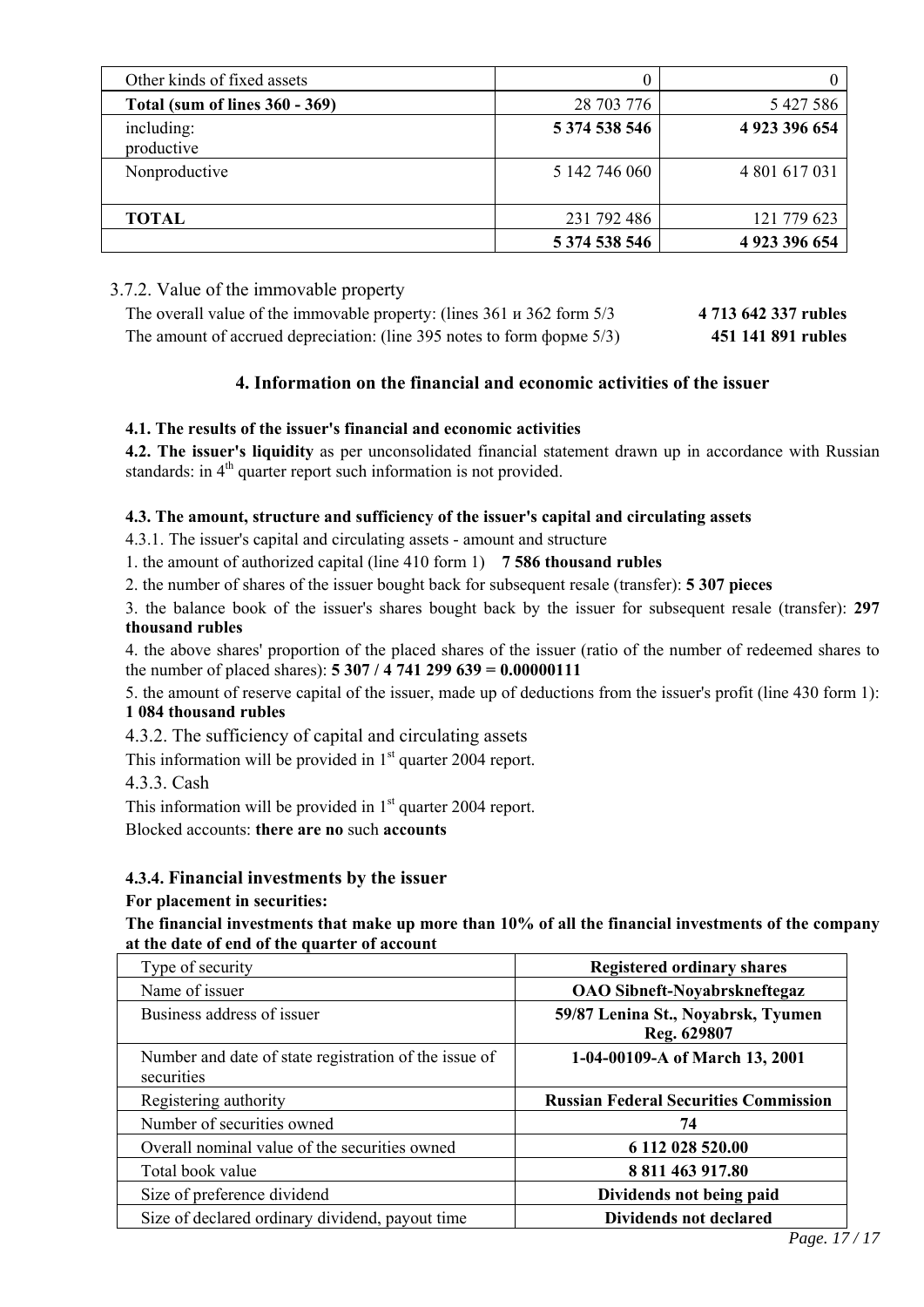| Other kinds of fixed assets | 0 | 0 |
|---|---|---|
| **Total (sum of lines 360 - 369)** | 28 703 776 | 5 427 586 |
| including:<br>productive | **5 374 538 546** | **4 923 396 654** |
| Nonproductive | 5 142 746 060 | 4 801 617 031 |
| **TOTAL** | 231 792 486 | 121 779 623 |
| | **5 374 538 546** | **4 923 396 654** |

3.7.2. Value of the immovable property

The overall value of the immovable property: (lines 361 и 362 form 5/3 **4 713 642 337 rubles**

The amount of accrued depreciation: (line 395 notes to form форме 5/3) **451 141 891 rubles**

## 4. Information on the financial and economic activities of the issuer

**4.1. The results of the issuer's financial and economic activities**

**4.2. The issuer's liquidity** as per unconsolidated financial statement drawn up in accordance with Russian standards: in 4th quarter report such information is not provided.

**4.3. The amount, structure and sufficiency of the issuer's capital and circulating assets**

4.3.1. The issuer's capital and circulating assets - amount and structure

1. the amount of authorized capital (line 410 form 1) **7 586 thousand rubles**

2. the number of shares of the issuer bought back for subsequent resale (transfer): **5 307 pieces**

3. the balance book of the issuer's shares bought back by the issuer for subsequent resale (transfer): **297 thousand rubles**

4. the above shares' proportion of the placed shares of the issuer (ratio of the number of redeemed shares to the number of placed shares): **5 307 / 4 741 299 639 = 0.00000111**

5. the amount of reserve capital of the issuer, made up of deductions from the issuer's profit (line 430 form 1): **1 084 thousand rubles**

4.3.2. The sufficiency of capital and circulating assets

This information will be provided in 1st quarter 2004 report.

4.3.3. Cash

This information will be provided in 1st quarter 2004 report.

Blocked accounts: **there are no** such **accounts**

**4.3.4. Financial investments by the issuer**

**For placement in securities:**

**The financial investments that make up more than 10% of all the financial investments of the company at the date of end of the quarter of account**

| Type of security | **Registered ordinary shares** |
|---|---|
| Name of issuer | **OAO Sibneft-Noyabrskneftegaz** |
| Business address of issuer | **59/87 Lenina St., Noyabrsk, Tyumen Reg. 629807** |
| Number and date of state registration of the issue of securities | **1-04-00109-A of March 13, 2001** |
| Registering authority | **Russian Federal Securities Commission** |
| Number of securities owned | **74** |
| Overall nominal value of the securities owned | **6 112 028 520.00** |
| Total book value | **8 811 463 917.80** |
| Size of preference dividend | **Dividends not being paid** |
| Size of declared ordinary dividend, payout time | **Dividends not declared** |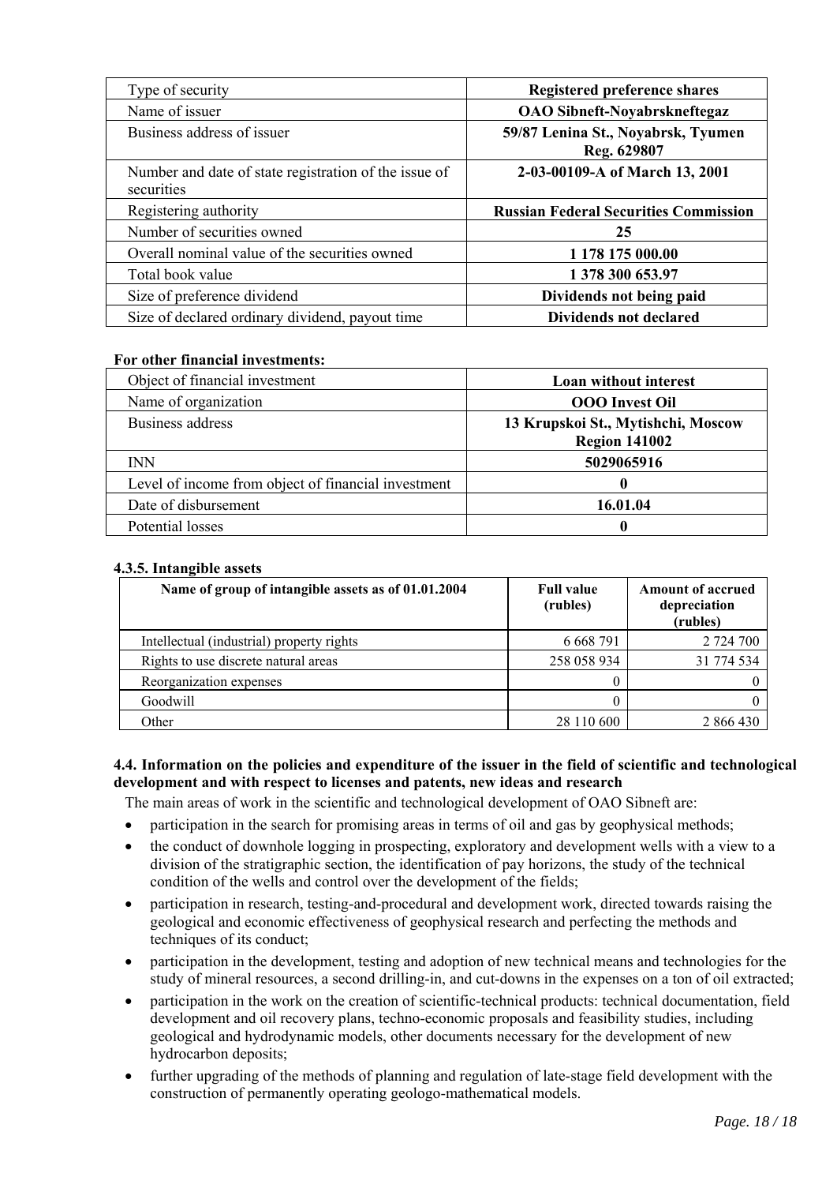| Type of security | **Registered preference shares** |
|---|---|
| Name of issuer | **OAO Sibneft-Noyabrskneftegaz** |
| Business address of issuer | **59/87 Lenina St., Noyabrsk, Tyumen Reg. 629807** |
| Number and date of state registration of the issue of securities | **2-03-00109-A of March 13, 2001** |
| Registering authority | **Russian Federal Securities Commission** |
| Number of securities owned | **25** |
| Overall nominal value of the securities owned | **1 178 175 000.00** |
| Total book value | **1 378 300 653.97** |
| Size of preference dividend | **Dividends not being paid** |
| Size of declared ordinary dividend, payout time | **Dividends not declared** |

**For other financial investments:**

| Object of financial investment | **Loan without interest** |
|---|---|
| Name of organization | **OOO Invest Oil** |
| Business address | **13 Krupskoi St., Mytishchi, Moscow Region 141002** |
| INN | **5029065916** |
| Level of income from object of financial investment | **0** |
| Date of disbursement | **16.01.04** |
| Potential losses | **0** |

#### 4.3.5. Intangible assets

| Name of group of intangible assets as of 01.01.2004 | Full value (rubles) | Amount of accrued depreciation (rubles) |
|---|---|---|
| Intellectual (industrial) property rights | 6 668 791 | 2 724 700 |
| Rights to use discrete natural areas | 258 058 934 | 31 774 534 |
| Reorganization expenses | 0 | 0 |
| Goodwill | 0 | 0 |
| Other | 28 110 600 | 2 866 430 |

### 4.4. Information on the policies and expenditure of the issuer in the field of scientific and technological development and with respect to licenses and patents, new ideas and research

The main areas of work in the scientific and technological development of OAO Sibneft are:

- participation in the search for promising areas in terms of oil and gas by geophysical methods;
- the conduct of downhole logging in prospecting, exploratory and development wells with a view to a division of the stratigraphic section, the identification of pay horizons, the study of the technical condition of the wells and control over the development of the fields;
- participation in research, testing-and-procedural and development work, directed towards raising the geological and economic effectiveness of geophysical research and perfecting the methods and techniques of its conduct;
- participation in the development, testing and adoption of new technical means and technologies for the study of mineral resources, a second drilling-in, and cut-downs in the expenses on a ton of oil extracted;
- participation in the work on the creation of scientific-technical products: technical documentation, field development and oil recovery plans, techno-economic proposals and feasibility studies, including geological and hydrodynamic models, other documents necessary for the development of new hydrocarbon deposits;
- further upgrading of the methods of planning and regulation of late-stage field development with the construction of permanently operating geologo-mathematical models.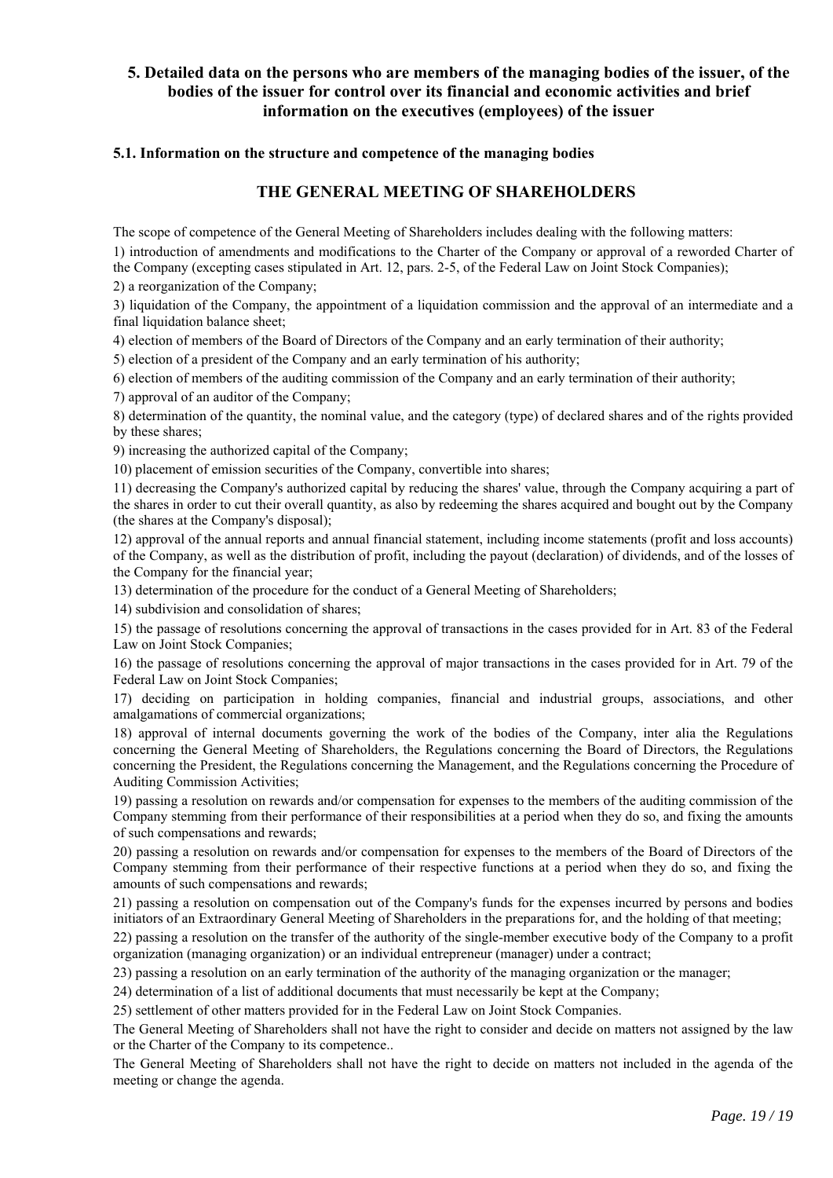## 5. Detailed data on the persons who are members of the managing bodies of the issuer, of the bodies of the issuer for control over its financial and economic activities and brief information on the executives (employees) of the issuer

### 5.1. Information on the structure and competence of the managing bodies

### THE GENERAL MEETING OF SHAREHOLDERS

The scope of competence of the General Meeting of Shareholders includes dealing with the following matters:

1) introduction of amendments and modifications to the Charter of the Company or approval of a reworded Charter of the Company (excepting cases stipulated in Art. 12, pars. 2-5, of the Federal Law on Joint Stock Companies);

2) a reorganization of the Company;

3) liquidation of the Company, the appointment of a liquidation commission and the approval of an intermediate and a final liquidation balance sheet;

4) election of members of the Board of Directors of the Company and an early termination of their authority;

5) election of a president of the Company and an early termination of his authority;

6) election of members of the auditing commission of the Company and an early termination of their authority;

7) approval of an auditor of the Company;

8) determination of the quantity, the nominal value, and the category (type) of declared shares and of the rights provided by these shares;

9) increasing the authorized capital of the Company;

10) placement of emission securities of the Company, convertible into shares;

11) decreasing the Company's authorized capital by reducing the shares' value, through the Company acquiring a part of the shares in order to cut their overall quantity, as also by redeeming the shares acquired and bought out by the Company (the shares at the Company's disposal);

12) approval of the annual reports and annual financial statement, including income statements (profit and loss accounts) of the Company, as well as the distribution of profit, including the payout (declaration) of dividends, and of the losses of the Company for the financial year;

13) determination of the procedure for the conduct of a General Meeting of Shareholders;

14) subdivision and consolidation of shares;

15) the passage of resolutions concerning the approval of transactions in the cases provided for in Art. 83 of the Federal Law on Joint Stock Companies;

16) the passage of resolutions concerning the approval of major transactions in the cases provided for in Art. 79 of the Federal Law on Joint Stock Companies;

17) deciding on participation in holding companies, financial and industrial groups, associations, and other amalgamations of commercial organizations;

18) approval of internal documents governing the work of the bodies of the Company, inter alia the Regulations concerning the General Meeting of Shareholders, the Regulations concerning the Board of Directors, the Regulations concerning the President, the Regulations concerning the Management, and the Regulations concerning the Procedure of Auditing Commission Activities;

19) passing a resolution on rewards and/or compensation for expenses to the members of the auditing commission of the Company stemming from their performance of their responsibilities at a period when they do so, and fixing the amounts of such compensations and rewards;

20) passing a resolution on rewards and/or compensation for expenses to the members of the Board of Directors of the Company stemming from their performance of their respective functions at a period when they do so, and fixing the amounts of such compensations and rewards;

21) passing a resolution on compensation out of the Company's funds for the expenses incurred by persons and bodies initiators of an Extraordinary General Meeting of Shareholders in the preparations for, and the holding of that meeting;

22) passing a resolution on the transfer of the authority of the single-member executive body of the Company to a profit organization (managing organization) or an individual entrepreneur (manager) under a contract;

23) passing a resolution on an early termination of the authority of the managing organization or the manager;

24) determination of a list of additional documents that must necessarily be kept at the Company;

25) settlement of other matters provided for in the Federal Law on Joint Stock Companies.

The General Meeting of Shareholders shall not have the right to consider and decide on matters not assigned by the law or the Charter of the Company to its competence..

The General Meeting of Shareholders shall not have the right to decide on matters not included in the agenda of the meeting or change the agenda.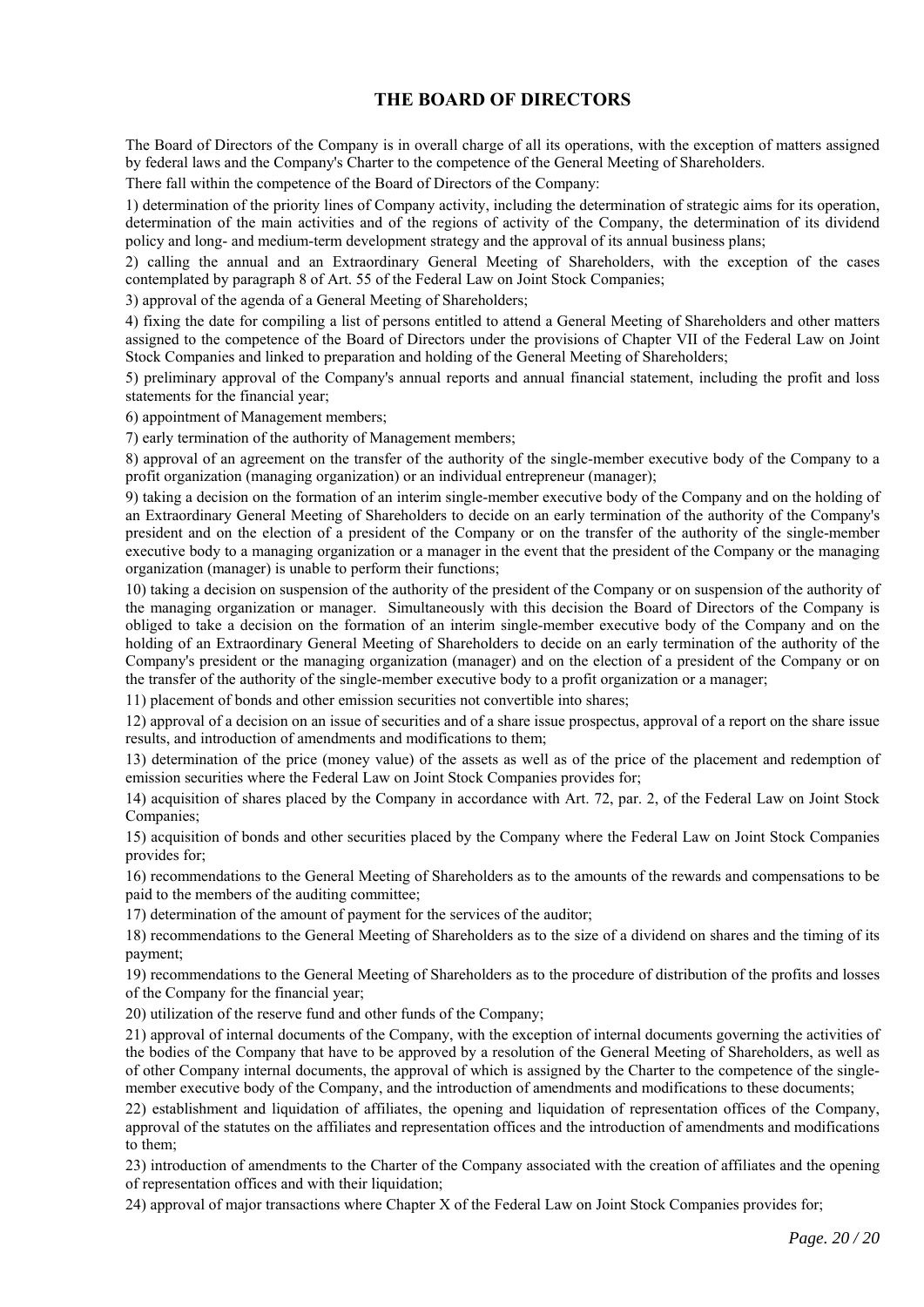## THE BOARD OF DIRECTORS

The Board of Directors of the Company is in overall charge of all its operations, with the exception of matters assigned by federal laws and the Company's Charter to the competence of the General Meeting of Shareholders.

There fall within the competence of the Board of Directors of the Company:

1) determination of the priority lines of Company activity, including the determination of strategic aims for its operation, determination of the main activities and of the regions of activity of the Company, the determination of its dividend policy and long- and medium-term development strategy and the approval of its annual business plans;

2) calling the annual and an Extraordinary General Meeting of Shareholders, with the exception of the cases contemplated by paragraph 8 of Art. 55 of the Federal Law on Joint Stock Companies;

3) approval of the agenda of a General Meeting of Shareholders;

4) fixing the date for compiling a list of persons entitled to attend a General Meeting of Shareholders and other matters assigned to the competence of the Board of Directors under the provisions of Chapter VII of the Federal Law on Joint Stock Companies and linked to preparation and holding of the General Meeting of Shareholders;

5) preliminary approval of the Company's annual reports and annual financial statement, including the profit and loss statements for the financial year;

6) appointment of Management members;

7) early termination of the authority of Management members;

8) approval of an agreement on the transfer of the authority of the single-member executive body of the Company to a profit organization (managing organization) or an individual entrepreneur (manager);

9) taking a decision on the formation of an interim single-member executive body of the Company and on the holding of an Extraordinary General Meeting of Shareholders to decide on an early termination of the authority of the Company's president and on the election of a president of the Company or on the transfer of the authority of the single-member executive body to a managing organization or a manager in the event that the president of the Company or the managing organization (manager) is unable to perform their functions;

10) taking a decision on suspension of the authority of the president of the Company or on suspension of the authority of the managing organization or manager. Simultaneously with this decision the Board of Directors of the Company is obliged to take a decision on the formation of an interim single-member executive body of the Company and on the holding of an Extraordinary General Meeting of Shareholders to decide on an early termination of the authority of the Company's president or the managing organization (manager) and on the election of a president of the Company or on the transfer of the authority of the single-member executive body to a profit organization or a manager;

11) placement of bonds and other emission securities not convertible into shares;

12) approval of a decision on an issue of securities and of a share issue prospectus, approval of a report on the share issue results, and introduction of amendments and modifications to them;

13) determination of the price (money value) of the assets as well as of the price of the placement and redemption of emission securities where the Federal Law on Joint Stock Companies provides for;

14) acquisition of shares placed by the Company in accordance with Art. 72, par. 2, of the Federal Law on Joint Stock Companies;

15) acquisition of bonds and other securities placed by the Company where the Federal Law on Joint Stock Companies provides for;

16) recommendations to the General Meeting of Shareholders as to the amounts of the rewards and compensations to be paid to the members of the auditing committee;

17) determination of the amount of payment for the services of the auditor;

18) recommendations to the General Meeting of Shareholders as to the size of a dividend on shares and the timing of its payment;

19) recommendations to the General Meeting of Shareholders as to the procedure of distribution of the profits and losses of the Company for the financial year;

20) utilization of the reserve fund and other funds of the Company;

21) approval of internal documents of the Company, with the exception of internal documents governing the activities of the bodies of the Company that have to be approved by a resolution of the General Meeting of Shareholders, as well as of other Company internal documents, the approval of which is assigned by the Charter to the competence of the single-member executive body of the Company, and the introduction of amendments and modifications to these documents;

22) establishment and liquidation of affiliates, the opening and liquidation of representation offices of the Company, approval of the statutes on the affiliates and representation offices and the introduction of amendments and modifications to them;

23) introduction of amendments to the Charter of the Company associated with the creation of affiliates and the opening of representation offices and with their liquidation;

24) approval of major transactions where Chapter X of the Federal Law on Joint Stock Companies provides for;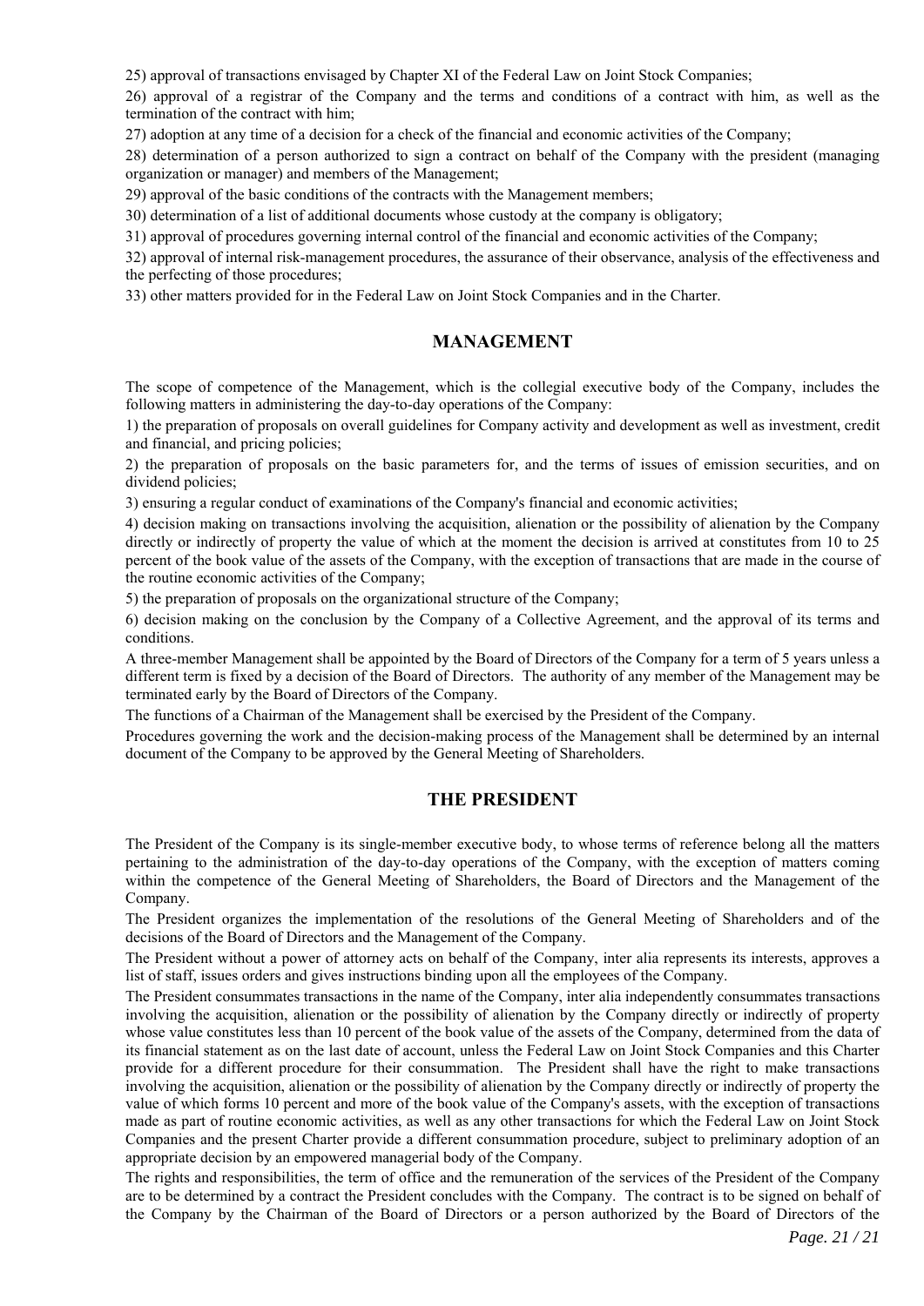25) approval of transactions envisaged by Chapter XI of the Federal Law on Joint Stock Companies;

26) approval of a registrar of the Company and the terms and conditions of a contract with him, as well as the termination of the contract with him;

27) adoption at any time of a decision for a check of the financial and economic activities of the Company;

28) determination of a person authorized to sign a contract on behalf of the Company with the president (managing organization or manager) and members of the Management;

29) approval of the basic conditions of the contracts with the Management members;

30) determination of a list of additional documents whose custody at the company is obligatory;

31) approval of procedures governing internal control of the financial and economic activities of the Company;

32) approval of internal risk-management procedures, the assurance of their observance, analysis of the effectiveness and the perfecting of those procedures;

33) other matters provided for in the Federal Law on Joint Stock Companies and in the Charter.

## MANAGEMENT

The scope of competence of the Management, which is the collegial executive body of the Company, includes the following matters in administering the day-to-day operations of the Company:

1) the preparation of proposals on overall guidelines for Company activity and development as well as investment, credit and financial, and pricing policies;

2) the preparation of proposals on the basic parameters for, and the terms of issues of emission securities, and on dividend policies;

3) ensuring a regular conduct of examinations of the Company's financial and economic activities;

4) decision making on transactions involving the acquisition, alienation or the possibility of alienation by the Company directly or indirectly of property the value of which at the moment the decision is arrived at constitutes from 10 to 25 percent of the book value of the assets of the Company, with the exception of transactions that are made in the course of the routine economic activities of the Company;

5) the preparation of proposals on the organizational structure of the Company;

6) decision making on the conclusion by the Company of a Collective Agreement, and the approval of its terms and conditions.

A three-member Management shall be appointed by the Board of Directors of the Company for a term of 5 years unless a different term is fixed by a decision of the Board of Directors. The authority of any member of the Management may be terminated early by the Board of Directors of the Company.

The functions of a Chairman of the Management shall be exercised by the President of the Company.

Procedures governing the work and the decision-making process of the Management shall be determined by an internal document of the Company to be approved by the General Meeting of Shareholders.

## THE PRESIDENT

The President of the Company is its single-member executive body, to whose terms of reference belong all the matters pertaining to the administration of the day-to-day operations of the Company, with the exception of matters coming within the competence of the General Meeting of Shareholders, the Board of Directors and the Management of the Company.

The President organizes the implementation of the resolutions of the General Meeting of Shareholders and of the decisions of the Board of Directors and the Management of the Company.

The President without a power of attorney acts on behalf of the Company, inter alia represents its interests, approves a list of staff, issues orders and gives instructions binding upon all the employees of the Company.

The President consummates transactions in the name of the Company, inter alia independently consummates transactions involving the acquisition, alienation or the possibility of alienation by the Company directly or indirectly of property whose value constitutes less than 10 percent of the book value of the assets of the Company, determined from the data of its financial statement as on the last date of account, unless the Federal Law on Joint Stock Companies and this Charter provide for a different procedure for their consummation. The President shall have the right to make transactions involving the acquisition, alienation or the possibility of alienation by the Company directly or indirectly of property the value of which forms 10 percent and more of the book value of the Company's assets, with the exception of transactions made as part of routine economic activities, as well as any other transactions for which the Federal Law on Joint Stock Companies and the present Charter provide a different consummation procedure, subject to preliminary adoption of an appropriate decision by an empowered managerial body of the Company.

The rights and responsibilities, the term of office and the remuneration of the services of the President of the Company are to be determined by a contract the President concludes with the Company. The contract is to be signed on behalf of the Company by the Chairman of the Board of Directors or a person authorized by the Board of Directors of the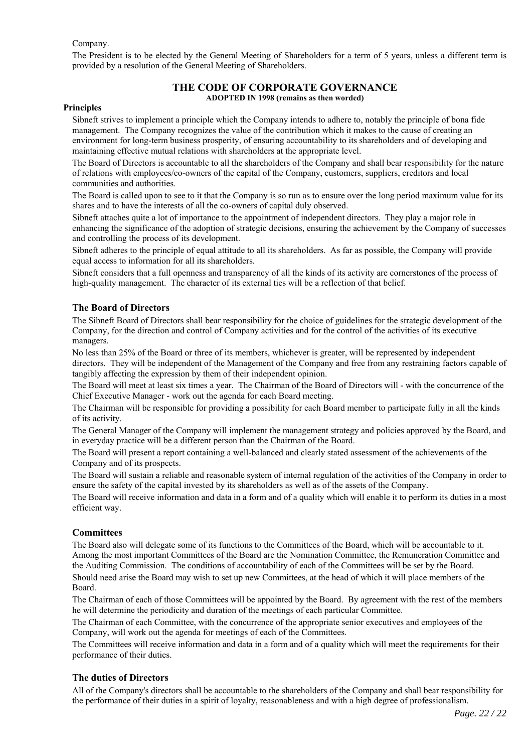Company.

The President is to be elected by the General Meeting of Shareholders for a term of 5 years, unless a different term is provided by a resolution of the General Meeting of Shareholders.

# THE CODE OF CORPORATE GOVERNANCE

**ADOPTED IN 1998 (remains as then worded)**

**Principles**

Sibneft strives to implement a principle which the Company intends to adhere to, notably the principle of bona fide management. The Company recognizes the value of the contribution which it makes to the cause of creating an environment for long-term business prosperity, of ensuring accountability to its shareholders and of developing and maintaining effective mutual relations with shareholders at the appropriate level.

The Board of Directors is accountable to all the shareholders of the Company and shall bear responsibility for the nature of relations with employees/co-owners of the capital of the Company, customers, suppliers, creditors and local communities and authorities.

The Board is called upon to see to it that the Company is so run as to ensure over the long period maximum value for its shares and to have the interests of all the co-owners of capital duly observed.

Sibneft attaches quite a lot of importance to the appointment of independent directors. They play a major role in enhancing the significance of the adoption of strategic decisions, ensuring the achievement by the Company of successes and controlling the process of its development.

Sibneft adheres to the principle of equal attitude to all its shareholders. As far as possible, the Company will provide equal access to information for all its shareholders.

Sibneft considers that a full openness and transparency of all the kinds of its activity are cornerstones of the process of high-quality management. The character of its external ties will be a reflection of that belief.

## The Board of Directors

The Sibneft Board of Directors shall bear responsibility for the choice of guidelines for the strategic development of the Company, for the direction and control of Company activities and for the control of the activities of its executive managers.

No less than 25% of the Board or three of its members, whichever is greater, will be represented by independent directors. They will be independent of the Management of the Company and free from any restraining factors capable of tangibly affecting the expression by them of their independent opinion.

The Board will meet at least six times a year. The Chairman of the Board of Directors will - with the concurrence of the Chief Executive Manager - work out the agenda for each Board meeting.

The Chairman will be responsible for providing a possibility for each Board member to participate fully in all the kinds of its activity.

The General Manager of the Company will implement the management strategy and policies approved by the Board, and in everyday practice will be a different person than the Chairman of the Board.

The Board will present a report containing a well-balanced and clearly stated assessment of the achievements of the Company and of its prospects.

The Board will sustain a reliable and reasonable system of internal regulation of the activities of the Company in order to ensure the safety of the capital invested by its shareholders as well as of the assets of the Company.

The Board will receive information and data in a form and of a quality which will enable it to perform its duties in a most efficient way.

## Committees

The Board also will delegate some of its functions to the Committees of the Board, which will be accountable to it. Among the most important Committees of the Board are the Nomination Committee, the Remuneration Committee and the Auditing Commission. The conditions of accountability of each of the Committees will be set by the Board.

Should need arise the Board may wish to set up new Committees, at the head of which it will place members of the Board.

The Chairman of each of those Committees will be appointed by the Board. By agreement with the rest of the members he will determine the periodicity and duration of the meetings of each particular Committee.

The Chairman of each Committee, with the concurrence of the appropriate senior executives and employees of the Company, will work out the agenda for meetings of each of the Committees.

The Committees will receive information and data in a form and of a quality which will meet the requirements for their performance of their duties.

## The duties of Directors

All of the Company's directors shall be accountable to the shareholders of the Company and shall bear responsibility for the performance of their duties in a spirit of loyalty, reasonableness and with a high degree of professionalism.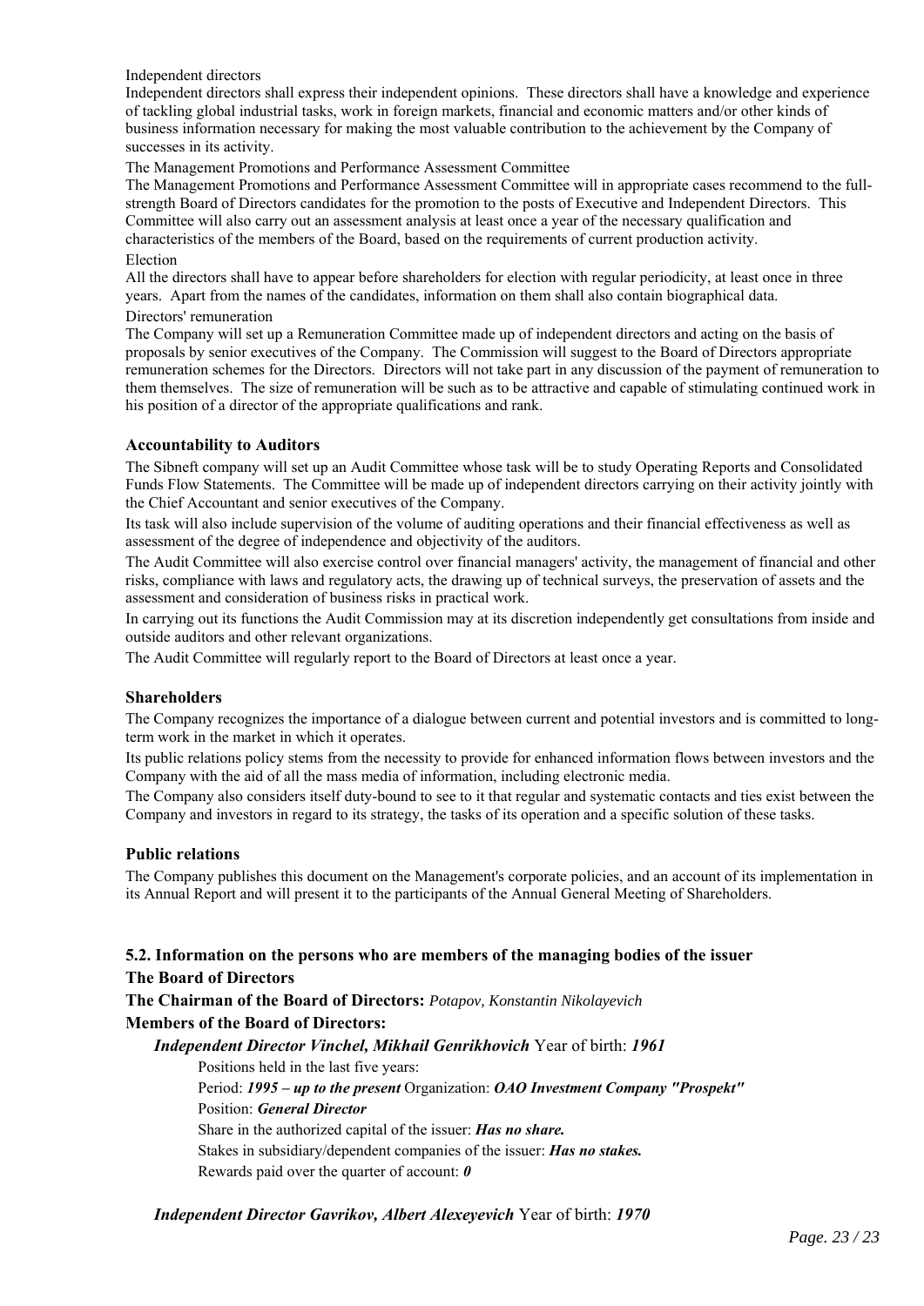Independent directors

Independent directors shall express their independent opinions. These directors shall have a knowledge and experience of tackling global industrial tasks, work in foreign markets, financial and economic matters and/or other kinds of business information necessary for making the most valuable contribution to the achievement by the Company of successes in its activity.

The Management Promotions and Performance Assessment Committee

The Management Promotions and Performance Assessment Committee will in appropriate cases recommend to the full-strength Board of Directors candidates for the promotion to the posts of Executive and Independent Directors. This Committee will also carry out an assessment analysis at least once a year of the necessary qualification and characteristics of the members of the Board, based on the requirements of current production activity.

Election

All the directors shall have to appear before shareholders for election with regular periodicity, at least once in three years. Apart from the names of the candidates, information on them shall also contain biographical data.

Directors' remuneration

The Company will set up a Remuneration Committee made up of independent directors and acting on the basis of proposals by senior executives of the Company. The Commission will suggest to the Board of Directors appropriate remuneration schemes for the Directors. Directors will not take part in any discussion of the payment of remuneration to them themselves. The size of remuneration will be such as to be attractive and capable of stimulating continued work in his position of a director of the appropriate qualifications and rank.

### Accountability to Auditors

The Sibneft company will set up an Audit Committee whose task will be to study Operating Reports and Consolidated Funds Flow Statements. The Committee will be made up of independent directors carrying on their activity jointly with the Chief Accountant and senior executives of the Company.

Its task will also include supervision of the volume of auditing operations and their financial effectiveness as well as assessment of the degree of independence and objectivity of the auditors.

The Audit Committee will also exercise control over financial managers' activity, the management of financial and other risks, compliance with laws and regulatory acts, the drawing up of technical surveys, the preservation of assets and the assessment and consideration of business risks in practical work.

In carrying out its functions the Audit Commission may at its discretion independently get consultations from inside and outside auditors and other relevant organizations.

The Audit Committee will regularly report to the Board of Directors at least once a year.

### Shareholders

The Company recognizes the importance of a dialogue between current and potential investors and is committed to long-term work in the market in which it operates.

Its public relations policy stems from the necessity to provide for enhanced information flows between investors and the Company with the aid of all the mass media of information, including electronic media.

The Company also considers itself duty-bound to see to it that regular and systematic contacts and ties exist between the Company and investors in regard to its strategy, the tasks of its operation and a specific solution of these tasks.

### Public relations

The Company publishes this document on the Management's corporate policies, and an account of its implementation in its Annual Report and will present it to the participants of the Annual General Meeting of Shareholders.

## 5.2. Information on the persons who are members of the managing bodies of the issuer

**The Board of Directors**

**The Chairman of the Board of Directors:** *Potapov, Konstantin Nikolayevich*

**Members of the Board of Directors:**

***Independent Director Vinchel, Mikhail Genrikhovich*** Year of birth: ***1961***

Positions held in the last five years:

Period: ***1995 – up to the present*** Organization: ***OAO Investment Company "Prospekt"***

Position: ***General Director***

Share in the authorized capital of the issuer: ***Has no share.***

Stakes in subsidiary/dependent companies of the issuer: ***Has no stakes.***

Rewards paid over the quarter of account: ***0***

***Independent Director Gavrikov, Albert Alexeyevich*** Year of birth: ***1970***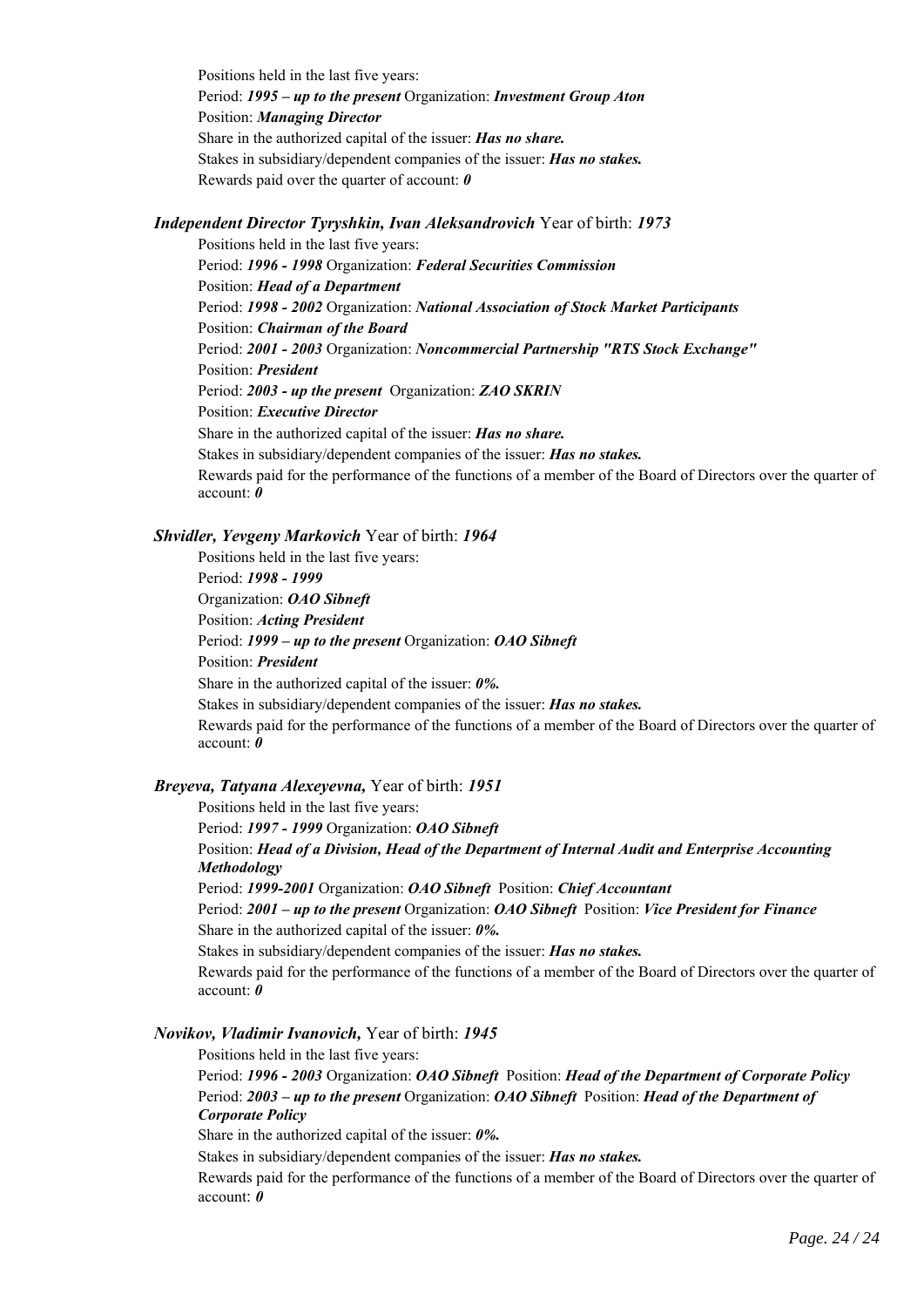Positions held in the last five years:

Period: ***1995 – up to the present*** Organization: ***Investment Group Aton***

Position: ***Managing Director***

Share in the authorized capital of the issuer: ***Has no share.***

Stakes in subsidiary/dependent companies of the issuer: ***Has no stakes.***

Rewards paid over the quarter of account: ***0***

***Independent Director Tyryshkin, Ivan Aleksandrovich*** Year of birth: ***1973***

Positions held in the last five years:

Period: ***1996 - 1998*** Organization: ***Federal Securities Commission***

Position: ***Head of a Department***

Period: ***1998 - 2002*** Organization: ***National Association of Stock Market Participants***

Position: ***Chairman of the Board***

Period: ***2001 - 2003*** Organization: ***Noncommercial Partnership "RTS Stock Exchange"***

Position: ***President***

Period: ***2003 - up the present*** Organization: ***ZAO SKRIN***

Position: ***Executive Director***

Share in the authorized capital of the issuer: ***Has no share.***

Stakes in subsidiary/dependent companies of the issuer: ***Has no stakes.***

Rewards paid for the performance of the functions of a member of the Board of Directors over the quarter of account: ***0***

***Shvidler, Yevgeny Markovich*** Year of birth: ***1964***

Positions held in the last five years:

Period: ***1998 - 1999***

Organization: ***OAO Sibneft***

Position: ***Acting President***

Period: ***1999 – up to the present*** Organization: ***OAO Sibneft***

Position: ***President***

Share in the authorized capital of the issuer: ***0%.***

Stakes in subsidiary/dependent companies of the issuer: ***Has no stakes.***

Rewards paid for the performance of the functions of a member of the Board of Directors over the quarter of account: ***0***

***Breyeva, Tatyana Alexeyevna,*** Year of birth: ***1951***

Positions held in the last five years:

Period: ***1997 - 1999*** Organization: ***OAO Sibneft***

Position: ***Head of a Division, Head of the Department of Internal Audit and Enterprise Accounting Methodology***

Period: ***1999-2001*** Organization: ***OAO Sibneft*** Position: ***Chief Accountant***

Period: ***2001 – up to the present*** Organization: ***OAO Sibneft*** Position: ***Vice President for Finance***

Share in the authorized capital of the issuer: ***0%.***

Stakes in subsidiary/dependent companies of the issuer: ***Has no stakes.***

Rewards paid for the performance of the functions of a member of the Board of Directors over the quarter of account: ***0***

***Novikov, Vladimir Ivanovich,*** Year of birth: ***1945***

Positions held in the last five years:

Period: ***1996 - 2003*** Organization: ***OAO Sibneft*** Position: ***Head of the Department of Corporate Policy***

Period: ***2003 – up to the present*** Organization: ***OAO Sibneft*** Position: ***Head of the Department of Corporate Policy***

Share in the authorized capital of the issuer: ***0%.***

Stakes in subsidiary/dependent companies of the issuer: ***Has no stakes.***

Rewards paid for the performance of the functions of a member of the Board of Directors over the quarter of account: ***0***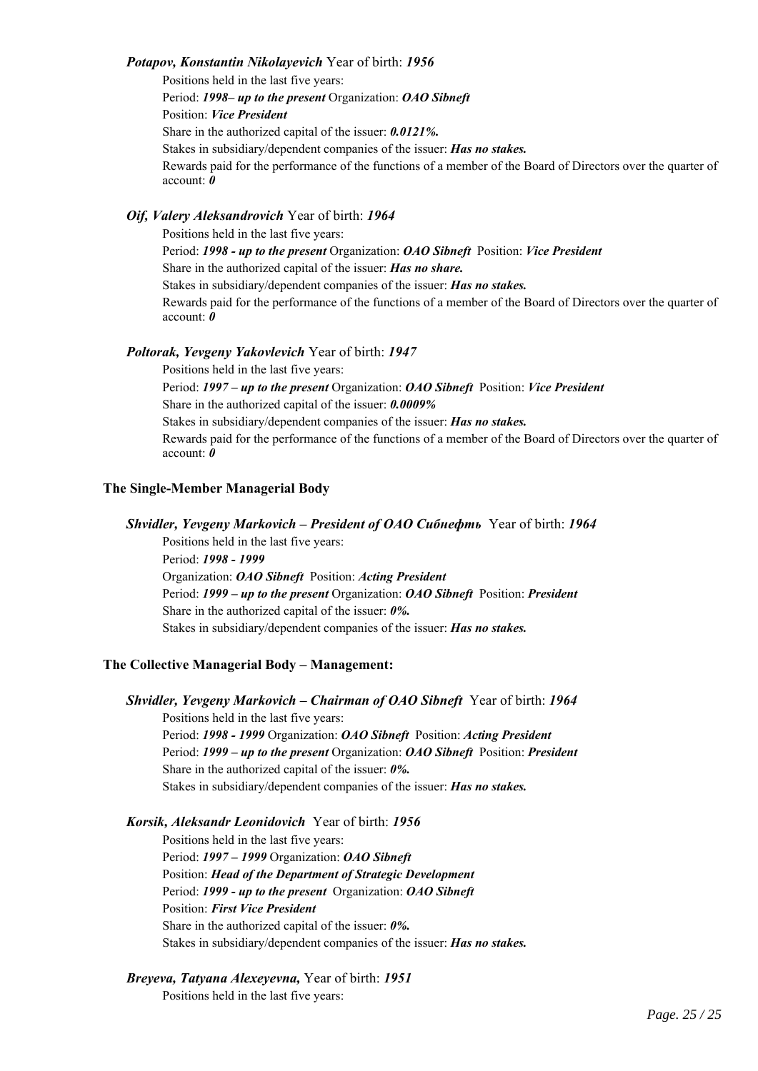***Potapov, Konstantin Nikolayevich*** Year of birth: ***1956***

Positions held in the last five years:

Period: ***1998– up to the present*** Organization: ***OAO Sibneft***

Position: ***Vice President***

Share in the authorized capital of the issuer: ***0.0121%.***

Stakes in subsidiary/dependent companies of the issuer: ***Has no stakes.***

Rewards paid for the performance of the functions of a member of the Board of Directors over the quarter of account: ***0***

***Oif, Valery Aleksandrovich*** Year of birth: ***1964***

Positions held in the last five years:

Period: ***1998 - up to the present*** Organization: ***OAO Sibneft*** Position: ***Vice President***

Share in the authorized capital of the issuer: ***Has no share.***

Stakes in subsidiary/dependent companies of the issuer: ***Has no stakes.***

Rewards paid for the performance of the functions of a member of the Board of Directors over the quarter of account: ***0***

***Poltorak, Yevgeny Yakovlevich*** Year of birth: ***1947***

Positions held in the last five years:

Period: ***1997 – up to the present*** Organization: ***OAO Sibneft*** Position: ***Vice President***

Share in the authorized capital of the issuer: ***0.0009%***

Stakes in subsidiary/dependent companies of the issuer: ***Has no stakes.***

Rewards paid for the performance of the functions of a member of the Board of Directors over the quarter of account: ***0***

**The Single-Member Managerial Body**

***Shvidler, Yevgeny Markovich – President of OAO Сибнефть*** Year of birth: ***1964***

Positions held in the last five years:

Period: ***1998 - 1999***

Organization: ***OAO Sibneft*** Position: ***Acting President***

Period: ***1999 – up to the present*** Organization: ***OAO Sibneft*** Position: ***President***

Share in the authorized capital of the issuer: ***0%.***

Stakes in subsidiary/dependent companies of the issuer: ***Has no stakes.***

**The Collective Managerial Body – Management:**

***Shvidler, Yevgeny Markovich – Chairman of OAO Sibneft*** Year of birth: ***1964***

Positions held in the last five years:

Period: ***1998 - 1999*** Organization: ***OAO Sibneft*** Position: ***Acting President***

Period: ***1999 – up to the present*** Organization: ***OAO Sibneft*** Position: ***President***

Share in the authorized capital of the issuer: ***0%.***

Stakes in subsidiary/dependent companies of the issuer: ***Has no stakes.***

***Korsik, Aleksandr Leonidovich*** Year of birth: ***1956***

Positions held in the last five years:

Period: ***1997 – 1999*** Organization: ***OAO Sibneft***

Position: ***Head of the Department of Strategic Development***

Period: ***1999 - up to the present*** Organization: ***OAO Sibneft***

Position: ***First Vice President***

Share in the authorized capital of the issuer: ***0%.***

Stakes in subsidiary/dependent companies of the issuer: ***Has no stakes.***

***Breyeva, Tatyana Alexeyevna,*** Year of birth: ***1951***

Positions held in the last five years: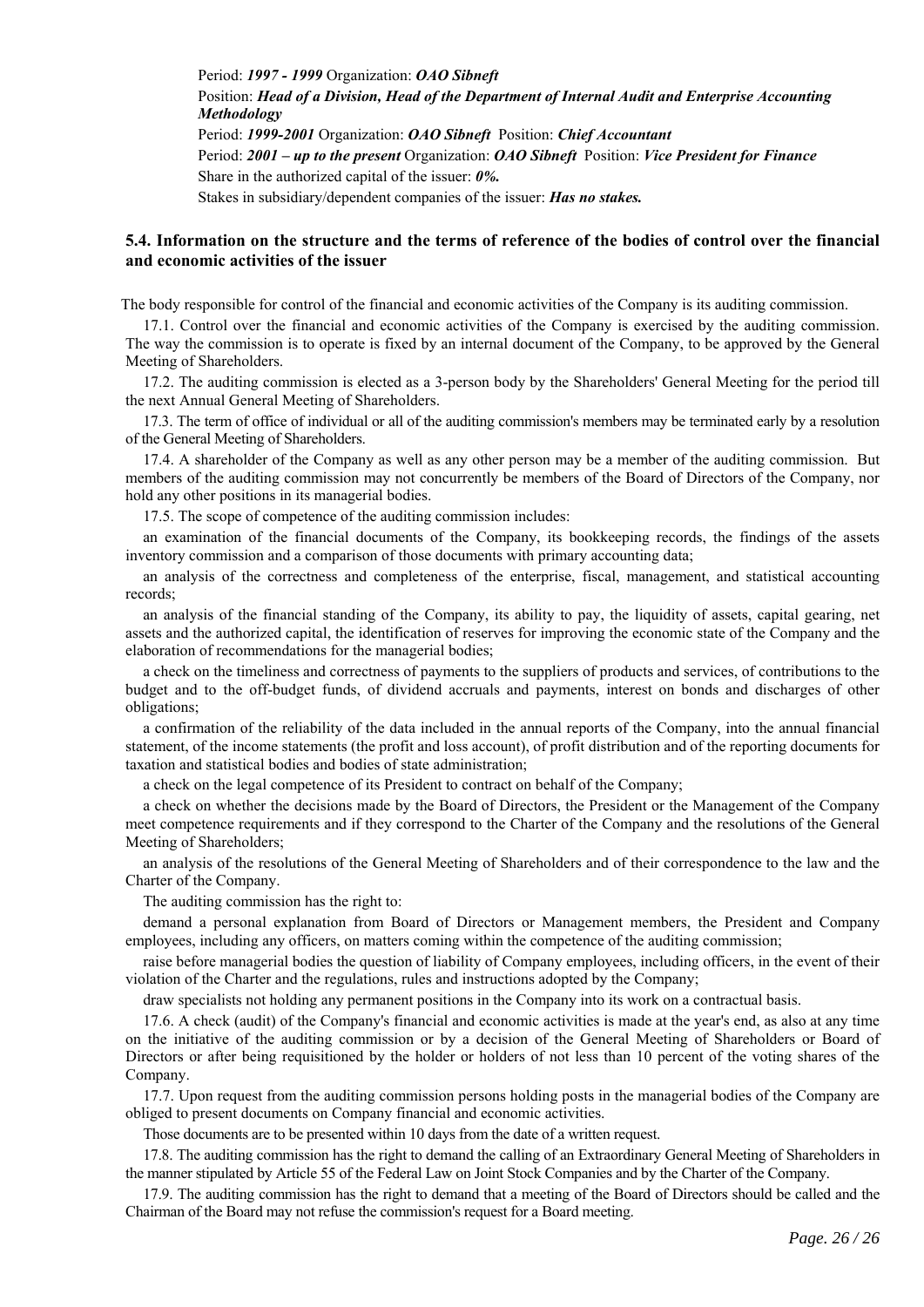Period: ***1997 - 1999*** Organization: ***OAO Sibneft***

Position: ***Head of a Division, Head of the Department of Internal Audit and Enterprise Accounting Methodology***

Period: ***1999-2001*** Organization: ***OAO Sibneft*** Position: ***Chief Accountant***

Period: ***2001 – up to the present*** Organization: ***OAO Sibneft*** Position: ***Vice President for Finance***

Share in the authorized capital of the issuer: ***0%.***

Stakes in subsidiary/dependent companies of the issuer: ***Has no stakes.***

## 5.4. Information on the structure and the terms of reference of the bodies of control over the financial and economic activities of the issuer

The body responsible for control of the financial and economic activities of the Company is its auditing commission.

17.1. Control over the financial and economic activities of the Company is exercised by the auditing commission. The way the commission is to operate is fixed by an internal document of the Company, to be approved by the General Meeting of Shareholders.

17.2. The auditing commission is elected as a 3-person body by the Shareholders' General Meeting for the period till the next Annual General Meeting of Shareholders.

17.3. The term of office of individual or all of the auditing commission's members may be terminated early by a resolution of the General Meeting of Shareholders.

17.4. A shareholder of the Company as well as any other person may be a member of the auditing commission. But members of the auditing commission may not concurrently be members of the Board of Directors of the Company, nor hold any other positions in its managerial bodies.

17.5. The scope of competence of the auditing commission includes:

an examination of the financial documents of the Company, its bookkeeping records, the findings of the assets inventory commission and a comparison of those documents with primary accounting data;

an analysis of the correctness and completeness of the enterprise, fiscal, management, and statistical accounting records;

an analysis of the financial standing of the Company, its ability to pay, the liquidity of assets, capital gearing, net assets and the authorized capital, the identification of reserves for improving the economic state of the Company and the elaboration of recommendations for the managerial bodies;

a check on the timeliness and correctness of payments to the suppliers of products and services, of contributions to the budget and to the off-budget funds, of dividend accruals and payments, interest on bonds and discharges of other obligations;

a confirmation of the reliability of the data included in the annual reports of the Company, into the annual financial statement, of the income statements (the profit and loss account), of profit distribution and of the reporting documents for taxation and statistical bodies and bodies of state administration;

a check on the legal competence of its President to contract on behalf of the Company;

a check on whether the decisions made by the Board of Directors, the President or the Management of the Company meet competence requirements and if they correspond to the Charter of the Company and the resolutions of the General Meeting of Shareholders;

an analysis of the resolutions of the General Meeting of Shareholders and of their correspondence to the law and the Charter of the Company.

The auditing commission has the right to:

demand a personal explanation from Board of Directors or Management members, the President and Company employees, including any officers, on matters coming within the competence of the auditing commission;

raise before managerial bodies the question of liability of Company employees, including officers, in the event of their violation of the Charter and the regulations, rules and instructions adopted by the Company;

draw specialists not holding any permanent positions in the Company into its work on a contractual basis.

17.6. A check (audit) of the Company's financial and economic activities is made at the year's end, as also at any time on the initiative of the auditing commission or by a decision of the General Meeting of Shareholders or Board of Directors or after being requisitioned by the holder or holders of not less than 10 percent of the voting shares of the Company.

17.7. Upon request from the auditing commission persons holding posts in the managerial bodies of the Company are obliged to present documents on Company financial and economic activities.

Those documents are to be presented within 10 days from the date of a written request.

17.8. The auditing commission has the right to demand the calling of an Extraordinary General Meeting of Shareholders in the manner stipulated by Article 55 of the Federal Law on Joint Stock Companies and by the Charter of the Company.

17.9. The auditing commission has the right to demand that a meeting of the Board of Directors should be called and the Chairman of the Board may not refuse the commission's request for a Board meeting.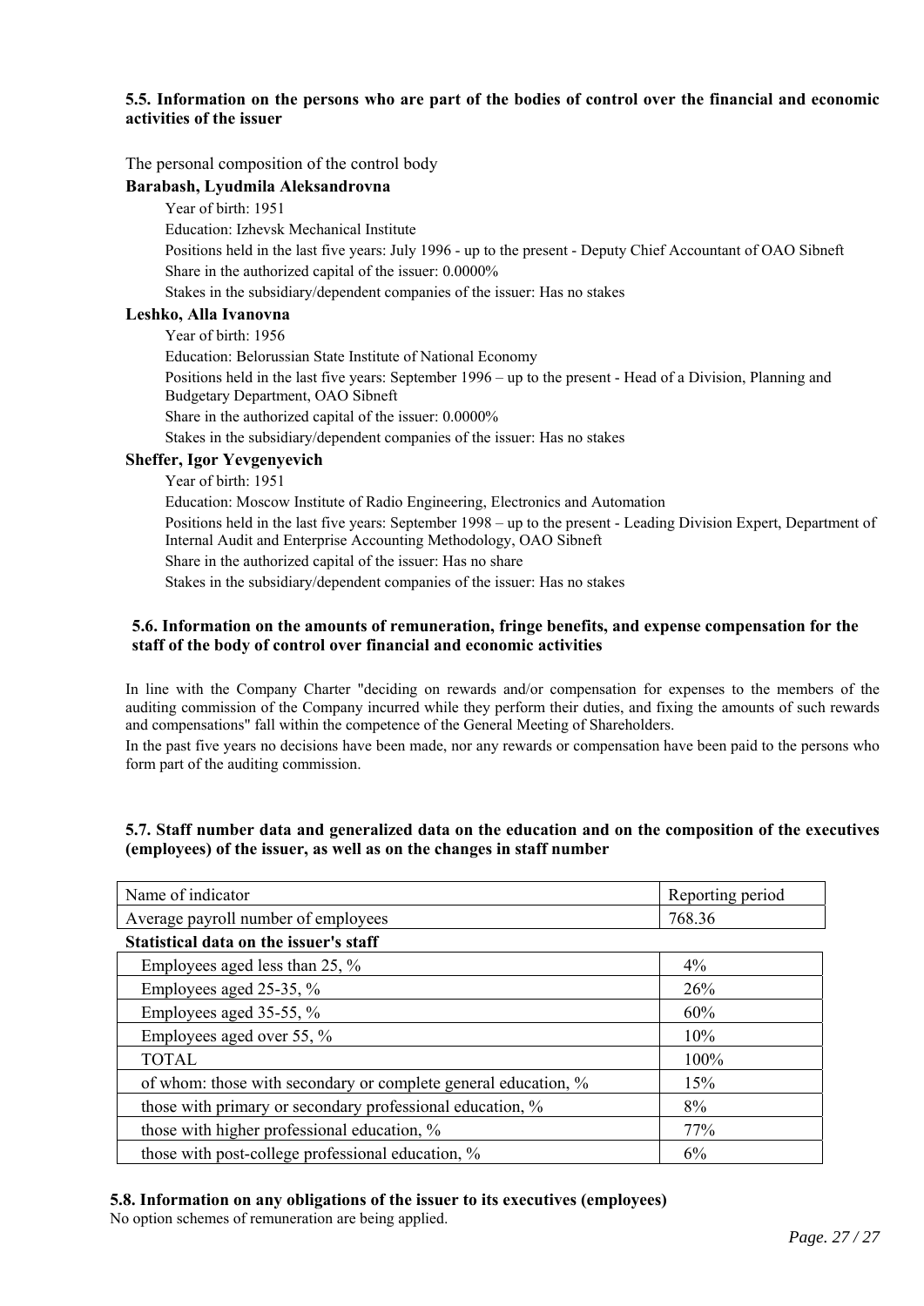### 5.5. Information on the persons who are part of the bodies of control over the financial and economic activities of the issuer

The personal composition of the control body

**Barabash, Lyudmila Aleksandrovna**

Year of birth: 1951

Education: Izhevsk Mechanical Institute

Positions held in the last five years: July 1996 - up to the present - Deputy Chief Accountant of OAO Sibneft

Share in the authorized capital of the issuer: 0.0000%

Stakes in the subsidiary/dependent companies of the issuer: Has no stakes

**Leshko, Alla Ivanovna**

Year of birth: 1956

Education: Belorussian State Institute of National Economy

Positions held in the last five years: September 1996 – up to the present - Head of a Division, Planning and Budgetary Department, OAO Sibneft

Share in the authorized capital of the issuer: 0.0000%

Stakes in the subsidiary/dependent companies of the issuer: Has no stakes

**Sheffer, Igor Yevgenyevich**

Year of birth: 1951

Education: Moscow Institute of Radio Engineering, Electronics and Automation

Positions held in the last five years: September 1998 – up to the present - Leading Division Expert, Department of Internal Audit and Enterprise Accounting Methodology, OAO Sibneft

Share in the authorized capital of the issuer: Has no share

Stakes in the subsidiary/dependent companies of the issuer: Has no stakes

### 5.6. Information on the amounts of remuneration, fringe benefits, and expense compensation for the staff of the body of control over financial and economic activities

In line with the Company Charter "deciding on rewards and/or compensation for expenses to the members of the auditing commission of the Company incurred while they perform their duties, and fixing the amounts of such rewards and compensations" fall within the competence of the General Meeting of Shareholders.

In the past five years no decisions have been made, nor any rewards or compensation have been paid to the persons who form part of the auditing commission.

### 5.7. Staff number data and generalized data on the education and on the composition of the executives (employees) of the issuer, as well as on the changes in staff number

| Name of indicator | Reporting period |
|---|---|
| Average payroll number of employees | 768.36 |
| **Statistical data on the issuer's staff** | |
| Employees aged less than 25, % | 4% |
| Employees aged 25-35, % | 26% |
| Employees aged 35-55, % | 60% |
| Employees aged over 55, % | 10% |
| TOTAL | 100% |
| of whom: those with secondary or complete general education, % | 15% |
| those with primary or secondary professional education, % | 8% |
| those with higher professional education, % | 77% |
| those with post-college professional education, % | 6% |

### 5.8. Information on any obligations of the issuer to its executives (employees)

No option schemes of remuneration are being applied.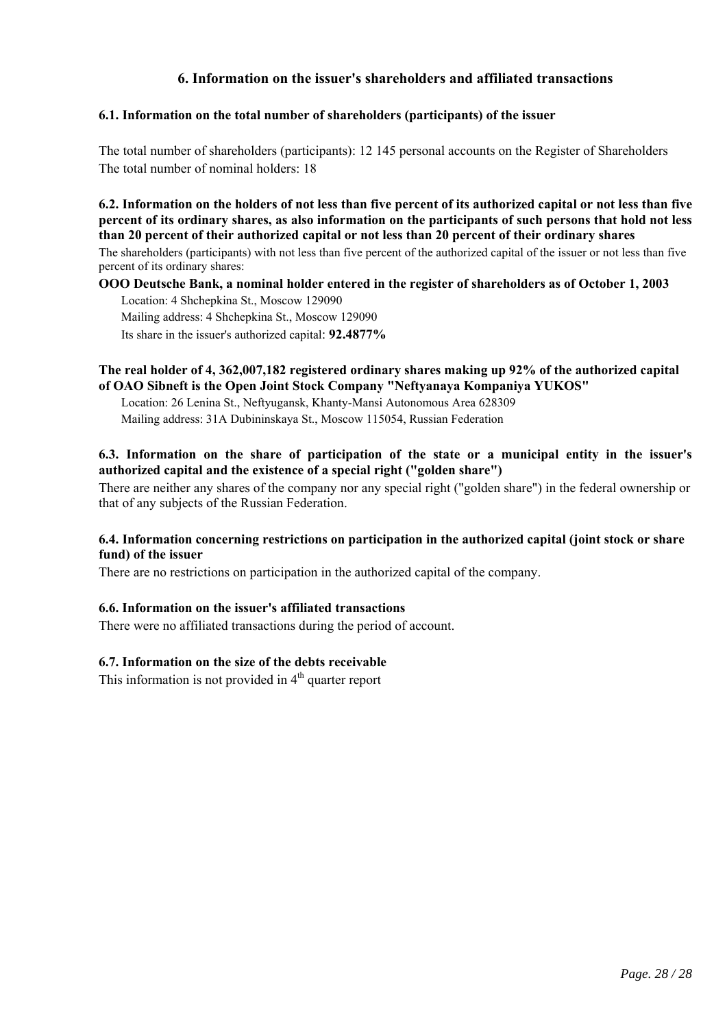# 6. Information on the issuer's shareholders and affiliated transactions

### 6.1. Information on the total number of shareholders (participants) of the issuer

The total number of shareholders (participants): 12 145 personal accounts on the Register of Shareholders
The total number of nominal holders: 18

### 6.2. Information on the holders of not less than five percent of its authorized capital or not less than five percent of its ordinary shares, as also information on the participants of such persons that hold not less than 20 percent of their authorized capital or not less than 20 percent of their ordinary shares

The shareholders (participants) with not less than five percent of the authorized capital of the issuer or not less than five percent of its ordinary shares:

**OOO Deutsche Bank, a nominal holder entered in the register of shareholders as of October 1, 2003**

Location: 4 Shchepkina St., Moscow 129090
Mailing address: 4 Shchepkina St., Moscow 129090
Its share in the issuer's authorized capital: **92.4877%**

**The real holder of 4, 362,007,182 registered ordinary shares making up 92% of the authorized capital of OAO Sibneft is the Open Joint Stock Company "Neftyanaya Kompaniya YUKOS"**

Location: 26 Lenina St., Neftyugansk, Khanty-Mansi Autonomous Area 628309
Mailing address: 31A Dubininskaya St., Moscow 115054, Russian Federation

### 6.3. Information on the share of participation of the state or a municipal entity in the issuer's authorized capital and the existence of a special right ("golden share")

There are neither any shares of the company nor any special right ("golden share") in the federal ownership or that of any subjects of the Russian Federation.

### 6.4. Information concerning restrictions on participation in the authorized capital (joint stock or share fund) of the issuer

There are no restrictions on participation in the authorized capital of the company.

### 6.6. Information on the issuer's affiliated transactions

There were no affiliated transactions during the period of account.

### 6.7. Information on the size of the debts receivable

This information is not provided in 4th quarter report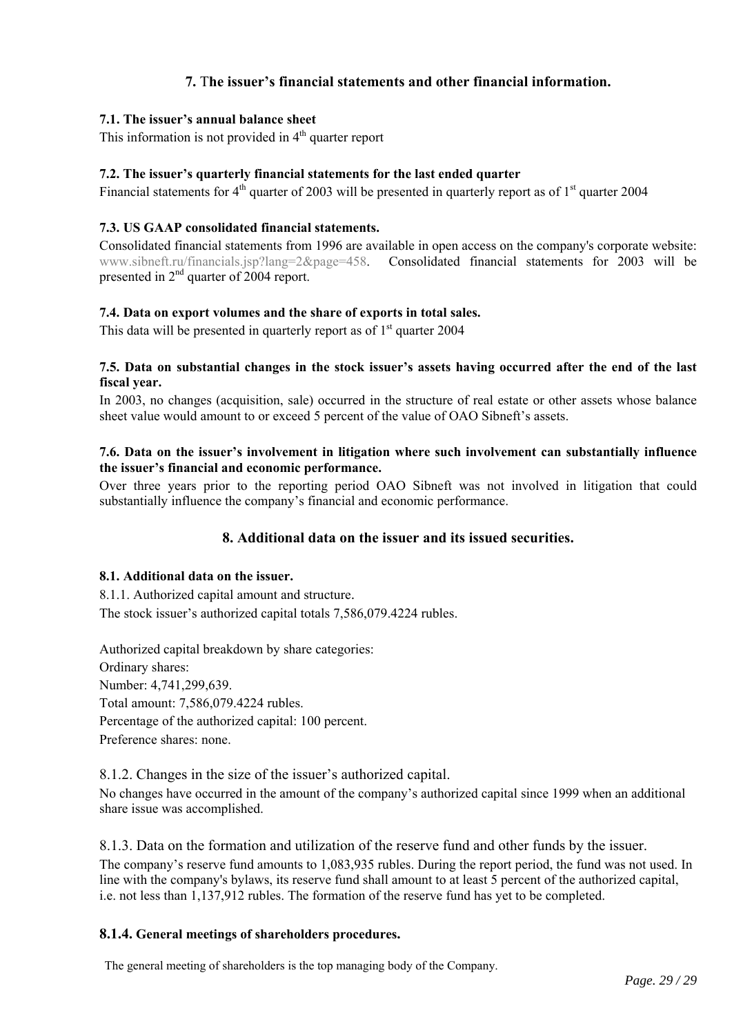## 7. The issuer's financial statements and other financial information.

**7.1. The issuer's annual balance sheet**

This information is not provided in 4th quarter report

**7.2. The issuer's quarterly financial statements for the last ended quarter**

Financial statements for 4th quarter of 2003 will be presented in quarterly report as of 1st quarter 2004

**7.3. US GAAP consolidated financial statements.**

Consolidated financial statements from 1996 are available in open access on the company's corporate website: www.sibneft.ru/financials.jsp?lang=2&page=458. Consolidated financial statements for 2003 will be presented in 2nd quarter of 2004 report.

**7.4. Data on export volumes and the share of exports in total sales.**

This data will be presented in quarterly report as of 1st quarter 2004

**7.5. Data on substantial changes in the stock issuer's assets having occurred after the end of the last fiscal year.**

In 2003, no changes (acquisition, sale) occurred in the structure of real estate or other assets whose balance sheet value would amount to or exceed 5 percent of the value of OAO Sibneft's assets.

**7.6. Data on the issuer's involvement in litigation where such involvement can substantially influence the issuer's financial and economic performance.**

Over three years prior to the reporting period OAO Sibneft was not involved in litigation that could substantially influence the company's financial and economic performance.

## 8. Additional data on the issuer and its issued securities.

**8.1. Additional data on the issuer.**

8.1.1. Authorized capital amount and structure.

The stock issuer's authorized capital totals 7,586,079.4224 rubles.

Authorized capital breakdown by share categories:

Ordinary shares:

Number: 4,741,299,639.

Total amount: 7,586,079.4224 rubles.

Percentage of the authorized capital: 100 percent.

Preference shares: none.

8.1.2. Changes in the size of the issuer's authorized capital.

No changes have occurred in the amount of the company's authorized capital since 1999 when an additional share issue was accomplished.

8.1.3. Data on the formation and utilization of the reserve fund and other funds by the issuer.

The company's reserve fund amounts to 1,083,935 rubles. During the report period, the fund was not used. In line with the company's bylaws, its reserve fund shall amount to at least 5 percent of the authorized capital, i.e. not less than 1,137,912 rubles. The formation of the reserve fund has yet to be completed.

**8.1.4. General meetings of shareholders procedures.**

The general meeting of shareholders is the top managing body of the Company.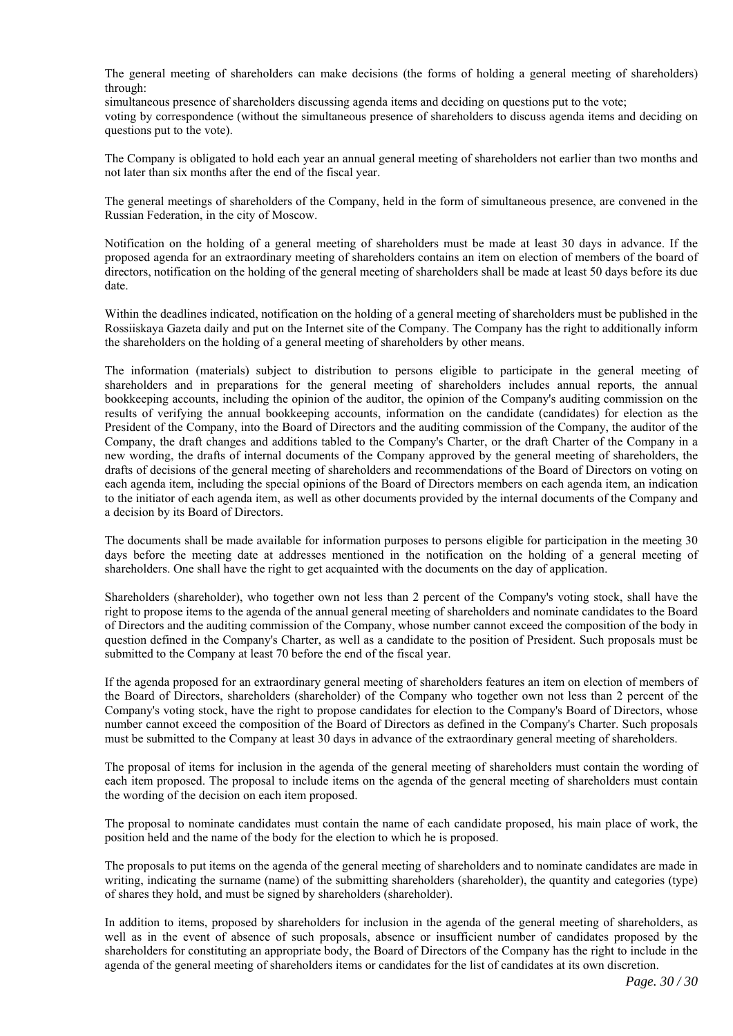The general meeting of shareholders can make decisions (the forms of holding a general meeting of shareholders) through:

simultaneous presence of shareholders discussing agenda items and deciding on questions put to the vote;

voting by correspondence (without the simultaneous presence of shareholders to discuss agenda items and deciding on questions put to the vote).

The Company is obligated to hold each year an annual general meeting of shareholders not earlier than two months and not later than six months after the end of the fiscal year.

The general meetings of shareholders of the Company, held in the form of simultaneous presence, are convened in the Russian Federation, in the city of Moscow.

Notification on the holding of a general meeting of shareholders must be made at least 30 days in advance. If the proposed agenda for an extraordinary meeting of shareholders contains an item on election of members of the board of directors, notification on the holding of the general meeting of shareholders shall be made at least 50 days before its due date.

Within the deadlines indicated, notification on the holding of a general meeting of shareholders must be published in the Rossiiskaya Gazeta daily and put on the Internet site of the Company. The Company has the right to additionally inform the shareholders on the holding of a general meeting of shareholders by other means.

The information (materials) subject to distribution to persons eligible to participate in the general meeting of shareholders and in preparations for the general meeting of shareholders includes annual reports, the annual bookkeeping accounts, including the opinion of the auditor, the opinion of the Company's auditing commission on the results of verifying the annual bookkeeping accounts, information on the candidate (candidates) for election as the President of the Company, into the Board of Directors and the auditing commission of the Company, the auditor of the Company, the draft changes and additions tabled to the Company's Charter, or the draft Charter of the Company in a new wording, the drafts of internal documents of the Company approved by the general meeting of shareholders, the drafts of decisions of the general meeting of shareholders and recommendations of the Board of Directors on voting on each agenda item, including the special opinions of the Board of Directors members on each agenda item, an indication to the initiator of each agenda item, as well as other documents provided by the internal documents of the Company and a decision by its Board of Directors.

The documents shall be made available for information purposes to persons eligible for participation in the meeting 30 days before the meeting date at addresses mentioned in the notification on the holding of a general meeting of shareholders. One shall have the right to get acquainted with the documents on the day of application.

Shareholders (shareholder), who together own not less than 2 percent of the Company's voting stock, shall have the right to propose items to the agenda of the annual general meeting of shareholders and nominate candidates to the Board of Directors and the auditing commission of the Company, whose number cannot exceed the composition of the body in question defined in the Company's Charter, as well as a candidate to the position of President. Such proposals must be submitted to the Company at least 70 before the end of the fiscal year.

If the agenda proposed for an extraordinary general meeting of shareholders features an item on election of members of the Board of Directors, shareholders (shareholder) of the Company who together own not less than 2 percent of the Company's voting stock, have the right to propose candidates for election to the Company's Board of Directors, whose number cannot exceed the composition of the Board of Directors as defined in the Company's Charter. Such proposals must be submitted to the Company at least 30 days in advance of the extraordinary general meeting of shareholders.

The proposal of items for inclusion in the agenda of the general meeting of shareholders must contain the wording of each item proposed. The proposal to include items on the agenda of the general meeting of shareholders must contain the wording of the decision on each item proposed.

The proposal to nominate candidates must contain the name of each candidate proposed, his main place of work, the position held and the name of the body for the election to which he is proposed.

The proposals to put items on the agenda of the general meeting of shareholders and to nominate candidates are made in writing, indicating the surname (name) of the submitting shareholders (shareholder), the quantity and categories (type) of shares they hold, and must be signed by shareholders (shareholder).

In addition to items, proposed by shareholders for inclusion in the agenda of the general meeting of shareholders, as well as in the event of absence of such proposals, absence or insufficient number of candidates proposed by the shareholders for constituting an appropriate body, the Board of Directors of the Company has the right to include in the agenda of the general meeting of shareholders items or candidates for the list of candidates at its own discretion.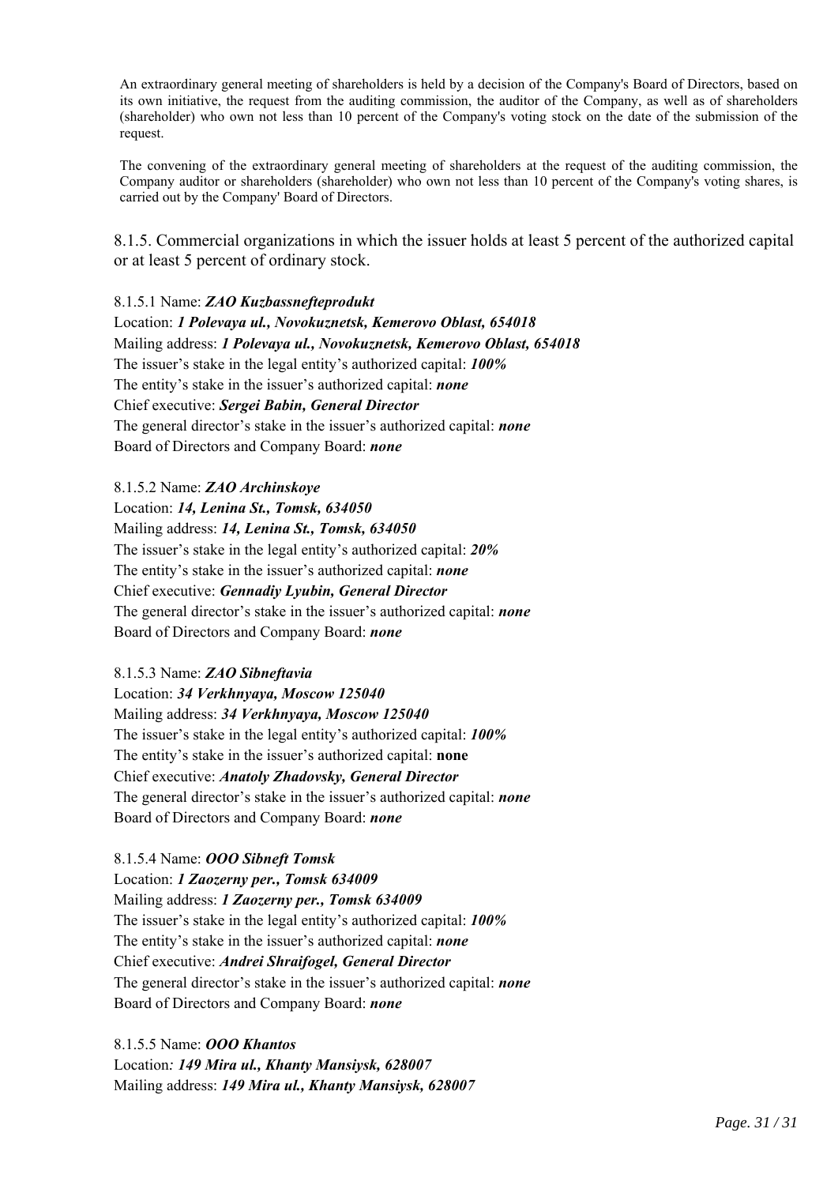An extraordinary general meeting of shareholders is held by a decision of the Company's Board of Directors, based on its own initiative, the request from the auditing commission, the auditor of the Company, as well as of shareholders (shareholder) who own not less than 10 percent of the Company's voting stock on the date of the submission of the request.

The convening of the extraordinary general meeting of shareholders at the request of the auditing commission, the Company auditor or shareholders (shareholder) who own not less than 10 percent of the Company's voting shares, is carried out by the Company' Board of Directors.

### 8.1.5. Commercial organizations in which the issuer holds at least 5 percent of the authorized capital or at least 5 percent of ordinary stock.

8.1.5.1 Name: ***ZAO Kuzbassnefteprodukt***
Location: ***1 Polevaya ul., Novokuznetsk, Kemerovo Oblast, 654018***
Mailing address: ***1 Polevaya ul., Novokuznetsk, Kemerovo Oblast, 654018***
The issuer's stake in the legal entity's authorized capital: ***100%***
The entity's stake in the issuer's authorized capital: ***none***
Chief executive: ***Sergei Babin, General Director***
The general director's stake in the issuer's authorized capital: ***none***
Board of Directors and Company Board: ***none***

8.1.5.2 Name: ***ZAO Archinskoye***
Location: ***14, Lenina St., Tomsk, 634050***
Mailing address: ***14, Lenina St., Tomsk, 634050***
The issuer's stake in the legal entity's authorized capital: ***20%***
The entity's stake in the issuer's authorized capital: ***none***
Chief executive: ***Gennadiy Lyubin, General Director***
The general director's stake in the issuer's authorized capital: ***none***
Board of Directors and Company Board: ***none***

8.1.5.3 Name: ***ZAO Sibneftavia***
Location: ***34 Verkhnyaya, Moscow 125040***
Mailing address: ***34 Verkhnyaya, Moscow 125040***
The issuer's stake in the legal entity's authorized capital: ***100%***
The entity's stake in the issuer's authorized capital: **none**
Chief executive: ***Anatoly Zhadovsky, General Director***
The general director's stake in the issuer's authorized capital: ***none***
Board of Directors and Company Board: ***none***

8.1.5.4 Name: ***OOO Sibneft Tomsk***
Location: ***1 Zaozerny per., Tomsk 634009***
Mailing address: ***1 Zaozerny per., Tomsk 634009***
The issuer's stake in the legal entity's authorized capital: ***100%***
The entity's stake in the issuer's authorized capital: ***none***
Chief executive: ***Andrei Shraifogel, General Director***
The general director's stake in the issuer's authorized capital: ***none***
Board of Directors and Company Board: ***none***

8.1.5.5 Name: ***OOO Khantos***
Location: ***149 Mira ul., Khanty Mansiysk, 628007***
Mailing address: ***149 Mira ul., Khanty Mansiysk, 628007***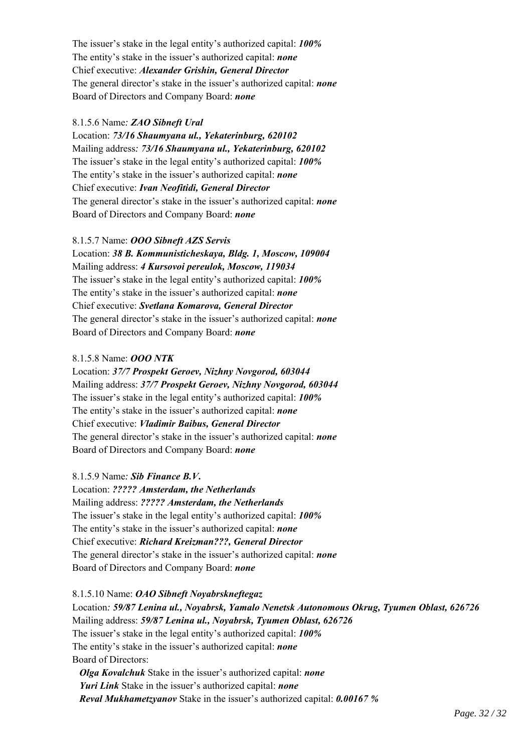The issuer's stake in the legal entity's authorized capital: ***100%***
The entity's stake in the issuer's authorized capital: ***none***
Chief executive: ***Alexander Grishin, General Director***
The general director's stake in the issuer's authorized capital: ***none***
Board of Directors and Company Board: ***none***

8.1.5.6 Name*:* ***ZAO Sibneft Ural***
Location: ***73/16 Shaumyana ul., Yekaterinburg, 620102***
Mailing address*:* ***73/16 Shaumyana ul., Yekaterinburg, 620102***
The issuer's stake in the legal entity's authorized capital: ***100%***
The entity's stake in the issuer's authorized capital: ***none***
Chief executive: ***Ivan Neofitidi, General Director***
The general director's stake in the issuer's authorized capital: ***none***
Board of Directors and Company Board: ***none***

8.1.5.7 Name: ***OOO Sibneft AZS Servis***
Location: ***38 B. Kommunisticheskaya, Bldg. 1, Moscow, 109004***
Mailing address: ***4 Kursovoi pereulok, Moscow, 119034***
The issuer's stake in the legal entity's authorized capital: ***100%***
The entity's stake in the issuer's authorized capital: ***none***
Chief executive: ***Svetlana Komarova, General Director***
The general director's stake in the issuer's authorized capital: ***none***
Board of Directors and Company Board: ***none***

8.1.5.8 Name: ***OOO NTK***
Location: ***37/7 Prospekt Geroev, Nizhny Novgorod, 603044***
Mailing address: ***37/7 Prospekt Geroev, Nizhny Novgorod, 603044***
The issuer's stake in the legal entity's authorized capital: ***100%***
The entity's stake in the issuer's authorized capital: ***none***
Chief executive: ***Vladimir Baibus, General Director***
The general director's stake in the issuer's authorized capital: ***none***
Board of Directors and Company Board: ***none***

8.1.5.9 Name*:* ***Sib Finance B.V.***
Location: ***????? Amsterdam, the Netherlands***
Mailing address: ***????? Amsterdam, the Netherlands***
The issuer's stake in the legal entity's authorized capital: ***100%***
The entity's stake in the issuer's authorized capital: ***none***
Chief executive: ***Richard Kreizman???, General Director***
The general director's stake in the issuer's authorized capital: ***none***
Board of Directors and Company Board: ***none***

8.1.5.10 Name: ***OAO Sibneft Noyabrskneftegaz***
Location*:* ***59/87 Lenina ul., Noyabrsk, Yamalo Nenetsk Autonomous Okrug, Tyumen Oblast, 626726***
Mailing address: ***59/87 Lenina ul., Noyabrsk, Tyumen Oblast, 626726***
The issuer's stake in the legal entity's authorized capital: ***100%***
The entity's stake in the issuer's authorized capital: ***none***
Board of Directors:
***Olga Kovalchuk*** Stake in the issuer's authorized capital: ***none***
***Yuri Link*** Stake in the issuer's authorized capital: ***none***
***Reval Mukhametzyanov*** Stake in the issuer's authorized capital: ***0.00167 %***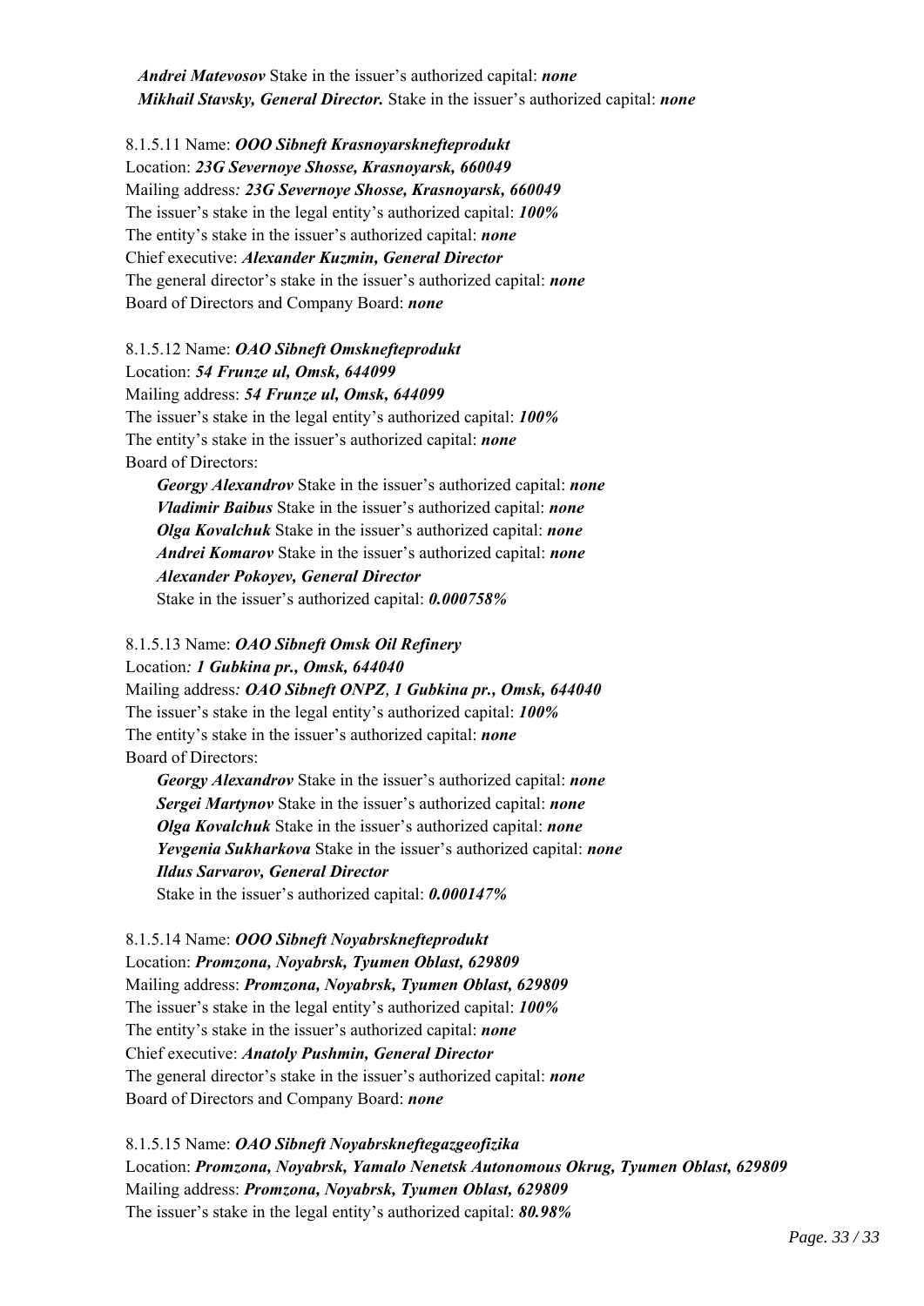*Andrei Matevosov* Stake in the issuer's authorized capital: ***none***
***Mikhail Stavsky, General Director.*** Stake in the issuer's authorized capital: ***none***

8.1.5.11 Name: ***OOO Sibneft Krasnoyarsknefteprodukt***
Location: ***23G Severnoye Shosse, Krasnoyarsk, 660049***
Mailing address*:* ***23G Severnoye Shosse, Krasnoyarsk, 660049***
The issuer's stake in the legal entity's authorized capital: ***100%***
The entity's stake in the issuer's authorized capital: ***none***
Chief executive: ***Alexander Kuzmin, General Director***
The general director's stake in the issuer's authorized capital: ***none***
Board of Directors and Company Board: ***none***

8.1.5.12 Name: ***OAO Sibneft Omsknefteprodukt***
Location: ***54 Frunze ul, Omsk, 644099***
Mailing address: ***54 Frunze ul, Omsk, 644099***
The issuer's stake in the legal entity's authorized capital: ***100%***
The entity's stake in the issuer's authorized capital: ***none***
Board of Directors:

***Georgy Alexandrov*** Stake in the issuer's authorized capital: ***none***
***Vladimir Baibus*** Stake in the issuer's authorized capital: ***none***
***Olga Kovalchuk*** Stake in the issuer's authorized capital: ***none***
***Andrei Komarov*** Stake in the issuer's authorized capital: ***none***
***Alexander Pokoyev, General Director***
Stake in the issuer's authorized capital: ***0.000758%***

8.1.5.13 Name: ***OAO Sibneft Omsk Oil Refinery***
Location*:* ***1 Gubkina pr., Omsk, 644040***
Mailing address*:* ***OAO Sibneft ONPZ, 1 Gubkina pr., Omsk, 644040***
The issuer's stake in the legal entity's authorized capital: ***100%***
The entity's stake in the issuer's authorized capital: ***none***
Board of Directors:

***Georgy Alexandrov*** Stake in the issuer's authorized capital: ***none***
***Sergei Martynov*** Stake in the issuer's authorized capital: ***none***
***Olga Kovalchuk*** Stake in the issuer's authorized capital: ***none***
***Yevgenia Sukharkova*** Stake in the issuer's authorized capital: ***none***
***Ildus Sarvarov, General Director***
Stake in the issuer's authorized capital: ***0.000147%***

8.1.5.14 Name: ***OOO Sibneft Noyabrsknefteprodukt***
Location: ***Promzona, Noyabrsk, Tyumen Oblast, 629809***
Mailing address: ***Promzona, Noyabrsk, Tyumen Oblast, 629809***
The issuer's stake in the legal entity's authorized capital: ***100%***
The entity's stake in the issuer's authorized capital: ***none***
Chief executive: ***Anatoly Pushmin, General Director***
The general director's stake in the issuer's authorized capital: ***none***
Board of Directors and Company Board: ***none***

8.1.5.15 Name: ***OAO Sibneft Noyabrskneftegazgeofizika***
Location: ***Promzona, Noyabrsk, Yamalo Nenetsk Autonomous Okrug, Tyumen Oblast, 629809***
Mailing address: ***Promzona, Noyabrsk, Tyumen Oblast, 629809***
The issuer's stake in the legal entity's authorized capital: ***80.98%***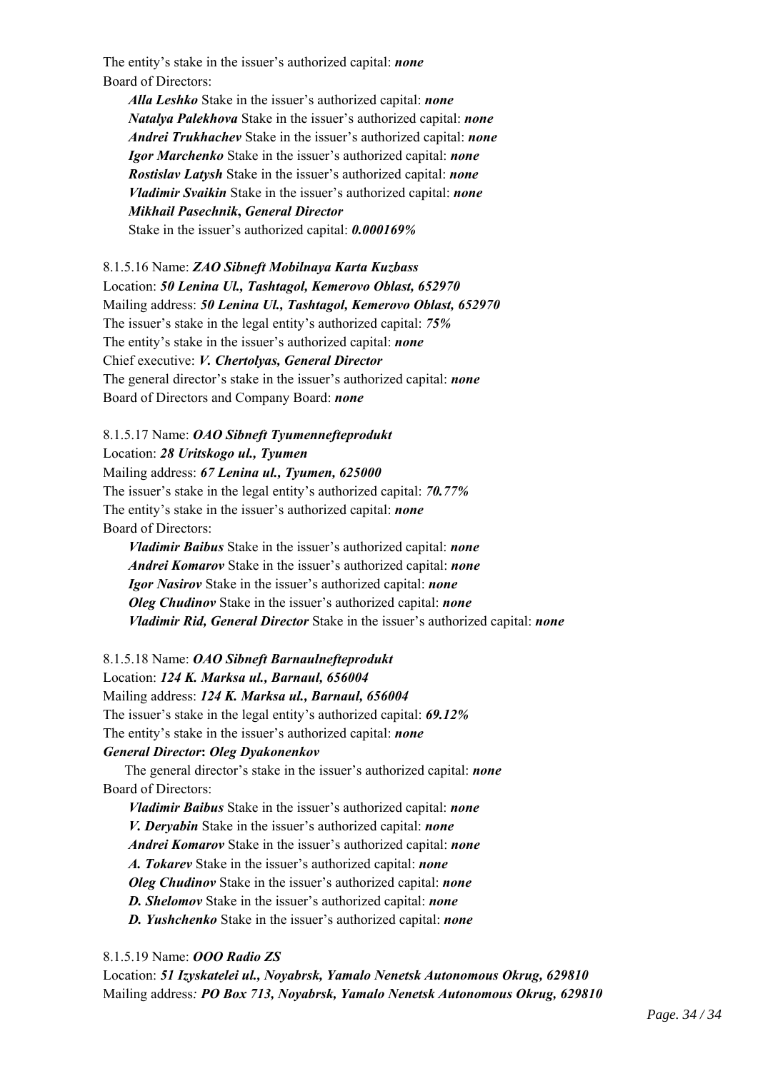The entity's stake in the issuer's authorized capital: ***none***

Board of Directors:

***Alla Leshko*** Stake in the issuer's authorized capital: ***none***
***Natalya Palekhova*** Stake in the issuer's authorized capital: ***none***
***Andrei Trukhachev*** Stake in the issuer's authorized capital: ***none***
***Igor Marchenko*** Stake in the issuer's authorized capital: ***none***
***Rostislav Latysh*** Stake in the issuer's authorized capital: ***none***
***Vladimir Svaikin*** Stake in the issuer's authorized capital: ***none***
***Mikhail Pasechnik*, *General Director***
Stake in the issuer's authorized capital: ***0.000169%***

8.1.5.16 Name: ***ZAO Sibneft Mobilnaya Karta Kuzbass***
Location: ***50 Lenina Ul., Tashtagol, Kemerovo Oblast, 652970***
Mailing address: ***50 Lenina Ul., Tashtagol, Kemerovo Oblast, 652970***
The issuer's stake in the legal entity's authorized capital: ***75%***
The entity's stake in the issuer's authorized capital: ***none***
Chief executive: ***V. Chertolyas, General Director***
The general director's stake in the issuer's authorized capital: ***none***
Board of Directors and Company Board: ***none***

8.1.5.17 Name: ***OAO Sibneft Tyumennefteprodukt***
Location: ***28 Uritskogo ul., Tyumen***
Mailing address: ***67 Lenina ul., Tyumen, 625000***
The issuer's stake in the legal entity's authorized capital: ***70.77%***
The entity's stake in the issuer's authorized capital: ***none***

Board of Directors:

***Vladimir Baibus*** Stake in the issuer's authorized capital: ***none***
***Andrei Komarov*** Stake in the issuer's authorized capital: ***none***
***Igor Nasirov*** Stake in the issuer's authorized capital: ***none***
***Oleg Chudinov*** Stake in the issuer's authorized capital: ***none***
***Vladimir Rid, General Director*** Stake in the issuer's authorized capital: ***none***

8.1.5.18 Name: ***OAO Sibneft Barnaulnefteprodukt***
Location: ***124 K. Marksa ul., Barnaul, 656004***
Mailing address: ***124 K. Marksa ul., Barnaul, 656004***
The issuer's stake in the legal entity's authorized capital: ***69.12%***
The entity's stake in the issuer's authorized capital: ***none***
***General Director*: *Oleg Dyakonenkov***

The general director's stake in the issuer's authorized capital: ***none***

Board of Directors:

***Vladimir Baibus*** Stake in the issuer's authorized capital: ***none***
***V. Deryabin*** Stake in the issuer's authorized capital: ***none***
***Andrei Komarov*** Stake in the issuer's authorized capital: ***none***
***A. Tokarev*** Stake in the issuer's authorized capital: ***none***
***Oleg Chudinov*** Stake in the issuer's authorized capital: ***none***
***D. Shelomov*** Stake in the issuer's authorized capital: ***none***
***D. Yushchenko*** Stake in the issuer's authorized capital: ***none***

8.1.5.19 Name: ***OOO Radio ZS***
Location: ***51 Izyskatelei ul., Noyabrsk, Yamalo Nenetsk Autonomous Okrug, 629810***
Mailing address***: PO Box 713, Noyabrsk, Yamalo Nenetsk Autonomous Okrug, 629810***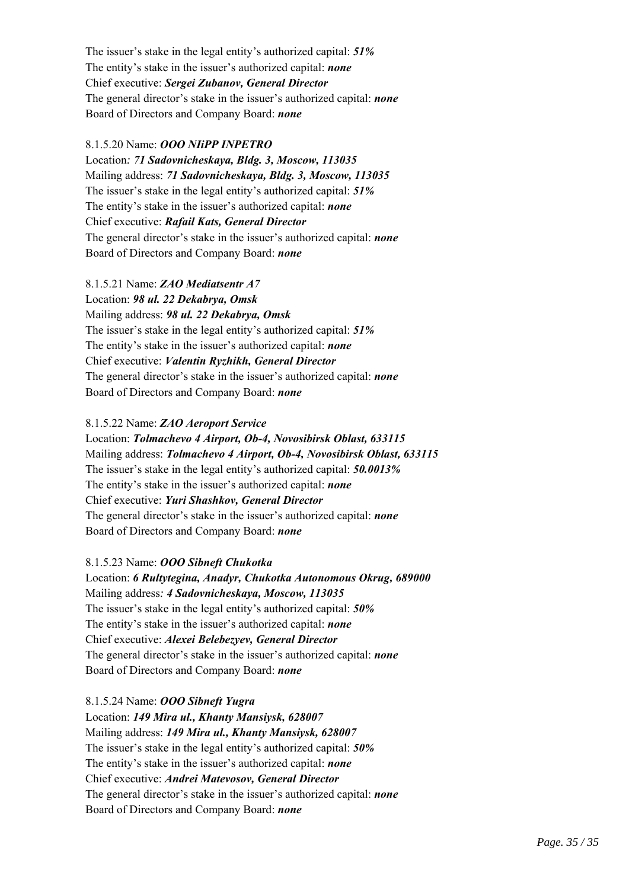The issuer's stake in the legal entity's authorized capital: ***51%***
The entity's stake in the issuer's authorized capital: ***none***
Chief executive: ***Sergei Zubanov, General Director***
The general director's stake in the issuer's authorized capital: ***none***
Board of Directors and Company Board: ***none***

8.1.5.20 Name: ***OOO NIiPP INPETRO***
Location*:* ***71 Sadovnicheskaya, Bldg. 3, Moscow, 113035***
Mailing address: ***71 Sadovnicheskaya, Bldg. 3, Moscow, 113035***
The issuer's stake in the legal entity's authorized capital: ***51%***
The entity's stake in the issuer's authorized capital: ***none***
Chief executive: ***Rafail Kats, General Director***
The general director's stake in the issuer's authorized capital: ***none***
Board of Directors and Company Board: ***none***

8.1.5.21 Name: ***ZAO Mediatsentr A7***
Location: ***98 ul. 22 Dekabrya, Omsk***
Mailing address: ***98 ul. 22 Dekabrya, Omsk***
The issuer's stake in the legal entity's authorized capital: ***51%***
The entity's stake in the issuer's authorized capital: ***none***
Chief executive: ***Valentin Ryzhikh, General Director***
The general director's stake in the issuer's authorized capital: ***none***
Board of Directors and Company Board: ***none***

8.1.5.22 Name: ***ZAO Aeroport Service***
Location: ***Tolmachevo 4 Airport, Ob-4, Novosibirsk Oblast, 633115***
Mailing address: ***Tolmachevo 4 Airport, Ob-4, Novosibirsk Oblast, 633115***
The issuer's stake in the legal entity's authorized capital: ***50.0013%***
The entity's stake in the issuer's authorized capital: ***none***
Chief executive: ***Yuri Shashkov, General Director***
The general director's stake in the issuer's authorized capital: ***none***
Board of Directors and Company Board: ***none***

8.1.5.23 Name: ***OOO Sibneft Chukotka***
Location: ***6 Rultytegina, Anadyr, Chukotka Autonomous Okrug, 689000***
Mailing address*:* ***4 Sadovnicheskaya, Moscow, 113035***
The issuer's stake in the legal entity's authorized capital: ***50%***
The entity's stake in the issuer's authorized capital: ***none***
Chief executive: ***Alexei Belebezyev, General Director***
The general director's stake in the issuer's authorized capital: ***none***
Board of Directors and Company Board: ***none***

8.1.5.24 Name: ***OOO Sibneft Yugra***
Location: ***149 Mira ul., Khanty Mansiysk, 628007***
Mailing address: ***149 Mira ul., Khanty Mansiysk, 628007***
The issuer's stake in the legal entity's authorized capital: ***50%***
The entity's stake in the issuer's authorized capital: ***none***
Chief executive: ***Andrei Matevosov, General Director***
The general director's stake in the issuer's authorized capital: ***none***
Board of Directors and Company Board: ***none***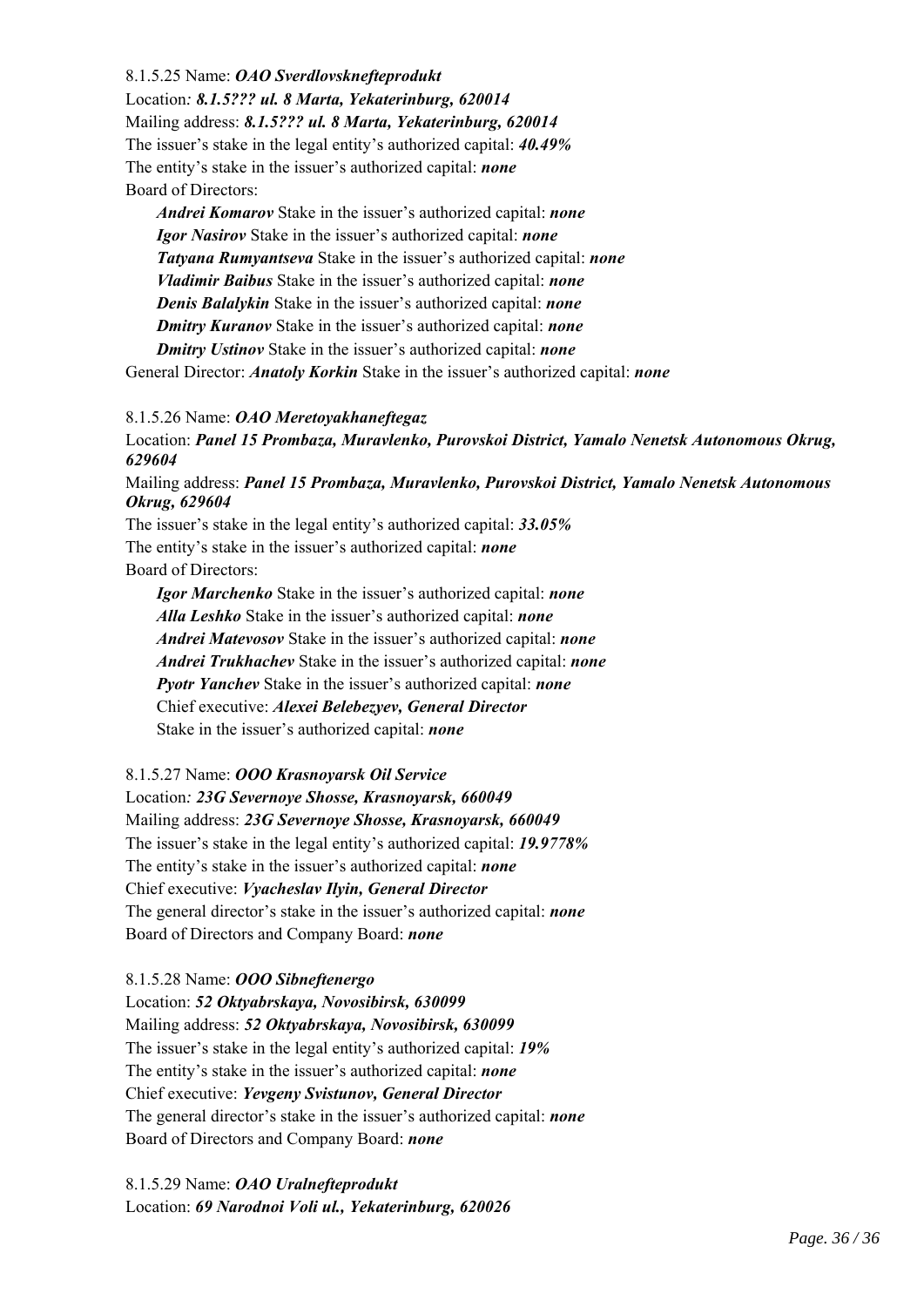8.1.5.25 Name: ***OAO Sverdlovsknefteprodukt***

Location*:* ***8.1.5??? ul. 8 Marta, Yekaterinburg, 620014***

Mailing address: ***8.1.5??? ul. 8 Marta, Yekaterinburg, 620014***

The issuer's stake in the legal entity's authorized capital: ***40.49%***

The entity's stake in the issuer's authorized capital: ***none***

Board of Directors:

> ***Andrei Komarov*** Stake in the issuer's authorized capital: ***none***
> ***Igor Nasirov*** Stake in the issuer's authorized capital: ***none***
> ***Tatyana Rumyantseva*** Stake in the issuer's authorized capital: ***none***
> ***Vladimir Baibus*** Stake in the issuer's authorized capital: ***none***
> ***Denis Balalykin*** Stake in the issuer's authorized capital: ***none***
> ***Dmitry Kuranov*** Stake in the issuer's authorized capital: ***none***
> ***Dmitry Ustinov*** Stake in the issuer's authorized capital: ***none***

General Director: ***Anatoly Korkin*** Stake in the issuer's authorized capital: ***none***

8.1.5.26 Name: ***OAO Meretoyakhaneftegaz***

Location: ***Panel 15 Prombaza, Muravlenko, Purovskoi District, Yamalo Nenetsk Autonomous Okrug, 629604***

Mailing address: ***Panel 15 Prombaza, Muravlenko, Purovskoi District, Yamalo Nenetsk Autonomous Okrug, 629604***

The issuer's stake in the legal entity's authorized capital: ***33.05%***

The entity's stake in the issuer's authorized capital: ***none***

Board of Directors:

> ***Igor Marchenko*** Stake in the issuer's authorized capital: ***none***
> ***Alla Leshko*** Stake in the issuer's authorized capital: ***none***
> ***Andrei Matevosov*** Stake in the issuer's authorized capital: ***none***
> ***Andrei Trukhachev*** Stake in the issuer's authorized capital: ***none***
> ***Pyotr Yanchev*** Stake in the issuer's authorized capital: ***none***
> Chief executive: ***Alexei Belebezyev, General Director***
> Stake in the issuer's authorized capital: ***none***

8.1.5.27 Name: ***OOO Krasnoyarsk Oil Service***

Location*:* ***23G Severnoye Shosse, Krasnoyarsk, 660049***

Mailing address: ***23G Severnoye Shosse, Krasnoyarsk, 660049***

The issuer's stake in the legal entity's authorized capital: ***19.9778%***

The entity's stake in the issuer's authorized capital: ***none***

Chief executive: ***Vyacheslav Ilyin, General Director***

The general director's stake in the issuer's authorized capital: ***none***

Board of Directors and Company Board: ***none***

8.1.5.28 Name: ***OOO Sibneftenergo***

Location: ***52 Oktyabrskaya, Novosibirsk, 630099***

Mailing address: ***52 Oktyabrskaya, Novosibirsk, 630099***

The issuer's stake in the legal entity's authorized capital: ***19%***

The entity's stake in the issuer's authorized capital: ***none***

Chief executive: ***Yevgeny Svistunov, General Director***

The general director's stake in the issuer's authorized capital: ***none***

Board of Directors and Company Board: ***none***

8.1.5.29 Name: ***OAO Uralnefteprodukt***

Location: ***69 Narodnoi Voli ul., Yekaterinburg, 620026***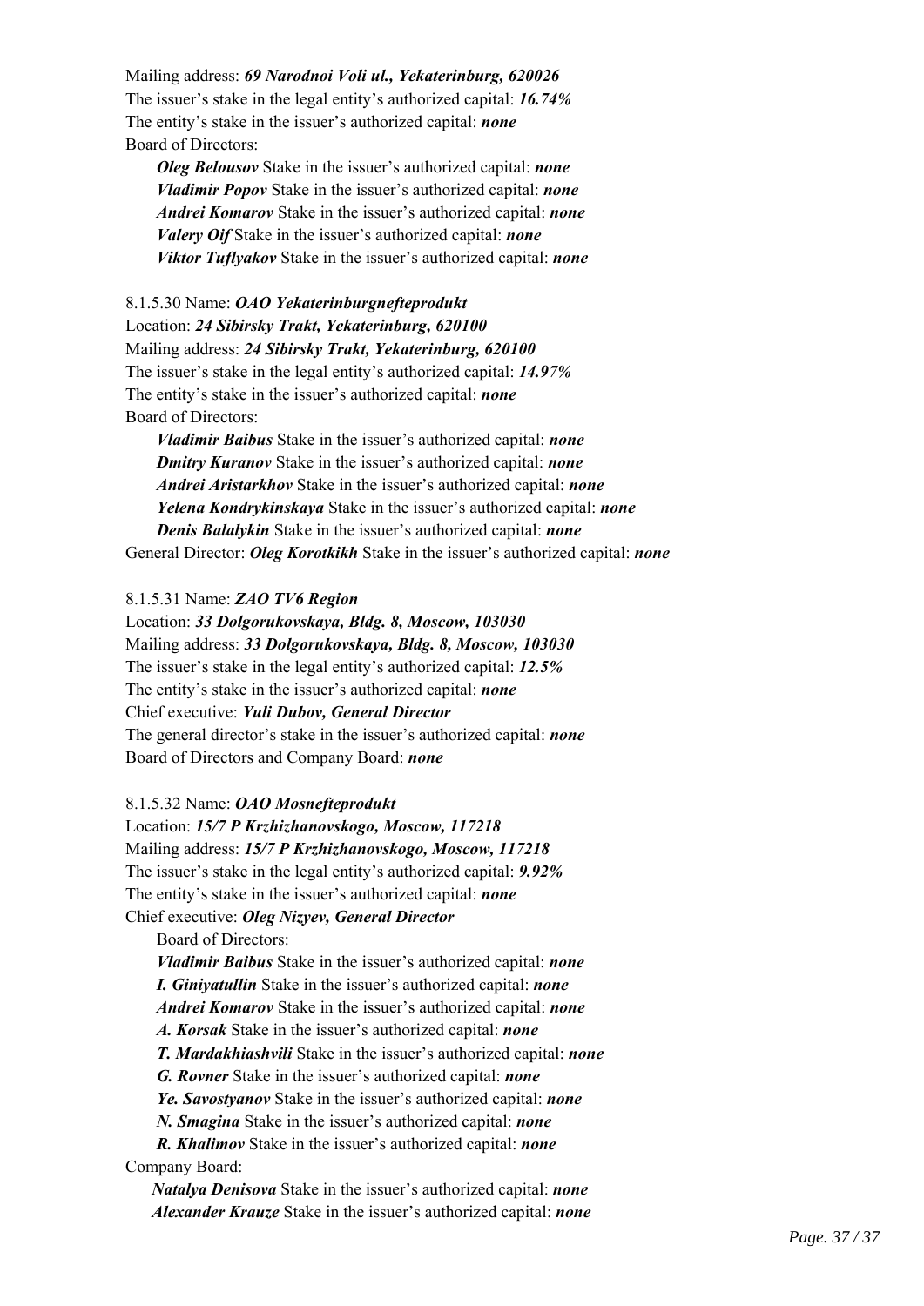Mailing address: ***69 Narodnoi Voli ul., Yekaterinburg, 620026***
The issuer's stake in the legal entity's authorized capital: ***16.74%***
The entity's stake in the issuer's authorized capital: ***none***
Board of Directors:

***Oleg Belousov*** Stake in the issuer's authorized capital: ***none***
***Vladimir Popov*** Stake in the issuer's authorized capital: ***none***
***Andrei Komarov*** Stake in the issuer's authorized capital: ***none***
***Valery Oif*** Stake in the issuer's authorized capital: ***none***
***Viktor Tuflyakov*** Stake in the issuer's authorized capital: ***none***

8.1.5.30 Name: ***OAO Yekaterinburgnefteprodukt***
Location: ***24 Sibirsky Trakt, Yekaterinburg, 620100***
Mailing address: ***24 Sibirsky Trakt, Yekaterinburg, 620100***
The issuer's stake in the legal entity's authorized capital: ***14.97%***
The entity's stake in the issuer's authorized capital: ***none***
Board of Directors:

***Vladimir Baibus*** Stake in the issuer's authorized capital: ***none***
***Dmitry Kuranov*** Stake in the issuer's authorized capital: ***none***
***Andrei Aristarkhov*** Stake in the issuer's authorized capital: ***none***
***Yelena Kondrykinskaya*** Stake in the issuer's authorized capital: ***none***
***Denis Balalykin*** Stake in the issuer's authorized capital: ***none***

General Director: ***Oleg Korotkikh*** Stake in the issuer's authorized capital: ***none***

8.1.5.31 Name: ***ZAO TV6 Region***
Location: ***33 Dolgorukovskaya, Bldg. 8, Moscow, 103030***
Mailing address: ***33 Dolgorukovskaya, Bldg. 8, Moscow, 103030***
The issuer's stake in the legal entity's authorized capital: ***12.5%***
The entity's stake in the issuer's authorized capital: ***none***
Chief executive: ***Yuli Dubov, General Director***
The general director's stake in the issuer's authorized capital: ***none***
Board of Directors and Company Board: ***none***

8.1.5.32 Name: ***OAO Mosnefteprodukt***
Location: ***15/7 P Krzhizhanovskogo, Moscow, 117218***
Mailing address: ***15/7 P Krzhizhanovskogo, Moscow, 117218***
The issuer's stake in the legal entity's authorized capital: ***9.92%***
The entity's stake in the issuer's authorized capital: ***none***
Chief executive: ***Oleg Nizyev, General Director***

Board of Directors:
***Vladimir Baibus*** Stake in the issuer's authorized capital: ***none***
***I. Giniyatullin*** Stake in the issuer's authorized capital: ***none***
***Andrei Komarov*** Stake in the issuer's authorized capital: ***none***
***A. Korsak*** Stake in the issuer's authorized capital: ***none***
***T. Mardakhiashvili*** Stake in the issuer's authorized capital: ***none***
***G. Rovner*** Stake in the issuer's authorized capital: ***none***
***Ye. Savostyanov*** Stake in the issuer's authorized capital: ***none***
***N. Smagina*** Stake in the issuer's authorized capital: ***none***
***R. Khalimov*** Stake in the issuer's authorized capital: ***none***

Company Board:

***Natalya Denisova*** Stake in the issuer's authorized capital: ***none***
***Alexander Krauze*** Stake in the issuer's authorized capital: ***none***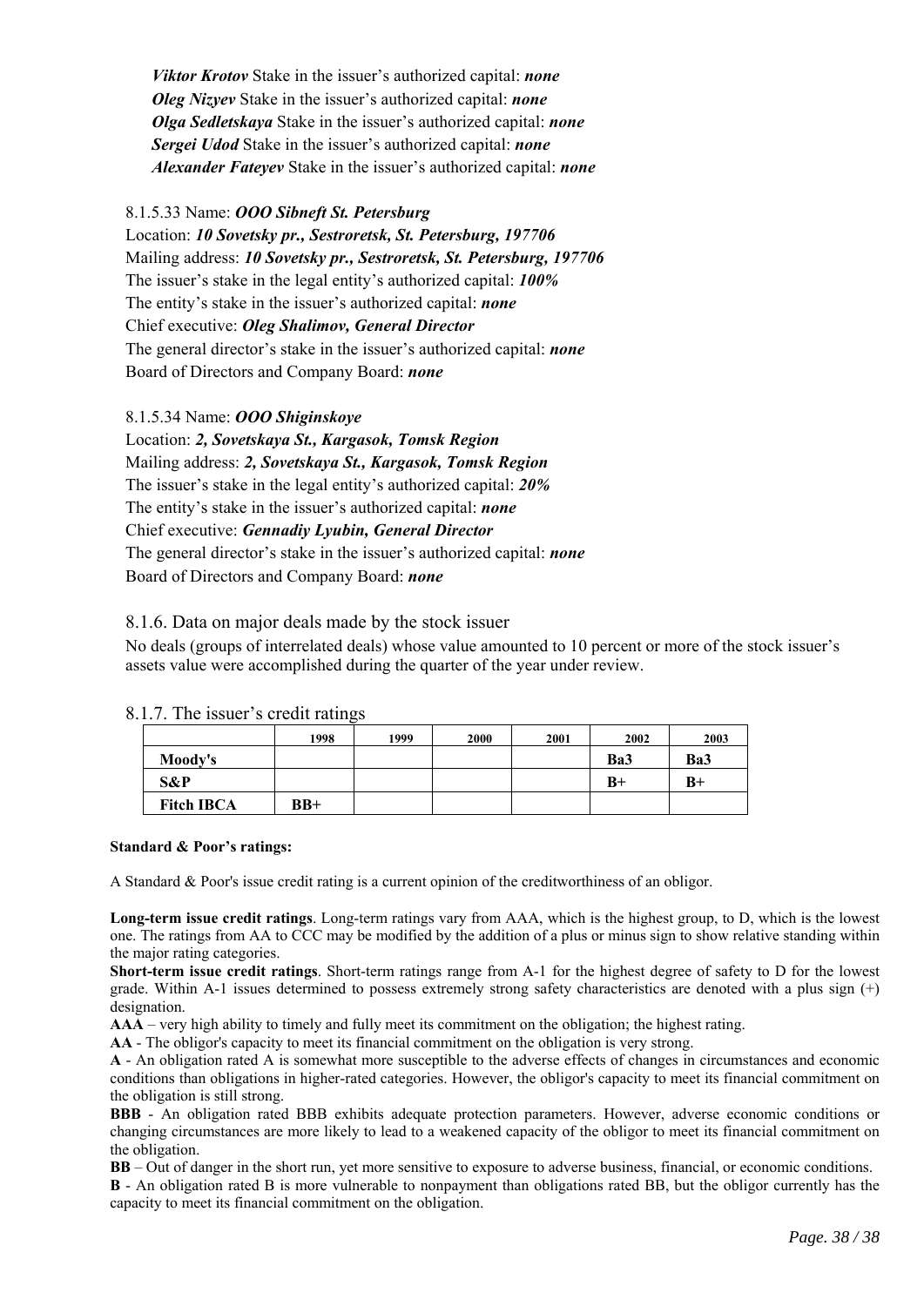*Viktor Krotov* Stake in the issuer's authorized capital: ***none***
*Oleg Nizyev* Stake in the issuer's authorized capital: ***none***
*Olga Sedletskaya* Stake in the issuer's authorized capital: ***none***
*Sergei Udod* Stake in the issuer's authorized capital: ***none***
*Alexander Fateyev* Stake in the issuer's authorized capital: ***none***

8.1.5.33 Name: ***OOO Sibneft St. Petersburg***
Location: ***10 Sovetsky pr., Sestroretsk, St. Petersburg, 197706***
Mailing address: ***10 Sovetsky pr., Sestroretsk, St. Petersburg, 197706***
The issuer's stake in the legal entity's authorized capital: ***100%***
The entity's stake in the issuer's authorized capital: ***none***
Chief executive: ***Oleg Shalimov, General Director***
The general director's stake in the issuer's authorized capital: ***none***
Board of Directors and Company Board: ***none***

8.1.5.34 Name: ***OOO Shiginskoye***
Location: ***2, Sovetskaya St., Kargasok, Tomsk Region***
Mailing address: ***2, Sovetskaya St., Kargasok, Tomsk Region***
The issuer's stake in the legal entity's authorized capital: ***20%***
The entity's stake in the issuer's authorized capital: ***none***
Chief executive: ***Gennadiy Lyubin, General Director***
The general director's stake in the issuer's authorized capital: ***none***
Board of Directors and Company Board: ***none***

### 8.1.6. Data on major deals made by the stock issuer

No deals (groups of interrelated deals) whose value amounted to 10 percent or more of the stock issuer's assets value were accomplished during the quarter of the year under review.

### 8.1.7. The issuer's credit ratings

| | 1998 | 1999 | 2000 | 2001 | 2002 | 2003 |
|---|---|---|---|---|---|---|
| **Moody's** | | | | | **Ba3** | **Ba3** |
| **S&P** | | | | | **B+** | **B+** |
| **Fitch IBCA** | **BB+** | | | | | |

**Standard & Poor's ratings:**

A Standard & Poor's issue credit rating is a current opinion of the creditworthiness of an obligor.

**Long-term issue credit ratings**. Long-term ratings vary from AAA, which is the highest group, to D, which is the lowest one. The ratings from AA to CCC may be modified by the addition of a plus or minus sign to show relative standing within the major rating categories.

**Short-term issue credit ratings**. Short-term ratings range from A-1 for the highest degree of safety to D for the lowest grade. Within A-1 issues determined to possess extremely strong safety characteristics are denoted with a plus sign (+) designation.

**AAA** – very high ability to timely and fully meet its commitment on the obligation; the highest rating.

**AA** - The obligor's capacity to meet its financial commitment on the obligation is very strong.

**A** - An obligation rated A is somewhat more susceptible to the adverse effects of changes in circumstances and economic conditions than obligations in higher-rated categories. However, the obligor's capacity to meet its financial commitment on the obligation is still strong.

**BBB** - An obligation rated BBB exhibits adequate protection parameters. However, adverse economic conditions or changing circumstances are more likely to lead to a weakened capacity of the obligor to meet its financial commitment on the obligation.

**BB** – Out of danger in the short run, yet more sensitive to exposure to adverse business, financial, or economic conditions.

**B** - An obligation rated B is more vulnerable to nonpayment than obligations rated BB, but the obligor currently has the capacity to meet its financial commitment on the obligation.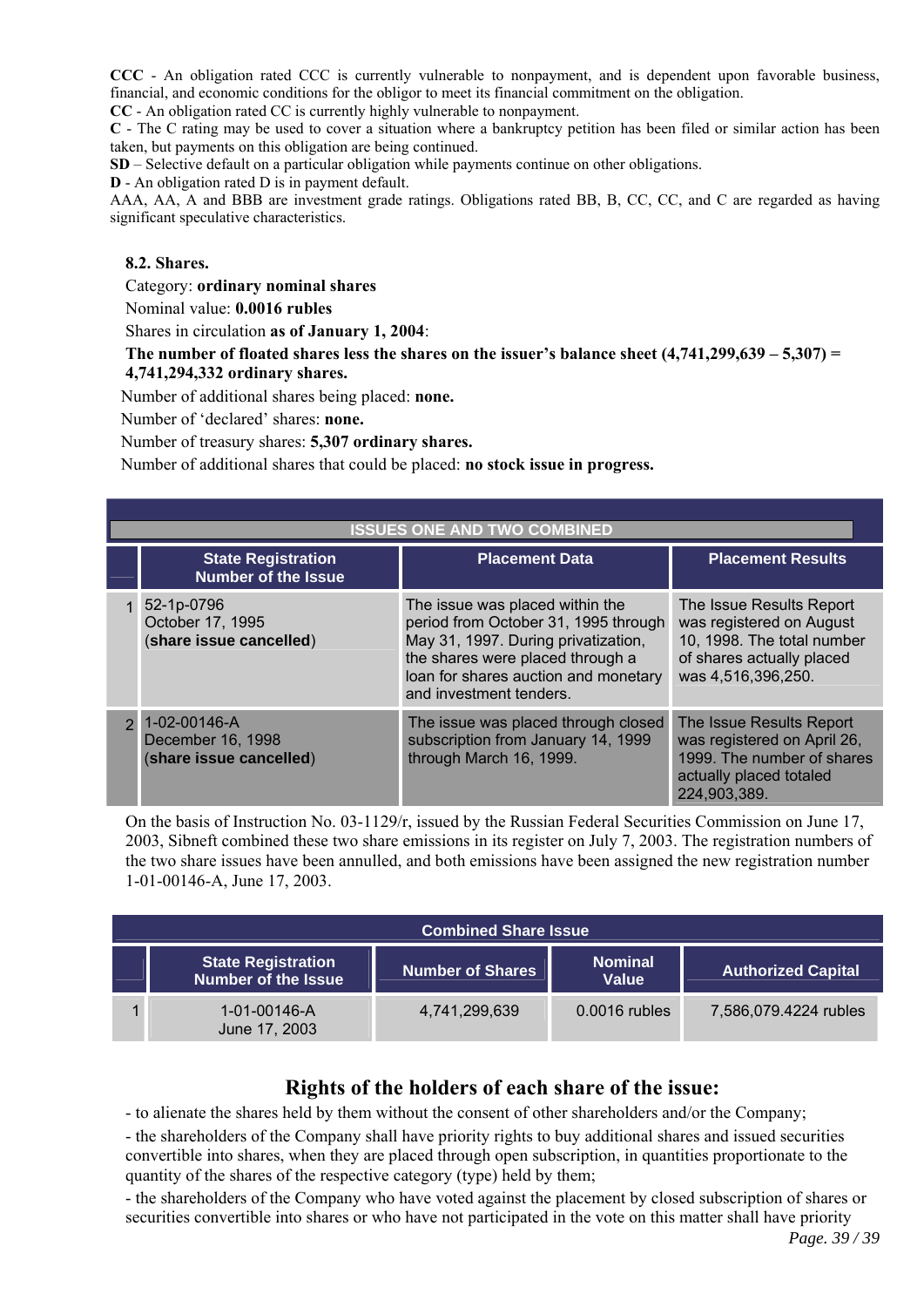**CCC** - An obligation rated CCC is currently vulnerable to nonpayment, and is dependent upon favorable business, financial, and economic conditions for the obligor to meet its financial commitment on the obligation.

**CC** - An obligation rated CC is currently highly vulnerable to nonpayment.

**C** - The C rating may be used to cover a situation where a bankruptcy petition has been filed or similar action has been taken, but payments on this obligation are being continued.

**SD** – Selective default on a particular obligation while payments continue on other obligations.

**D** - An obligation rated D is in payment default.

AAA, AA, A and BBB are investment grade ratings. Obligations rated BB, B, CC, CC, and C are regarded as having significant speculative characteristics.

### 8.2. Shares.

Category: **ordinary nominal shares**

Nominal value: **0.0016 rubles**

Shares in circulation **as of January 1, 2004**:

**The number of floated shares less the shares on the issuer's balance sheet (4,741,299,639 – 5,307) = 4,741,294,332 ordinary shares.**

Number of additional shares being placed: **none.**

Number of 'declared' shares: **none.**

Number of treasury shares: **5,307 ordinary shares.**

Number of additional shares that could be placed: **no stock issue in progress.**

| ISSUES ONE AND TWO COMBINED | | | |
|---|---|---|---|
| | **State Registration Number of the Issue** | **Placement Data** | **Placement Results** |
| 1 | 52-1p-0796<br>October 17, 1995<br>(**share issue cancelled**) | The issue was placed within the period from October 31, 1995 through May 31, 1997. During privatization, the shares were placed through a loan for shares auction and monetary and investment tenders. | The Issue Results Report was registered on August 10, 1998. The total number of shares actually placed was 4,516,396,250. |
| 2 | 1-02-00146-A<br>December 16, 1998<br>(**share issue cancelled**) | The issue was placed through closed subscription from January 14, 1999 through March 16, 1999. | The Issue Results Report was registered on April 26, 1999. The number of shares actually placed totaled 224,903,389. |

On the basis of Instruction No. 03-1129/r, issued by the Russian Federal Securities Commission on June 17, 2003, Sibneft combined these two share emissions in its register on July 7, 2003. The registration numbers of the two share issues have been annulled, and both emissions have been assigned the new registration number 1-01-00146-A, June 17, 2003.

| Combined Share Issue | | | | |
|---|---|---|---|---|
| | **State Registration Number of the Issue** | **Number of Shares** | **Nominal Value** | **Authorized Capital** |
| 1 | 1-01-00146-A<br>June 17, 2003 | 4,741,299,639 | 0.0016 rubles | 7,586,079.4224 rubles |

## Rights of the holders of each share of the issue:

- to alienate the shares held by them without the consent of other shareholders and/or the Company;
- the shareholders of the Company shall have priority rights to buy additional shares and issued securities convertible into shares, when they are placed through open subscription, in quantities proportionate to the quantity of the shares of the respective category (type) held by them;
- the shareholders of the Company who have voted against the placement by closed subscription of shares or securities convertible into shares or who have not participated in the vote on this matter shall have priority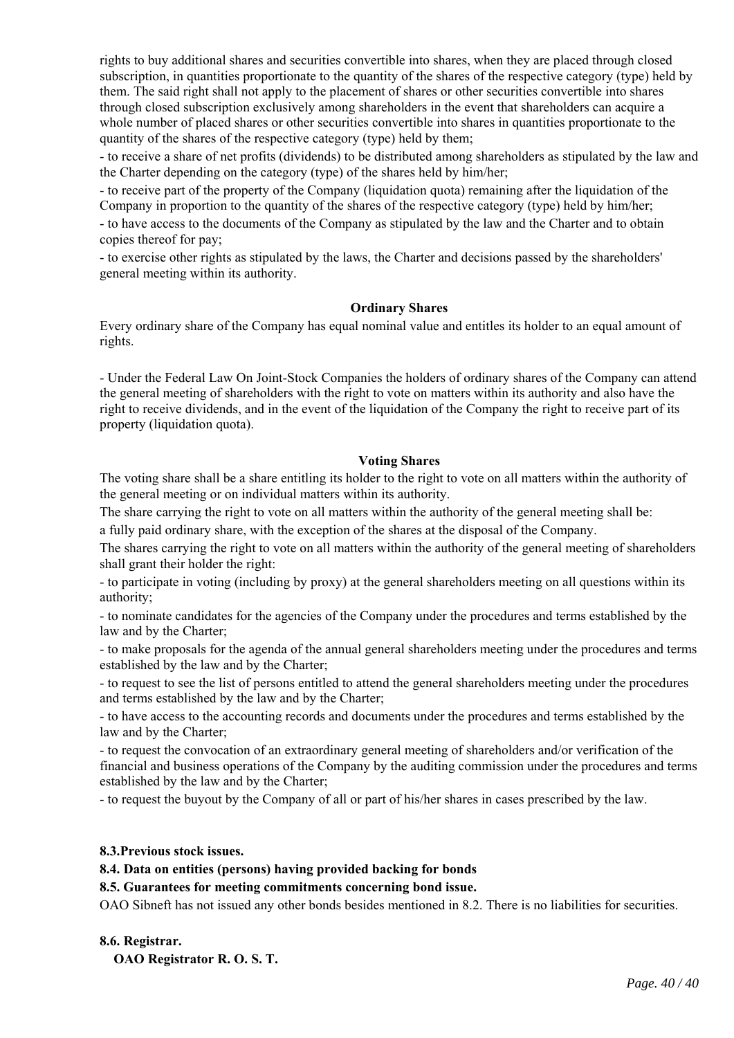rights to buy additional shares and securities convertible into shares, when they are placed through closed subscription, in quantities proportionate to the quantity of the shares of the respective category (type) held by them. The said right shall not apply to the placement of shares or other securities convertible into shares through closed subscription exclusively among shareholders in the event that shareholders can acquire a whole number of placed shares or other securities convertible into shares in quantities proportionate to the quantity of the shares of the respective category (type) held by them;

- to receive a share of net profits (dividends) to be distributed among shareholders as stipulated by the law and the Charter depending on the category (type) of the shares held by him/her;
- to receive part of the property of the Company (liquidation quota) remaining after the liquidation of the Company in proportion to the quantity of the shares of the respective category (type) held by him/her;
- to have access to the documents of the Company as stipulated by the law and the Charter and to obtain copies thereof for pay;
- to exercise other rights as stipulated by the laws, the Charter and decisions passed by the shareholders' general meeting within its authority.

**Ordinary Shares**

Every ordinary share of the Company has equal nominal value and entitles its holder to an equal amount of rights.

- Under the Federal Law On Joint-Stock Companies the holders of ordinary shares of the Company can attend the general meeting of shareholders with the right to vote on matters within its authority and also have the right to receive dividends, and in the event of the liquidation of the Company the right to receive part of its property (liquidation quota).

**Voting Shares**

The voting share shall be a share entitling its holder to the right to vote on all matters within the authority of the general meeting or on individual matters within its authority.

The share carrying the right to vote on all matters within the authority of the general meeting shall be:

a fully paid ordinary share, with the exception of the shares at the disposal of the Company.

The shares carrying the right to vote on all matters within the authority of the general meeting of shareholders shall grant their holder the right:

- to participate in voting (including by proxy) at the general shareholders meeting on all questions within its authority;
- to nominate candidates for the agencies of the Company under the procedures and terms established by the law and by the Charter;
- to make proposals for the agenda of the annual general shareholders meeting under the procedures and terms established by the law and by the Charter;
- to request to see the list of persons entitled to attend the general shareholders meeting under the procedures and terms established by the law and by the Charter;
- to have access to the accounting records and documents under the procedures and terms established by the law and by the Charter;
- to request the convocation of an extraordinary general meeting of shareholders and/or verification of the financial and business operations of the Company by the auditing commission under the procedures and terms established by the law and by the Charter;
- to request the buyout by the Company of all or part of his/her shares in cases prescribed by the law.

**8.3.Previous stock issues.**

**8.4. Data on entities (persons) having provided backing for bonds**

**8.5. Guarantees for meeting commitments concerning bond issue.**

OAO Sibneft has not issued any other bonds besides mentioned in 8.2. There is no liabilities for securities.

**8.6. Registrar.**

**OAO Registrator R. O. S. T.**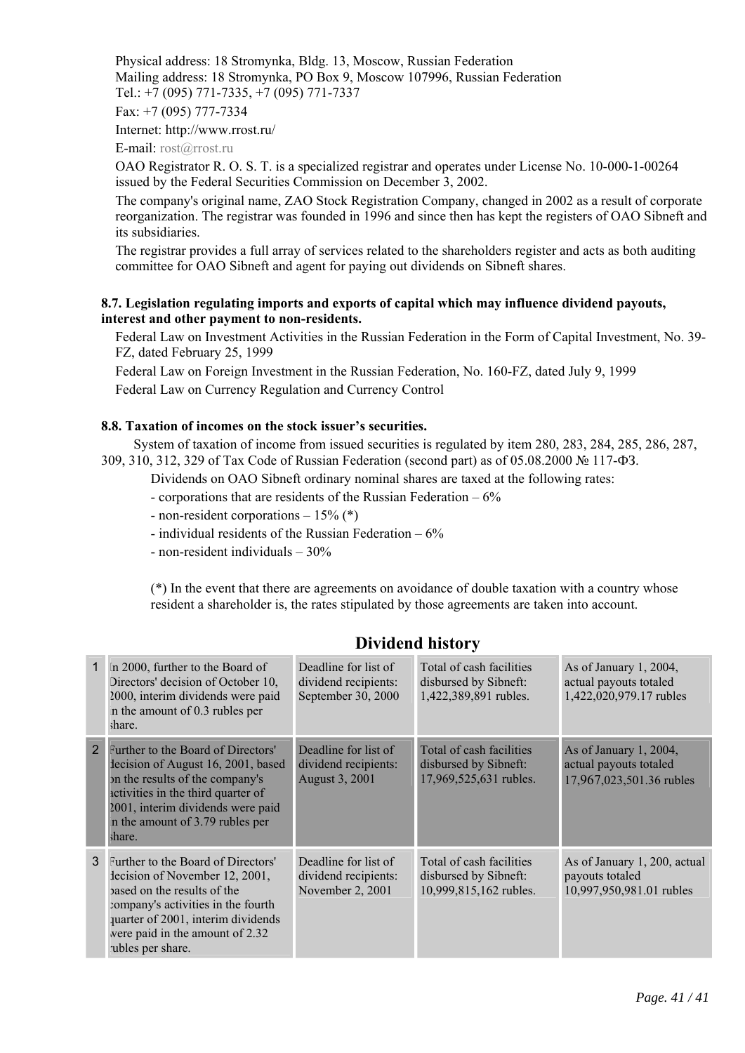Physical address: 18 Stromynka, Bldg. 13, Moscow, Russian Federation
Mailing address: 18 Stromynka, PO Box 9, Moscow 107996, Russian Federation
Tel.: +7 (095) 771-7335, +7 (095) 771-7337

Fax: +7 (095) 777-7334

Internet: http://www.rrost.ru/

E-mail: rost@rrost.ru

OAO Registrator R. O. S. T. is a specialized registrar and operates under License No. 10-000-1-00264 issued by the Federal Securities Commission on December 3, 2002.

The company's original name, ZAO Stock Registration Company, changed in 2002 as a result of corporate reorganization. The registrar was founded in 1996 and since then has kept the registers of OAO Sibneft and its subsidiaries.

The registrar provides a full array of services related to the shareholders register and acts as both auditing committee for OAO Sibneft and agent for paying out dividends on Sibneft shares.

#### 8.7. Legislation regulating imports and exports of capital which may influence dividend payouts, interest and other payment to non-residents.

Federal Law on Investment Activities in the Russian Federation in the Form of Capital Investment, No. 39-FZ, dated February 25, 1999

Federal Law on Foreign Investment in the Russian Federation, No. 160-FZ, dated July 9, 1999

Federal Law on Currency Regulation and Currency Control

#### 8.8. Taxation of incomes on the stock issuer's securities.

System of taxation of income from issued securities is regulated by item 280, 283, 284, 285, 286, 287, 309, 310, 312, 329 of Tax Code of Russian Federation (second part) as of 05.08.2000 № 117-ФЗ.

Dividends on OAO Sibneft ordinary nominal shares are taxed at the following rates:

- corporations that are residents of the Russian Federation – 6%
- non-resident corporations – 15% (*)
- individual residents of the Russian Federation – 6%
- non-resident individuals – 30%

(*) In the event that there are agreements on avoidance of double taxation with a country whose resident a shareholder is, the rates stipulated by those agreements are taken into account.

## Dividend history

| | | | | |
|---|---|---|---|---|
| 1 | In 2000, further to the Board of Directors' decision of October 10, 2000, interim dividends were paid in the amount of 0.3 rubles per share. | Deadline for list of dividend recipients: September 30, 2000 | Total of cash facilities disbursed by Sibneft: 1,422,389,891 rubles. | As of January 1, 2004, actual payouts totaled 1,422,020,979.17 rubles |
| 2 | Further to the Board of Directors' decision of August 16, 2001, based on the results of the company's activities in the third quarter of 2001, interim dividends were paid in the amount of 3.79 rubles per share. | Deadline for list of dividend recipients: August 3, 2001 | Total of cash facilities disbursed by Sibneft: 17,969,525,631 rubles. | As of January 1, 2004, actual payouts totaled 17,967,023,501.36 rubles |
| 3 | Further to the Board of Directors' decision of November 12, 2001, based on the results of the company's activities in the fourth quarter of 2001, interim dividends were paid in the amount of 2.32 rubles per share. | Deadline for list of dividend recipients: November 2, 2001 | Total of cash facilities disbursed by Sibneft: 10,999,815,162 rubles. | As of January 1, 200, actual payouts totaled 10,997,950,981.01 rubles |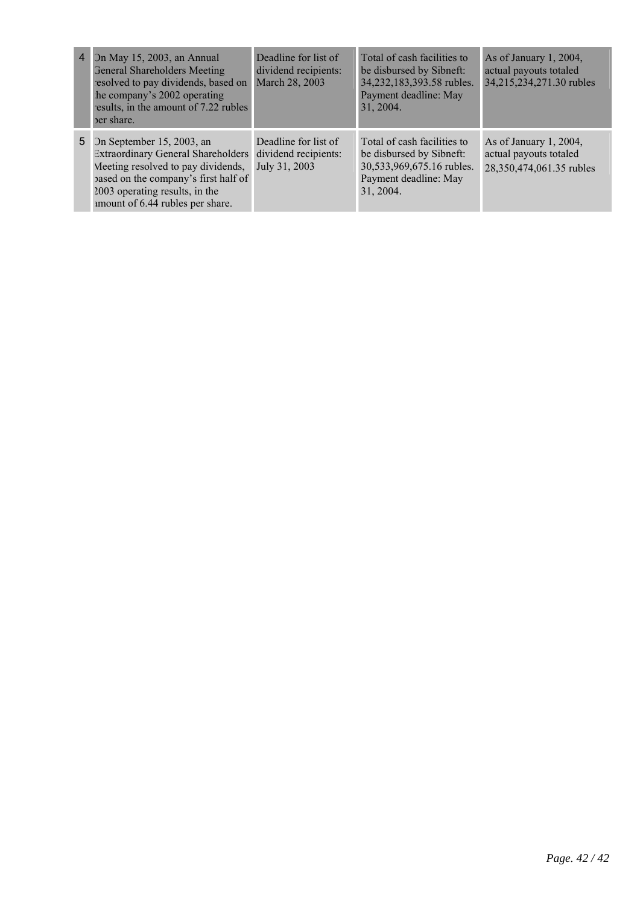| | | | | |
|---|---|---|---|---|
| 4 | On May 15, 2003, an Annual General Shareholders Meeting resolved to pay dividends, based on the company's 2002 operating results, in the amount of 7.22 rubles per share. | Deadline for list of dividend recipients: March 28, 2003 | Total of cash facilities to be disbursed by Sibneft: 34,232,183,393.58 rubles. Payment deadline: May 31, 2004. | As of January 1, 2004, actual payouts totaled 34,215,234,271.30 rubles |
| 5 | On September 15, 2003, an Extraordinary General Shareholders Meeting resolved to pay dividends, based on the company's first half of 2003 operating results, in the amount of 6.44 rubles per share. | Deadline for list of dividend recipients: July 31, 2003 | Total of cash facilities to be disbursed by Sibneft: 30,533,969,675.16 rubles. Payment deadline: May 31, 2004. | As of January 1, 2004, actual payouts totaled 28,350,474,061.35 rubles |